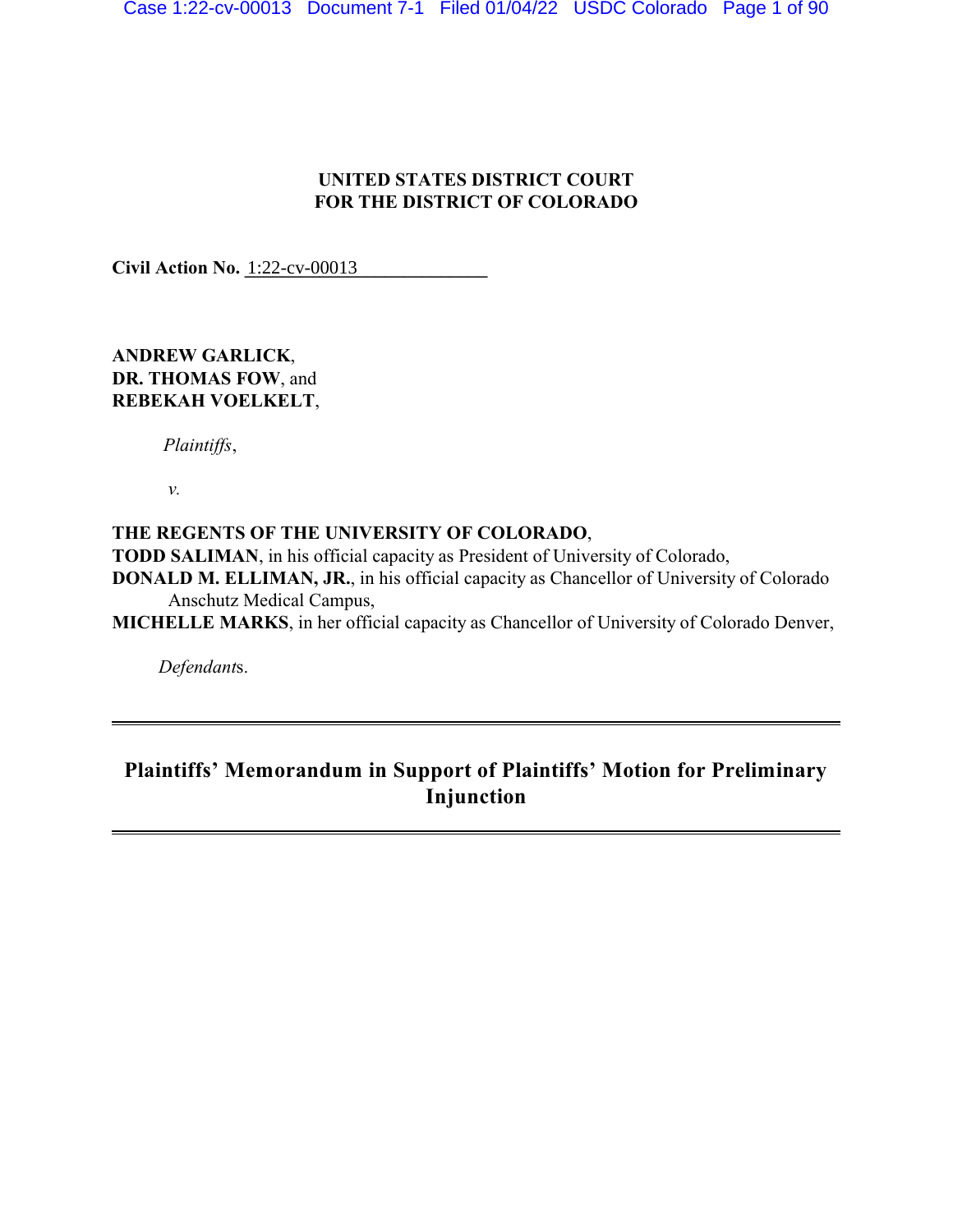**UNITED STATES DISTRICT COURT**
**FOR THE DISTRICT OF COLORADO**

**Civil Action No.** 1:22-cv-00013

**ANDREW GARLICK**,
**DR. THOMAS FOW**, and
**REBEKAH VOELKELT**,

*Plaintiffs*,

*v.*

**THE REGENTS OF THE UNIVERSITY OF COLORADO**,
**TODD SALIMAN**, in his official capacity as President of University of Colorado,
**DONALD M. ELLIMAN, JR.**, in his official capacity as Chancellor of University of Colorado Anschutz Medical Campus,
**MICHELLE MARKS**, in her official capacity as Chancellor of University of Colorado Denver,

*Defendants*.

---

# Plaintiffs' Memorandum in Support of Plaintiffs' Motion for Preliminary Injunction

---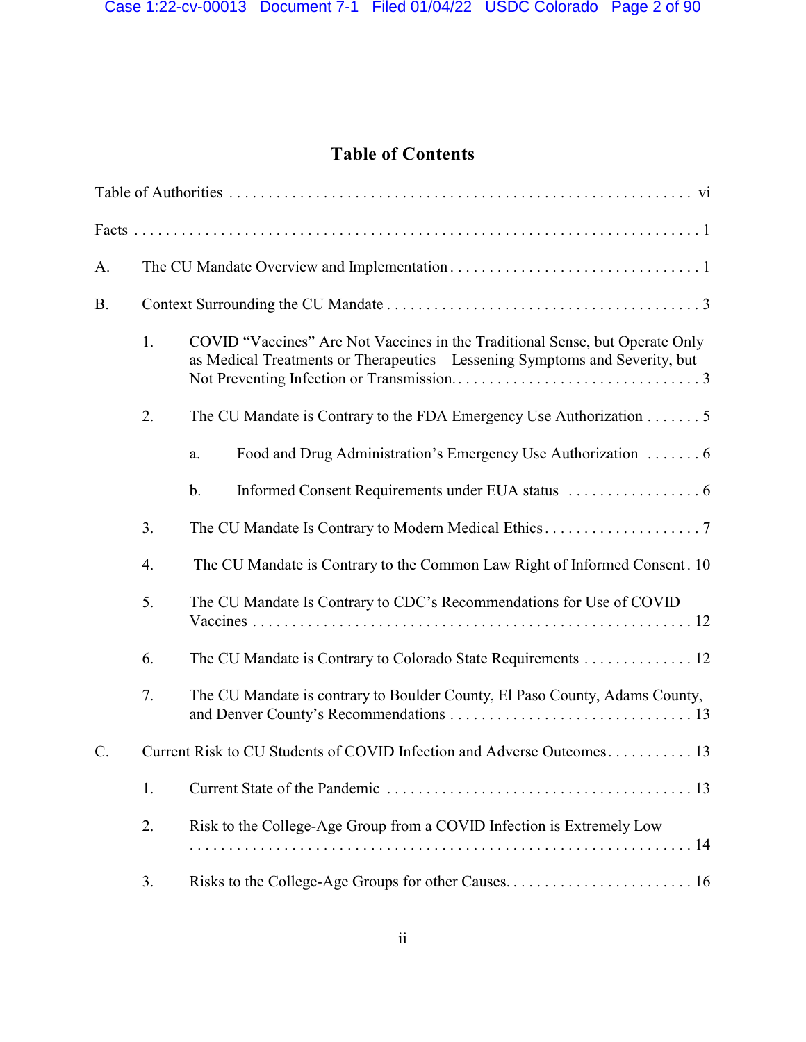# Table of Contents

Table of Authorities . . . . . . . . . . . . . . . . . . . . . . . . . . . . . . . . . . . . . . . . . . . . . . . . . . . . . . . . . . . vi

Facts . . . . . . . . . . . . . . . . . . . . . . . . . . . . . . . . . . . . . . . . . . . . . . . . . . . . . . . . . . . . . . . . . . . . 1

A. The CU Mandate Overview and Implementation . . . . . . . . . . . . . . . . . . . . . . . . . . . . . . . 1

B. Context Surrounding the CU Mandate . . . . . . . . . . . . . . . . . . . . . . . . . . . . . . . . . . . . . . . 3

1. COVID "Vaccines" Are Not Vaccines in the Traditional Sense, but Operate Only as Medical Treatments or Therapeutics—Lessening Symptoms and Severity, but Not Preventing Infection or Transmission. . . . . . . . . . . . . . . . . . . . . . . . . . . . . . . . 3

2. The CU Mandate is Contrary to the FDA Emergency Use Authorization . . . . . . . 5

a. Food and Drug Administration's Emergency Use Authorization . . . . . . . 6

b. Informed Consent Requirements under EUA status . . . . . . . . . . . . . . . . . 6

3. The CU Mandate Is Contrary to Modern Medical Ethics . . . . . . . . . . . . . . . . . . . . 7

4. The CU Mandate is Contrary to the Common Law Right of Informed Consent . 10

5. The CU Mandate Is Contrary to CDC's Recommendations for Use of COVID Vaccines . . . . . . . . . . . . . . . . . . . . . . . . . . . . . . . . . . . . . . . . . . . . . . . . . . . . . . . . 12

6. The CU Mandate is Contrary to Colorado State Requirements . . . . . . . . . . . . . . 12

7. The CU Mandate is contrary to Boulder County, El Paso County, Adams County, and Denver County's Recommendations . . . . . . . . . . . . . . . . . . . . . . . . . . . . . . . 13

C. Current Risk to CU Students of COVID Infection and Adverse Outcomes . . . . . . . . . . . 13

1. Current State of the Pandemic . . . . . . . . . . . . . . . . . . . . . . . . . . . . . . . . . . . . . . . 13

2. Risk to the College-Age Group from a COVID Infection is Extremely Low . . . . . . . . . . . . . . . . . . . . . . . . . . . . . . . . . . . . . . . . . . . . . . . . . . . . . . . . . . . . . 14

3. Risks to the College-Age Groups for other Causes. . . . . . . . . . . . . . . . . . . . . . . . 16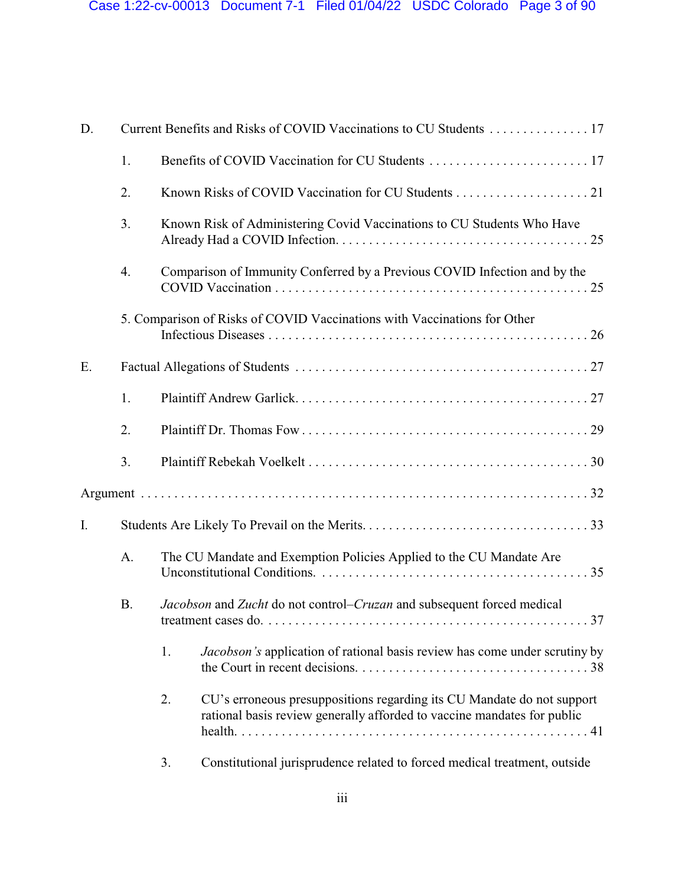D. Current Benefits and Risks of COVID Vaccinations to CU Students . . . . . . . . . . . . . . . 17

1. Benefits of COVID Vaccination for CU Students . . . . . . . . . . . . . . . . . . . . . . . . 17

2. Known Risks of COVID Vaccination for CU Students . . . . . . . . . . . . . . . . . . . . 21

3. Known Risk of Administering Covid Vaccinations to CU Students Who Have Already Had a COVID Infection. . . . . . . . . . . . . . . . . . . . . . . . . . . . . . . . . . . . . . 25

4. Comparison of Immunity Conferred by a Previous COVID Infection and by the COVID Vaccination . . . . . . . . . . . . . . . . . . . . . . . . . . . . . . . . . . . . . . . . . . . . . . 25

5. Comparison of Risks of COVID Vaccinations with Vaccinations for Other Infectious Diseases . . . . . . . . . . . . . . . . . . . . . . . . . . . . . . . . . . . . . . . . . . . . . . 26

E. Factual Allegations of Students . . . . . . . . . . . . . . . . . . . . . . . . . . . . . . . . . . . . . . . . . . 27

1. Plaintiff Andrew Garlick. . . . . . . . . . . . . . . . . . . . . . . . . . . . . . . . . . . . . . . . . . . 27

2. Plaintiff Dr. Thomas Fow . . . . . . . . . . . . . . . . . . . . . . . . . . . . . . . . . . . . . . . . . . 29

3. Plaintiff Rebekah Voelkelt . . . . . . . . . . . . . . . . . . . . . . . . . . . . . . . . . . . . . . . . . . 30

Argument . . . . . . . . . . . . . . . . . . . . . . . . . . . . . . . . . . . . . . . . . . . . . . . . . . . . . . . . . . . . . . . . . 32

I. Students Are Likely To Prevail on the Merits. . . . . . . . . . . . . . . . . . . . . . . . . . . . . . . . . . 33

A. The CU Mandate and Exemption Policies Applied to the CU Mandate Are Unconstitutional Conditions. . . . . . . . . . . . . . . . . . . . . . . . . . . . . . . . . . . . . . . . 35

B. *Jacobson* and *Zucht* do not control–*Cruzan* and subsequent forced medical treatment cases do. . . . . . . . . . . . . . . . . . . . . . . . . . . . . . . . . . . . . . . . . . . . . . . . 37

1. *Jacobson's* application of rational basis review has come under scrutiny by the Court in recent decisions. . . . . . . . . . . . . . . . . . . . . . . . . . . . . . . . . . . 38

2. CU's erroneous presuppositions regarding its CU Mandate do not support rational basis review generally afforded to vaccine mandates for public health. . . . . . . . . . . . . . . . . . . . . . . . . . . . . . . . . . . . . . . . . . . . . . . . . . . . . . . . 41

3. Constitutional jurisprudence related to forced medical treatment, outside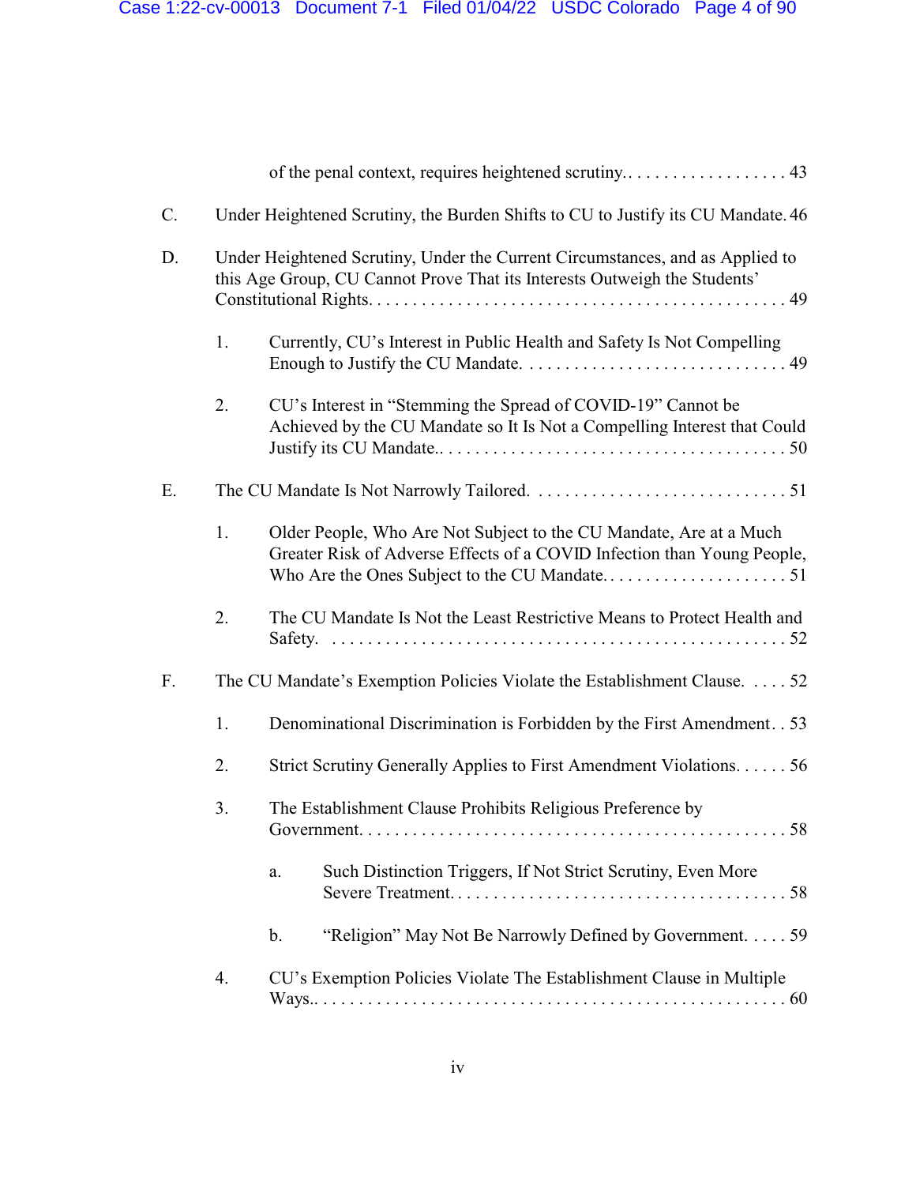of the penal context, requires heightened scrutiny. . . . . . . . . . . . . . . . . . . 43

C. Under Heightened Scrutiny, the Burden Shifts to CU to Justify its CU Mandate. 46

D. Under Heightened Scrutiny, Under the Current Circumstances, and as Applied to this Age Group, CU Cannot Prove That its Interests Outweigh the Students' Constitutional Rights. . . . . . . . . . . . . . . . . . . . . . . . . . . . . . . . . . . . . . . . . . . . . 49

1. Currently, CU's Interest in Public Health and Safety Is Not Compelling Enough to Justify the CU Mandate. . . . . . . . . . . . . . . . . . . . . . . . . . . . . . 49

2. CU's Interest in "Stemming the Spread of COVID-19" Cannot be Achieved by the CU Mandate so It Is Not a Compelling Interest that Could Justify its CU Mandate.. . . . . . . . . . . . . . . . . . . . . . . . . . . . . . . . . . . . . . . 50

E. The CU Mandate Is Not Narrowly Tailored. . . . . . . . . . . . . . . . . . . . . . . . . . . . . 51

1. Older People, Who Are Not Subject to the CU Mandate, Are at a Much Greater Risk of Adverse Effects of a COVID Infection than Young People, Who Are the Ones Subject to the CU Mandate.. . . . . . . . . . . . . . . . . . . . . 51

2. The CU Mandate Is Not the Least Restrictive Means to Protect Health and Safety. . . . . . . . . . . . . . . . . . . . . . . . . . . . . . . . . . . . . . . . . . . . . . . . . . . 52

F. The CU Mandate's Exemption Policies Violate the Establishment Clause. . . . . 52

1. Denominational Discrimination is Forbidden by the First Amendment . . 53

2. Strict Scrutiny Generally Applies to First Amendment Violations. . . . . . 56

3. The Establishment Clause Prohibits Religious Preference by Government. . . . . . . . . . . . . . . . . . . . . . . . . . . . . . . . . . . . . . . . . . . . . . . . . 58

a. Such Distinction Triggers, If Not Strict Scrutiny, Even More Severe Treatment. . . . . . . . . . . . . . . . . . . . . . . . . . . . . . . . . . . . . . . 58

b. "Religion" May Not Be Narrowly Defined by Government. . . . . 59

4. CU's Exemption Policies Violate The Establishment Clause in Multiple Ways.. . . . . . . . . . . . . . . . . . . . . . . . . . . . . . . . . . . . . . . . . . . . . . . . . . . . 60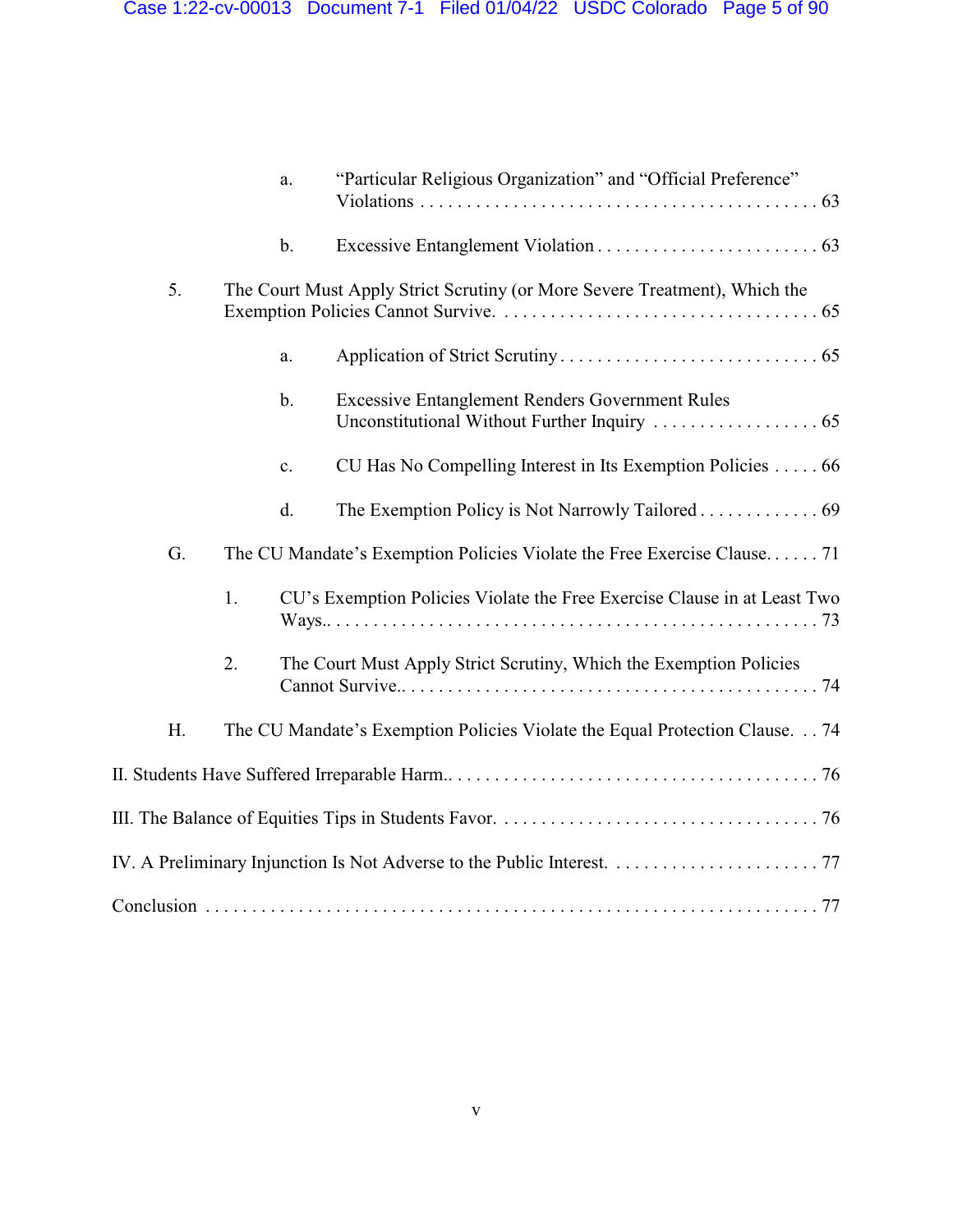a. "Particular Religious Organization" and "Official Preference" Violations . . . . . . . . . . . . . . . . . . . . . . . . . . . . . . . . . . . . . . . . . . . 63

b. Excessive Entanglement Violation . . . . . . . . . . . . . . . . . . . . . . . . 63

5. The Court Must Apply Strict Scrutiny (or More Severe Treatment), Which the Exemption Policies Cannot Survive. . . . . . . . . . . . . . . . . . . . . . . . . . . . . . . . . . . 65

a. Application of Strict Scrutiny . . . . . . . . . . . . . . . . . . . . . . . . . . . . 65

b. Excessive Entanglement Renders Government Rules Unconstitutional Without Further Inquiry . . . . . . . . . . . . . . . . . . 65

c. CU Has No Compelling Interest in Its Exemption Policies . . . . . 66

d. The Exemption Policy is Not Narrowly Tailored . . . . . . . . . . . . . 69

G. The CU Mandate's Exemption Policies Violate the Free Exercise Clause. . . . . . 71

1. CU's Exemption Policies Violate the Free Exercise Clause in at Least Two Ways.. . . . . . . . . . . . . . . . . . . . . . . . . . . . . . . . . . . . . . . . . . . . . . . . . . 73

2. The Court Must Apply Strict Scrutiny, Which the Exemption Policies Cannot Survive.. . . . . . . . . . . . . . . . . . . . . . . . . . . . . . . . . . . . . . . . . . . 74

H. The CU Mandate's Exemption Policies Violate the Equal Protection Clause. . . 74

II. Students Have Suffered Irreparable Harm.. . . . . . . . . . . . . . . . . . . . . . . . . . . . . . . . . . . . . . 76

III. The Balance of Equities Tips in Students Favor. . . . . . . . . . . . . . . . . . . . . . . . . . . . . . . . . . 76

IV. A Preliminary Injunction Is Not Adverse to the Public Interest. . . . . . . . . . . . . . . . . . . . . . . 77

Conclusion . . . . . . . . . . . . . . . . . . . . . . . . . . . . . . . . . . . . . . . . . . . . . . . . . . . . . . . . . . . . . . . 77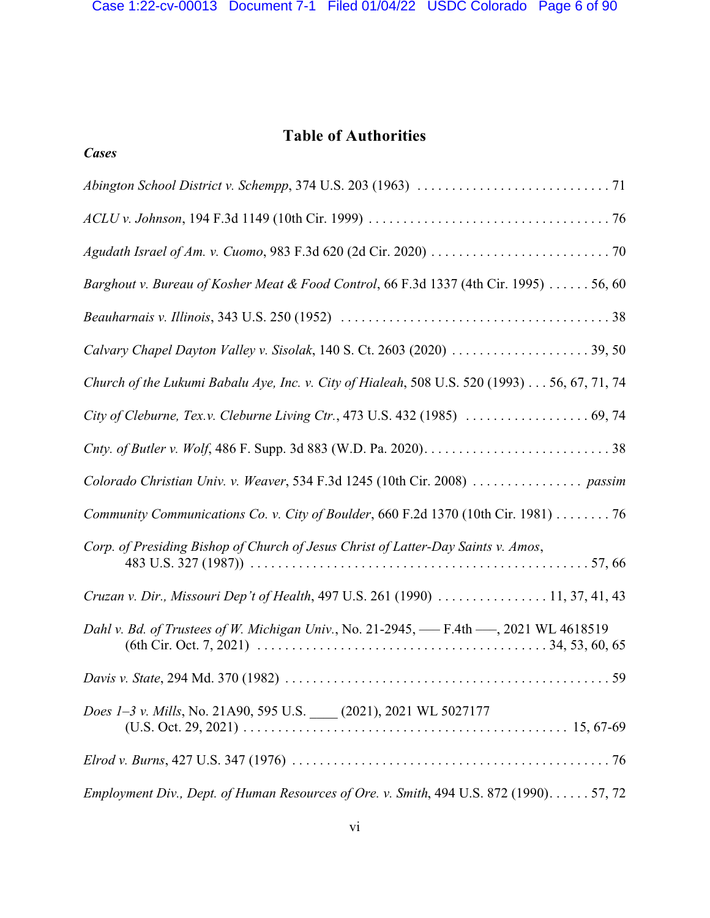# Table of Authorities

***Cases***

*Abington School District v. Schempp*, 374 U.S. 203 (1963) . . . . . . . . . . . . . . . . . . . . . . . . . . . . . 71

*ACLU v. Johnson*, 194 F.3d 1149 (10th Cir. 1999) . . . . . . . . . . . . . . . . . . . . . . . . . . . . . . . . . . . . 76

*Agudath Israel of Am. v. Cuomo*, 983 F.3d 620 (2d Cir. 2020) . . . . . . . . . . . . . . . . . . . . . . . . . . 70

*Barghout v. Bureau of Kosher Meat & Food Control*, 66 F.3d 1337 (4th Cir. 1995) . . . . . . 56, 60

*Beauharnais v. Illinois*, 343 U.S. 250 (1952) . . . . . . . . . . . . . . . . . . . . . . . . . . . . . . . . . . . . . . . 38

*Calvary Chapel Dayton Valley v. Sisolak*, 140 S. Ct. 2603 (2020) . . . . . . . . . . . . . . . . . . . . 39, 50

*Church of the Lukumi Babalu Aye, Inc. v. City of Hialeah*, 508 U.S. 520 (1993) . . . 56, 67, 71, 74

*City of Cleburne, Tex.v. Cleburne Living Ctr.*, 473 U.S. 432 (1985) . . . . . . . . . . . . . . . . . . 69, 74

*Cnty. of Butler v. Wolf*, 486 F. Supp. 3d 883 (W.D. Pa. 2020). . . . . . . . . . . . . . . . . . . . . . . . . . . 38

*Colorado Christian Univ. v. Weaver*, 534 F.3d 1245 (10th Cir. 2008) . . . . . . . . . . . . . . . . *passim*

*Community Communications Co. v. City of Boulder*, 660 F.2d 1370 (10th Cir. 1981) . . . . . . . . 76

*Corp. of Presiding Bishop of Church of Jesus Christ of Latter-Day Saints v. Amos*, 483 U.S. 327 (1987)) . . . . . . . . . . . . . . . . . . . . . . . . . . . . . . . . . . . . . . . . . . . . . . . . . 57, 66

*Cruzan v. Dir., Missouri Dep't of Health*, 497 U.S. 261 (1990) . . . . . . . . . . . . . . . . 11, 37, 41, 43

*Dahl v. Bd. of Trustees of W. Michigan Univ.*, No. 21-2945, ––– F.4th –––, 2021 WL 4618519 (6th Cir. Oct. 7, 2021) . . . . . . . . . . . . . . . . . . . . . . . . . . . . . . . . . . . . . . . . . 34, 53, 60, 65

*Davis v. State*, 294 Md. 370 (1982) . . . . . . . . . . . . . . . . . . . . . . . . . . . . . . . . . . . . . . . . . . . . . . . 59

*Does 1–3 v. Mills*, No. 21A90, 595 U.S. ____ (2021), 2021 WL 5027177 (U.S. Oct. 29, 2021) . . . . . . . . . . . . . . . . . . . . . . . . . . . . . . . . . . . . . . . . . . . . . . . 15, 67-69

*Elrod v. Burns*, 427 U.S. 347 (1976) . . . . . . . . . . . . . . . . . . . . . . . . . . . . . . . . . . . . . . . . . . . . . . 76

*Employment Div., Dept. of Human Resources of Ore. v. Smith*, 494 U.S. 872 (1990). . . . . . 57, 72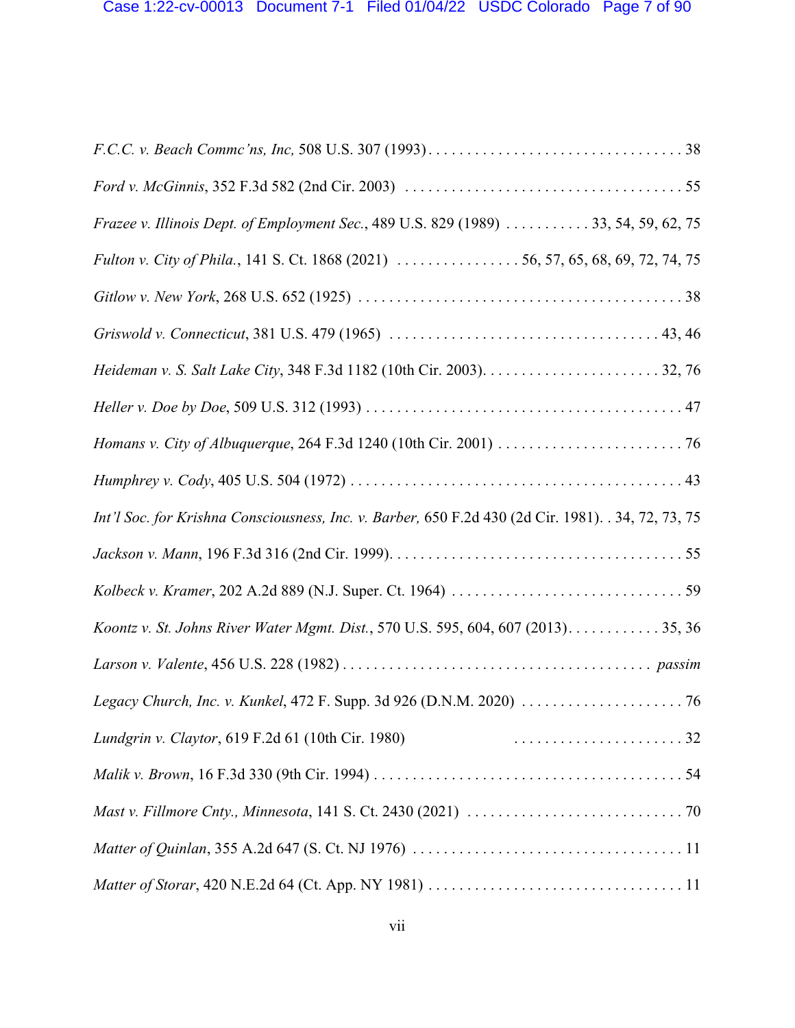*F.C.C. v. Beach Commc'ns, Inc,* 508 U.S. 307 (1993) . . . . . . . . . . . . . . . . . . . . . . . . . . . . . . . . . . 38

*Ford v. McGinnis*, 352 F.3d 582 (2nd Cir. 2003) . . . . . . . . . . . . . . . . . . . . . . . . . . . . . . . . . . . . 55

*Frazee v. Illinois Dept. of Employment Sec.*, 489 U.S. 829 (1989) . . . . . . . . . . . 33, 54, 59, 62, 75

*Fulton v. City of Phila.*, 141 S. Ct. 1868 (2021) . . . . . . . . . . . . . . . . 56, 57, 65, 68, 69, 72, 74, 75

*Gitlow v. New York*, 268 U.S. 652 (1925) . . . . . . . . . . . . . . . . . . . . . . . . . . . . . . . . . . . . . . . . . . 38

*Griswold v. Connecticut*, 381 U.S. 479 (1965) . . . . . . . . . . . . . . . . . . . . . . . . . . . . . . . . . . . 43, 46

*Heideman v. S. Salt Lake City*, 348 F.3d 1182 (10th Cir. 2003). . . . . . . . . . . . . . . . . . . . . . . . 32, 76

*Heller v. Doe by Doe*, 509 U.S. 312 (1993) . . . . . . . . . . . . . . . . . . . . . . . . . . . . . . . . . . . . . . . . . 47

*Homans v. City of Albuquerque*, 264 F.3d 1240 (10th Cir. 2001) . . . . . . . . . . . . . . . . . . . . . . . . . 76

*Humphrey v. Cody*, 405 U.S. 504 (1972) . . . . . . . . . . . . . . . . . . . . . . . . . . . . . . . . . . . . . . . . . . . 43

*Int'l Soc. for Krishna Consciousness, Inc. v. Barber,* 650 F.2d 430 (2d Cir. 1981). . 34, 72, 73, 75

*Jackson v. Mann*, 196 F.3d 316 (2nd Cir. 1999). . . . . . . . . . . . . . . . . . . . . . . . . . . . . . . . . . . . . . 55

*Kolbeck v. Kramer*, 202 A.2d 889 (N.J. Super. Ct. 1964) . . . . . . . . . . . . . . . . . . . . . . . . . . . . . . . 59

*Koontz v. St. Johns River Water Mgmt. Dist.*, 570 U.S. 595, 604, 607 (2013). . . . . . . . . . . . 35, 36

*Larson v. Valente*, 456 U.S. 228 (1982) . . . . . . . . . . . . . . . . . . . . . . . . . . . . . . . . . . . . . . . *passim*

*Legacy Church, Inc. v. Kunkel*, 472 F. Supp. 3d 926 (D.N.M. 2020) . . . . . . . . . . . . . . . . . . . . . . 76

*Lundgrin v. Claytor*, 619 F.2d 61 (10th Cir. 1980) . . . . . . . . . . . . . . . . . . . . . . . 32

*Malik v. Brown*, 16 F.3d 330 (9th Cir. 1994) . . . . . . . . . . . . . . . . . . . . . . . . . . . . . . . . . . . . . . . . 54

*Mast v. Fillmore Cnty., Minnesota*, 141 S. Ct. 2430 (2021) . . . . . . . . . . . . . . . . . . . . . . . . . . . . 70

*Matter of Quinlan*, 355 A.2d 647 (S. Ct. NJ 1976) . . . . . . . . . . . . . . . . . . . . . . . . . . . . . . . . . . . 11

*Matter of Storar*, 420 N.E.2d 64 (Ct. App. NY 1981) . . . . . . . . . . . . . . . . . . . . . . . . . . . . . . . . . 11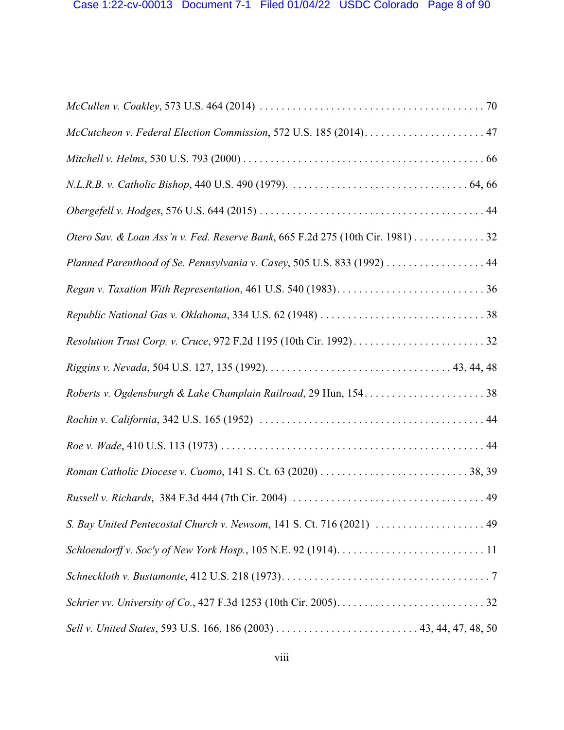*McCullen v. Coakley*, 573 U.S. 464 (2014) . . . . . . . . . . . . . . . . . . . . . . . . . . . . . . . . . . . . . . . . . . 70

*McCutcheon v. Federal Election Commission*, 572 U.S. 185 (2014). . . . . . . . . . . . . . . . . . . . . . . 47

*Mitchell v. Helms*, 530 U.S. 793 (2000) . . . . . . . . . . . . . . . . . . . . . . . . . . . . . . . . . . . . . . . . . . . . 66

*N.L.R.B. v. Catholic Bishop*, 440 U.S. 490 (1979). . . . . . . . . . . . . . . . . . . . . . . . . . . . . . . . . 64, 66

*Obergefell v. Hodges*, 576 U.S. 644 (2015) . . . . . . . . . . . . . . . . . . . . . . . . . . . . . . . . . . . . . . . . . 44

*Otero Sav. & Loan Ass'n v. Fed. Reserve Bank*, 665 F.2d 275 (10th Cir. 1981) . . . . . . . . . . . . . 32

*Planned Parenthood of Se. Pennsylvania v. Casey*, 505 U.S. 833 (1992) . . . . . . . . . . . . . . . . . . 44

*Regan v. Taxation With Representation*, 461 U.S. 540 (1983). . . . . . . . . . . . . . . . . . . . . . . . . . . . 36

*Republic National Gas v. Oklahoma*, 334 U.S. 62 (1948) . . . . . . . . . . . . . . . . . . . . . . . . . . . . . . . 38

*Resolution Trust Corp. v. Cruce*, 972 F.2d 1195 (10th Cir. 1992). . . . . . . . . . . . . . . . . . . . . . . . . . 32

*Riggins v. Nevada*, 504 U.S. 127, 135 (1992). . . . . . . . . . . . . . . . . . . . . . . . . . . . . . . . . . 43, 44, 48

*Roberts v. Ogdensburgh & Lake Champlain Railroad*, 29 Hun, 154. . . . . . . . . . . . . . . . . . . . . . . 38

*Rochin v. California*, 342 U.S. 165 (1952) . . . . . . . . . . . . . . . . . . . . . . . . . . . . . . . . . . . . . . . . . . 44

*Roe v. Wade*, 410 U.S. 113 (1973) . . . . . . . . . . . . . . . . . . . . . . . . . . . . . . . . . . . . . . . . . . . . . . . . 44

*Roman Catholic Diocese v. Cuomo*, 141 S. Ct. 63 (2020) . . . . . . . . . . . . . . . . . . . . . . . . . . . 38, 39

*Russell v. Richards*, 384 F.3d 444 (7th Cir. 2004) . . . . . . . . . . . . . . . . . . . . . . . . . . . . . . . . . . . . 49

*S. Bay United Pentecostal Church v. Newsom*, 141 S. Ct. 716 (2021) . . . . . . . . . . . . . . . . . . . . 49

*Schloendorff v. Soc'y of New York Hosp.*, 105 N.E. 92 (1914). . . . . . . . . . . . . . . . . . . . . . . . . . . 11

*Schneckloth v. Bustamonte*, 412 U.S. 218 (1973). . . . . . . . . . . . . . . . . . . . . . . . . . . . . . . . . . . . . . 7

*Schrier vv. University of Co.*, 427 F.3d 1253 (10th Cir. 2005). . . . . . . . . . . . . . . . . . . . . . . . . . . 32

*Sell v. United States*, 593 U.S. 166, 186 (2003) . . . . . . . . . . . . . . . . . . . . . . . . . . 43, 44, 47, 48, 50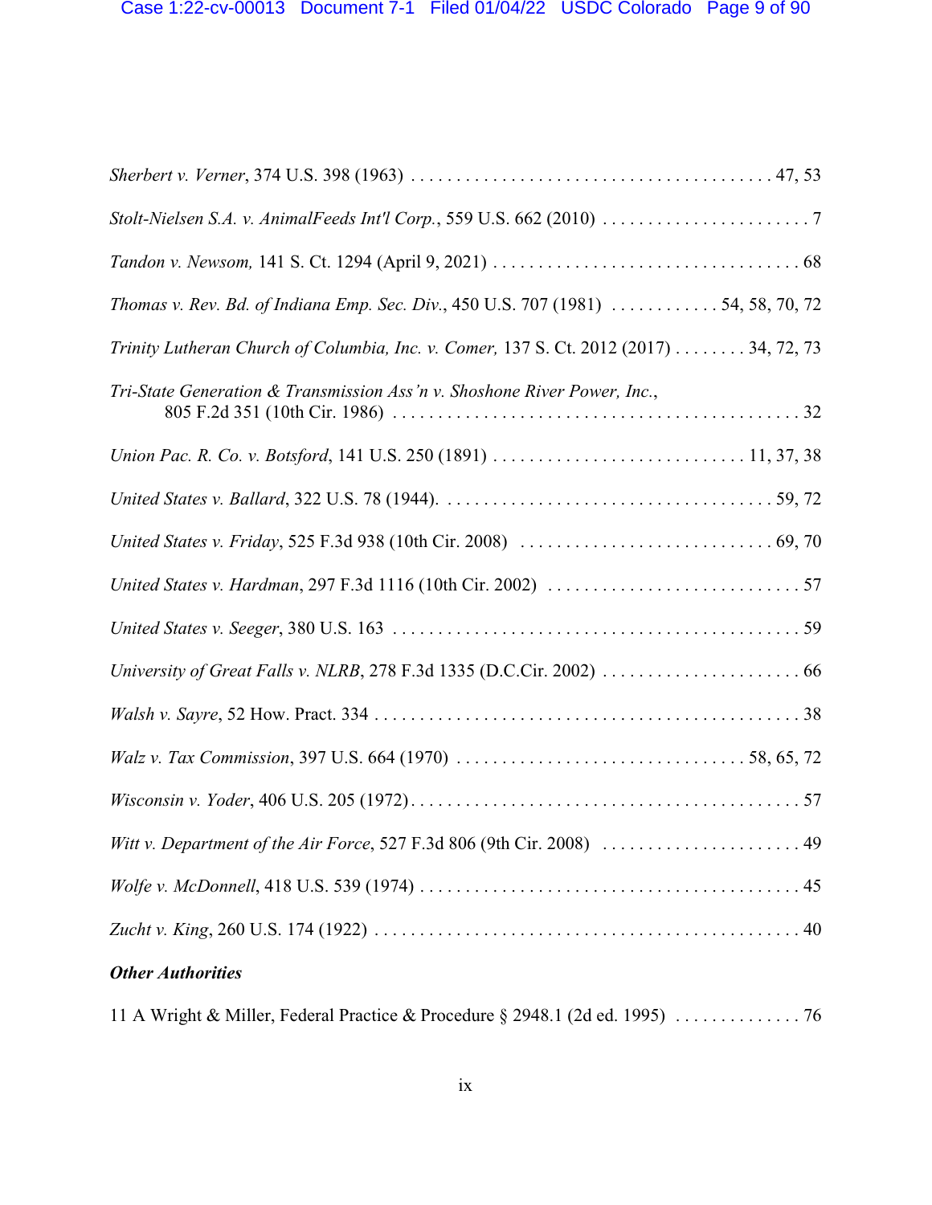*Sherbert v. Verner*, 374 U.S. 398 (1963) . . . . . . . . . . . . . . . . . . . . . . . . . . . . . . . . . . . . . . . . 47, 53

*Stolt-Nielsen S.A. v. AnimalFeeds Int'l Corp.*, 559 U.S. 662 (2010) . . . . . . . . . . . . . . . . . . . . . . . . 7

*Tandon v. Newsom,* 141 S. Ct. 1294 (April 9, 2021) . . . . . . . . . . . . . . . . . . . . . . . . . . . . . . . . . . 68

*Thomas v. Rev. Bd. of Indiana Emp. Sec. Div.*, 450 U.S. 707 (1981) . . . . . . . . . . . . 54, 58, 70, 72

*Trinity Lutheran Church of Columbia, Inc. v. Comer,* 137 S. Ct. 2012 (2017) . . . . . . . . 34, 72, 73

*Tri-State Generation & Transmission Ass'n v. Shoshone River Power, Inc.*,
805 F.2d 351 (10th Cir. 1986) . . . . . . . . . . . . . . . . . . . . . . . . . . . . . . . . . . . . . . . . . . . . . 32

*Union Pac. R. Co. v. Botsford*, 141 U.S. 250 (1891) . . . . . . . . . . . . . . . . . . . . . . . . . . . . 11, 37, 38

*United States v. Ballard*, 322 U.S. 78 (1944). . . . . . . . . . . . . . . . . . . . . . . . . . . . . . . . . . . . . 59, 72

*United States v. Friday*, 525 F.3d 938 (10th Cir. 2008) . . . . . . . . . . . . . . . . . . . . . . . . . . . . 69, 70

*United States v. Hardman*, 297 F.3d 1116 (10th Cir. 2002) . . . . . . . . . . . . . . . . . . . . . . . . . . . . 57

*United States v. Seeger*, 380 U.S. 163 . . . . . . . . . . . . . . . . . . . . . . . . . . . . . . . . . . . . . . . . . . . . . 59

*University of Great Falls v. NLRB*, 278 F.3d 1335 (D.C.Cir. 2002) . . . . . . . . . . . . . . . . . . . . . . 66

*Walsh v. Sayre*, 52 How. Pract. 334 . . . . . . . . . . . . . . . . . . . . . . . . . . . . . . . . . . . . . . . . . . . . . . 38

*Walz v. Tax Commission*, 397 U.S. 664 (1970) . . . . . . . . . . . . . . . . . . . . . . . . . . . . . . . 58, 65, 72

*Wisconsin v. Yoder*, 406 U.S. 205 (1972). . . . . . . . . . . . . . . . . . . . . . . . . . . . . . . . . . . . . . . . . . . 57

*Witt v. Department of the Air Force*, 527 F.3d 806 (9th Cir. 2008) . . . . . . . . . . . . . . . . . . . . . . 49

*Wolfe v. McDonnell*, 418 U.S. 539 (1974) . . . . . . . . . . . . . . . . . . . . . . . . . . . . . . . . . . . . . . . . . 45

*Zucht v. King*, 260 U.S. 174 (1922) . . . . . . . . . . . . . . . . . . . . . . . . . . . . . . . . . . . . . . . . . . . . . 40

***Other Authorities***

11 A Wright & Miller, Federal Practice & Procedure § 2948.1 (2d ed. 1995) . . . . . . . . . . . . . . 76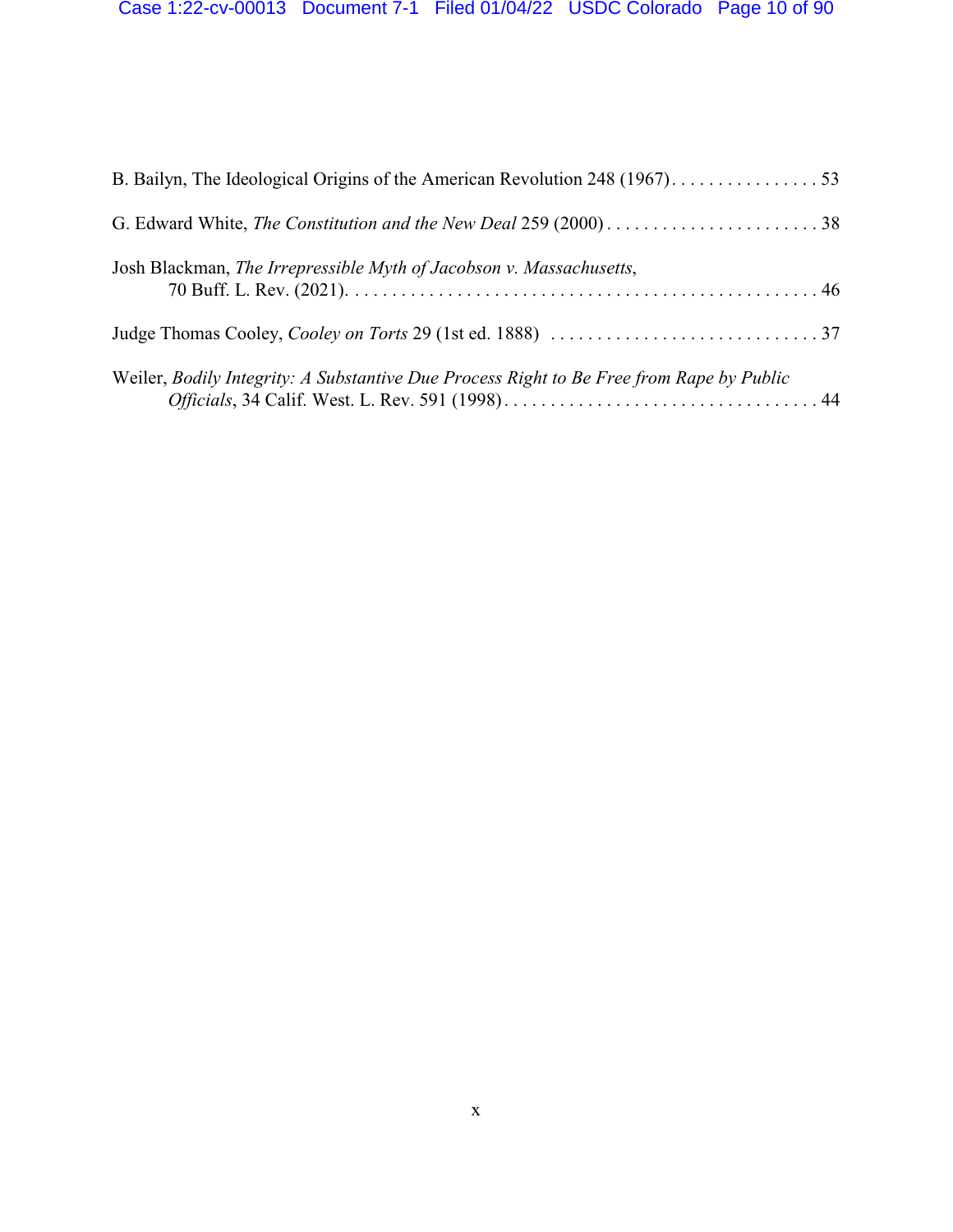B. Bailyn, The Ideological Origins of the American Revolution 248 (1967) . . . . . . . . . . . . . . . . 53

G. Edward White, *The Constitution and the New Deal* 259 (2000) . . . . . . . . . . . . . . . . . . . . . . . . 38

Josh Blackman, *The Irrepressible Myth of Jacobson v. Massachusetts*, 70 Buff. L. Rev. (2021). . . . . . . . . . . . . . . . . . . . . . . . . . . . . . . . . . . . . . . . . . . . . . . . . . . 46

Judge Thomas Cooley, *Cooley on Torts* 29 (1st ed. 1888) . . . . . . . . . . . . . . . . . . . . . . . . . . . . . . 37

Weiler, *Bodily Integrity: A Substantive Due Process Right to Be Free from Rape by Public Officials*, 34 Calif. West. L. Rev. 591 (1998) . . . . . . . . . . . . . . . . . . . . . . . . . . . . . . . . . . . 44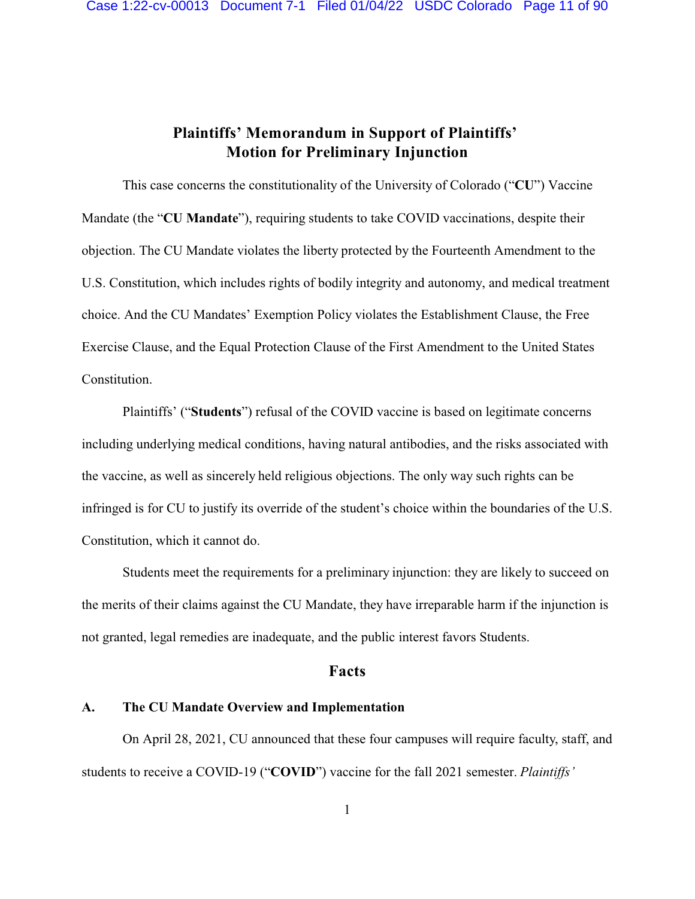# Plaintiffs' Memorandum in Support of Plaintiffs' Motion for Preliminary Injunction

This case concerns the constitutionality of the University of Colorado ("**CU**") Vaccine Mandate (the "**CU Mandate**"), requiring students to take COVID vaccinations, despite their objection. The CU Mandate violates the liberty protected by the Fourteenth Amendment to the U.S. Constitution, which includes rights of bodily integrity and autonomy, and medical treatment choice. And the CU Mandates' Exemption Policy violates the Establishment Clause, the Free Exercise Clause, and the Equal Protection Clause of the First Amendment to the United States Constitution.

Plaintiffs' ("**Students**") refusal of the COVID vaccine is based on legitimate concerns including underlying medical conditions, having natural antibodies, and the risks associated with the vaccine, as well as sincerely held religious objections. The only way such rights can be infringed is for CU to justify its override of the student's choice within the boundaries of the U.S. Constitution, which it cannot do.

Students meet the requirements for a preliminary injunction: they are likely to succeed on the merits of their claims against the CU Mandate, they have irreparable harm if the injunction is not granted, legal remedies are inadequate, and the public interest favors Students.

## Facts

### A. The CU Mandate Overview and Implementation

On April 28, 2021, CU announced that these four campuses will require faculty, staff, and students to receive a COVID-19 ("**COVID**") vaccine for the fall 2021 semester. *Plaintiffs'*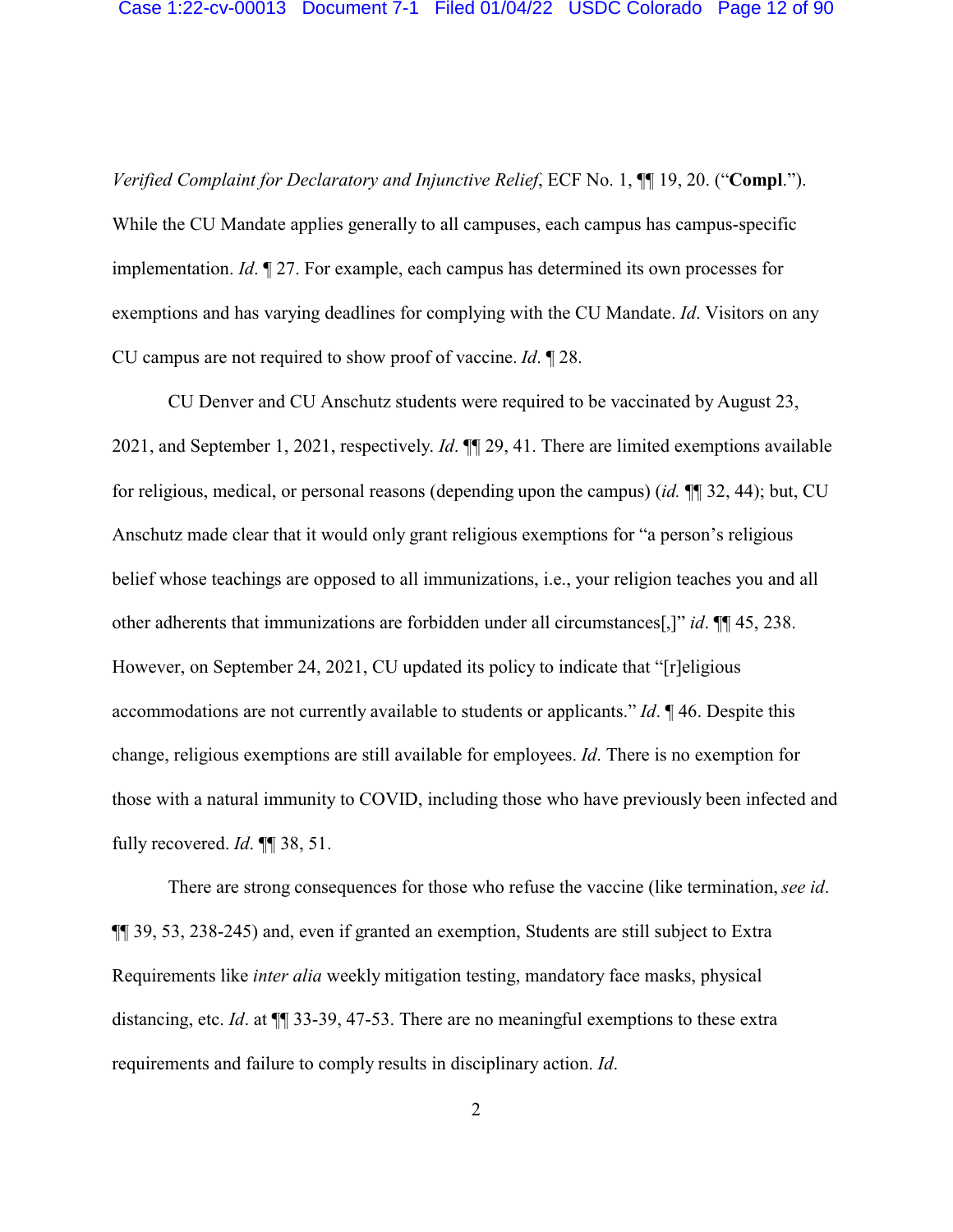*Verified Complaint for Declaratory and Injunctive Relief*, ECF No. 1, ¶¶ 19, 20. ("**Compl.**"). While the CU Mandate applies generally to all campuses, each campus has campus-specific implementation. *Id*. ¶ 27. For example, each campus has determined its own processes for exemptions and has varying deadlines for complying with the CU Mandate. *Id*. Visitors on any CU campus are not required to show proof of vaccine. *Id*. ¶ 28.

CU Denver and CU Anschutz students were required to be vaccinated by August 23, 2021, and September 1, 2021, respectively. *Id*. ¶¶ 29, 41. There are limited exemptions available for religious, medical, or personal reasons (depending upon the campus) (*id.* ¶¶ 32, 44); but, CU Anschutz made clear that it would only grant religious exemptions for "a person's religious belief whose teachings are opposed to all immunizations, i.e., your religion teaches you and all other adherents that immunizations are forbidden under all circumstances[,]" *id*. ¶¶ 45, 238. However, on September 24, 2021, CU updated its policy to indicate that "[r]eligious accommodations are not currently available to students or applicants." *Id*. ¶ 46. Despite this change, religious exemptions are still available for employees. *Id*. There is no exemption for those with a natural immunity to COVID, including those who have previously been infected and fully recovered. *Id*. ¶¶ 38, 51.

There are strong consequences for those who refuse the vaccine (like termination, *see id*. ¶¶ 39, 53, 238-245) and, even if granted an exemption, Students are still subject to Extra Requirements like *inter alia* weekly mitigation testing, mandatory face masks, physical distancing, etc. *Id*. at ¶¶ 33-39, 47-53. There are no meaningful exemptions to these extra requirements and failure to comply results in disciplinary action. *Id*.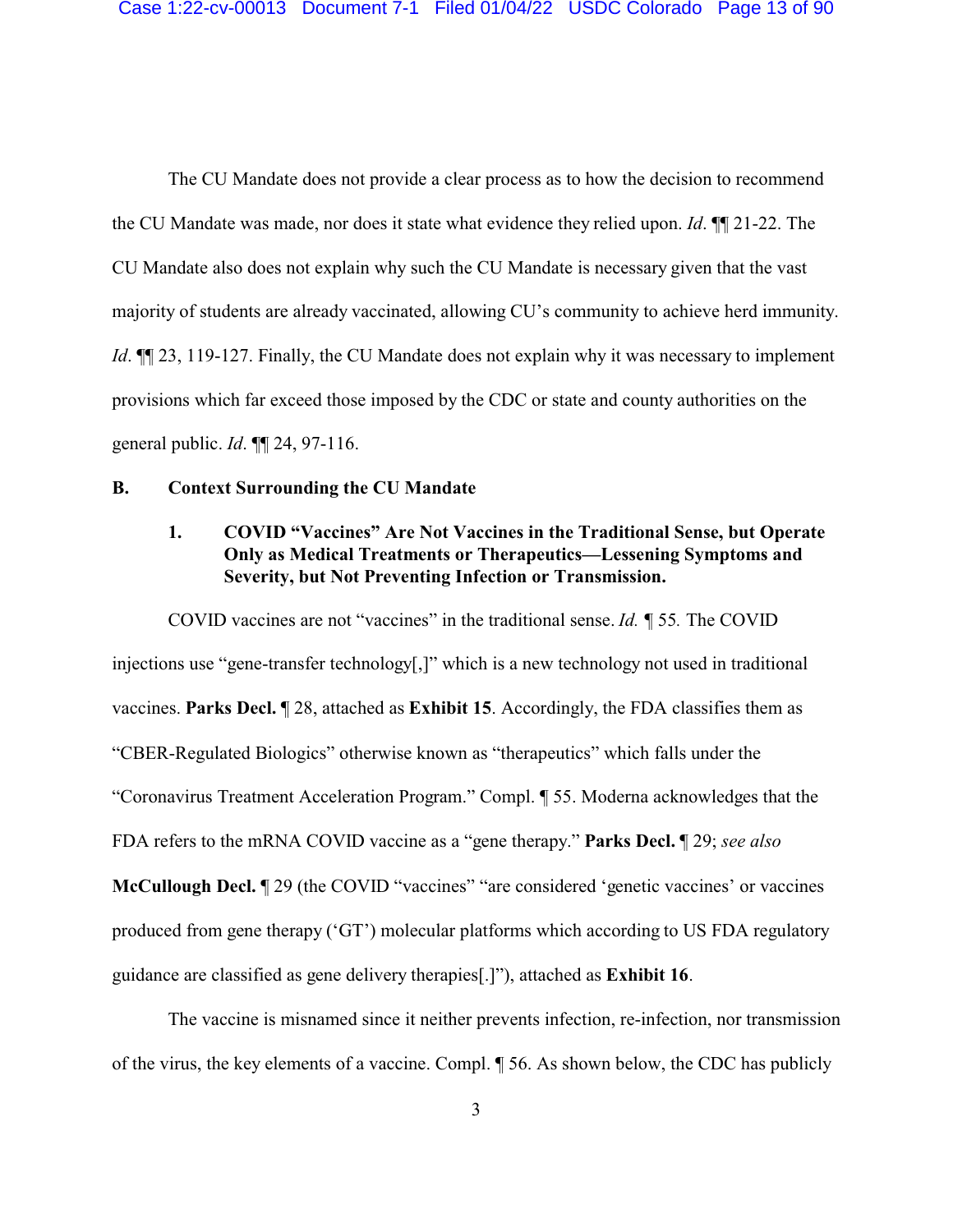The CU Mandate does not provide a clear process as to how the decision to recommend the CU Mandate was made, nor does it state what evidence they relied upon. *Id*. ¶¶ 21-22. The CU Mandate also does not explain why such the CU Mandate is necessary given that the vast majority of students are already vaccinated, allowing CU's community to achieve herd immunity. *Id*. ¶¶ 23, 119-127. Finally, the CU Mandate does not explain why it was necessary to implement provisions which far exceed those imposed by the CDC or state and county authorities on the general public. *Id*. ¶¶ 24, 97-116.

## B. Context Surrounding the CU Mandate

### 1. COVID "Vaccines" Are Not Vaccines in the Traditional Sense, but Operate Only as Medical Treatments or Therapeutics—Lessening Symptoms and Severity, but Not Preventing Infection or Transmission.

COVID vaccines are not "vaccines" in the traditional sense. *Id.* ¶ 55. The COVID injections use "gene-transfer technology[,]" which is a new technology not used in traditional vaccines. **Parks Decl.** ¶ 28, attached as **Exhibit 15**. Accordingly, the FDA classifies them as "CBER-Regulated Biologics" otherwise known as "therapeutics" which falls under the "Coronavirus Treatment Acceleration Program." Compl. ¶ 55. Moderna acknowledges that the FDA refers to the mRNA COVID vaccine as a "gene therapy." **Parks Decl.** ¶ 29; *see also* **McCullough Decl.** ¶ 29 (the COVID "vaccines" "are considered 'genetic vaccines' or vaccines produced from gene therapy ('GT') molecular platforms which according to US FDA regulatory guidance are classified as gene delivery therapies[.]"), attached as **Exhibit 16**.

The vaccine is misnamed since it neither prevents infection, re-infection, nor transmission of the virus, the key elements of a vaccine. Compl. ¶ 56. As shown below, the CDC has publicly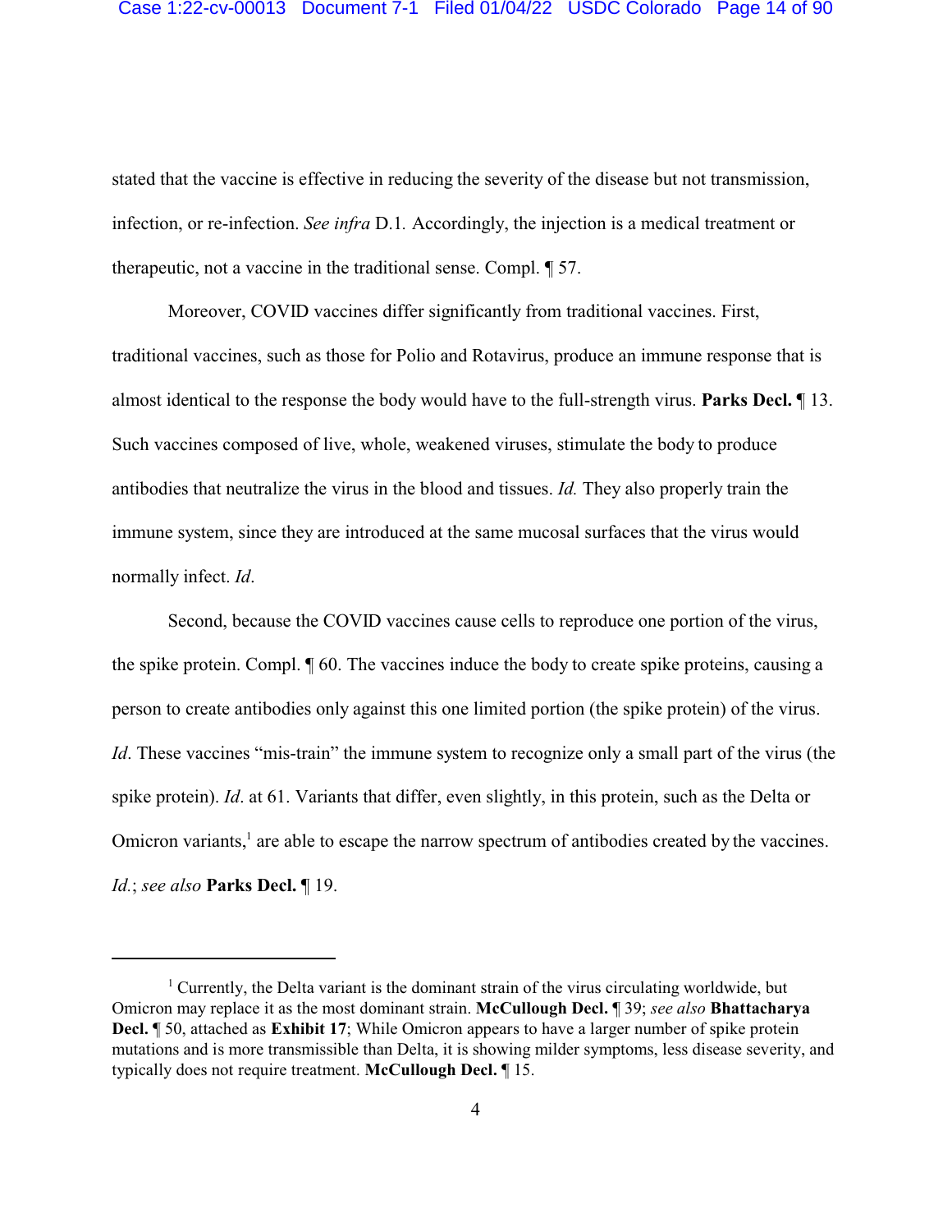stated that the vaccine is effective in reducing the severity of the disease but not transmission, infection, or re-infection. *See infra* D.1. Accordingly, the injection is a medical treatment or therapeutic, not a vaccine in the traditional sense. Compl. ¶ 57.

Moreover, COVID vaccines differ significantly from traditional vaccines. First, traditional vaccines, such as those for Polio and Rotavirus, produce an immune response that is almost identical to the response the body would have to the full-strength virus. **Parks Decl.** ¶ 13. Such vaccines composed of live, whole, weakened viruses, stimulate the body to produce antibodies that neutralize the virus in the blood and tissues. *Id.* They also properly train the immune system, since they are introduced at the same mucosal surfaces that the virus would normally infect. *Id*.

Second, because the COVID vaccines cause cells to reproduce one portion of the virus, the spike protein. Compl. ¶ 60. The vaccines induce the body to create spike proteins, causing a person to create antibodies only against this one limited portion (the spike protein) of the virus. *Id*. These vaccines "mis-train" the immune system to recognize only a small part of the virus (the spike protein). *Id*. at 61. Variants that differ, even slightly, in this protein, such as the Delta or Omicron variants,[1] are able to escape the narrow spectrum of antibodies created by the vaccines. *Id.*; *see also* **Parks Decl.** ¶ 19.

---

[1] Currently, the Delta variant is the dominant strain of the virus circulating worldwide, but Omicron may replace it as the most dominant strain. **McCullough Decl.** ¶ 39; *see also* **Bhattacharya Decl.** ¶ 50, attached as **Exhibit 17**; While Omicron appears to have a larger number of spike protein mutations and is more transmissible than Delta, it is showing milder symptoms, less disease severity, and typically does not require treatment. **McCullough Decl.** ¶ 15.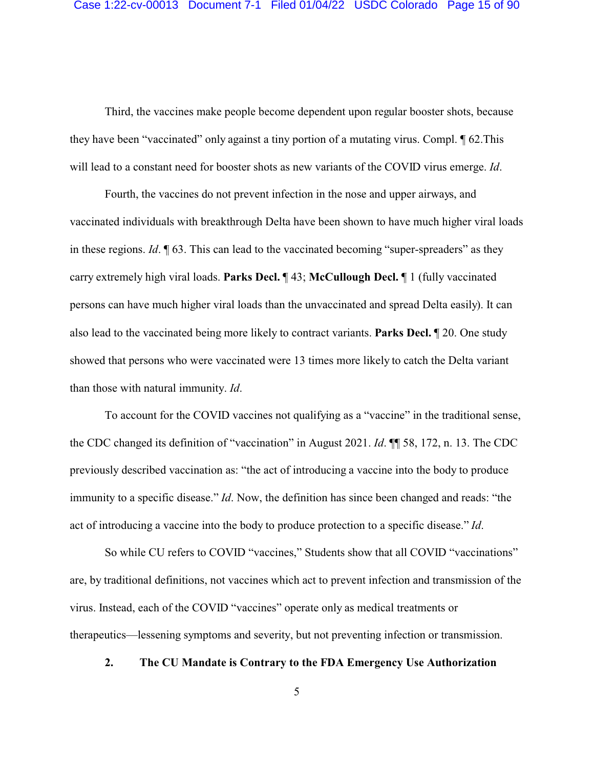Third, the vaccines make people become dependent upon regular booster shots, because they have been "vaccinated" only against a tiny portion of a mutating virus. Compl. ¶ 62.This will lead to a constant need for booster shots as new variants of the COVID virus emerge. *Id*.

Fourth, the vaccines do not prevent infection in the nose and upper airways, and vaccinated individuals with breakthrough Delta have been shown to have much higher viral loads in these regions. *Id*. ¶ 63. This can lead to the vaccinated becoming "super-spreaders" as they carry extremely high viral loads. **Parks Decl.** ¶ 43; **McCullough Decl.** ¶ 1 (fully vaccinated persons can have much higher viral loads than the unvaccinated and spread Delta easily). It can also lead to the vaccinated being more likely to contract variants. **Parks Decl.** ¶ 20. One study showed that persons who were vaccinated were 13 times more likely to catch the Delta variant than those with natural immunity. *Id*.

To account for the COVID vaccines not qualifying as a "vaccine" in the traditional sense, the CDC changed its definition of "vaccination" in August 2021. *Id*. ¶¶ 58, 172, n. 13. The CDC previously described vaccination as: "the act of introducing a vaccine into the body to produce immunity to a specific disease." *Id*. Now, the definition has since been changed and reads: "the act of introducing a vaccine into the body to produce protection to a specific disease." *Id*.

So while CU refers to COVID "vaccines," Students show that all COVID "vaccinations" are, by traditional definitions, not vaccines which act to prevent infection and transmission of the virus. Instead, each of the COVID "vaccines" operate only as medical treatments or therapeutics—lessening symptoms and severity, but not preventing infection or transmission.

**2. The CU Mandate is Contrary to the FDA Emergency Use Authorization**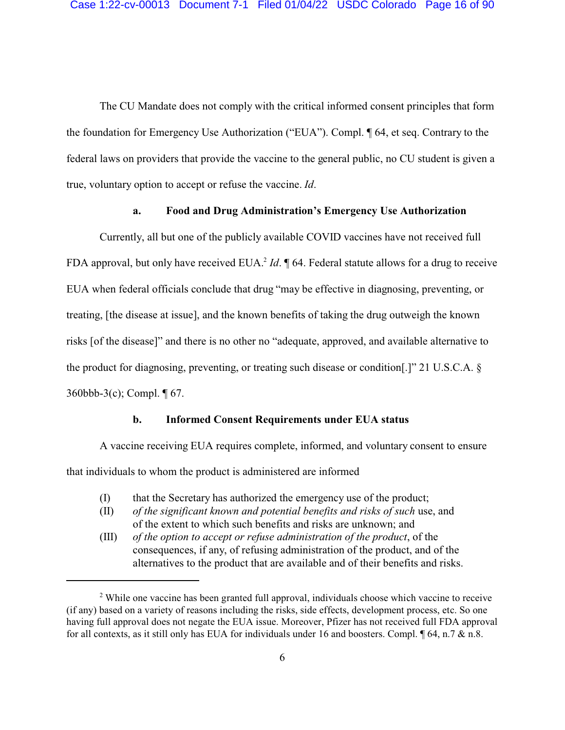The CU Mandate does not comply with the critical informed consent principles that form the foundation for Emergency Use Authorization ("EUA"). Compl. ¶ 64, et seq. Contrary to the federal laws on providers that provide the vaccine to the general public, no CU student is given a true, voluntary option to accept or refuse the vaccine. *Id*.

**a. Food and Drug Administration's Emergency Use Authorization**

Currently, all but one of the publicly available COVID vaccines have not received full FDA approval, but only have received EUA.[2] *Id*. ¶ 64. Federal statute allows for a drug to receive EUA when federal officials conclude that drug "may be effective in diagnosing, preventing, or treating, [the disease at issue], and the known benefits of taking the drug outweigh the known risks [of the disease]" and there is no other no "adequate, approved, and available alternative to the product for diagnosing, preventing, or treating such disease or condition[.]" 21 U.S.C.A. § 360bbb-3(c); Compl. ¶ 67.

**b. Informed Consent Requirements under EUA status**

A vaccine receiving EUA requires complete, informed, and voluntary consent to ensure that individuals to whom the product is administered are informed

> (I) that the Secretary has authorized the emergency use of the product;
>
> (II) *of the significant known and potential benefits and risks of such* use, and of the extent to which such benefits and risks are unknown; and
>
> (III) *of the option to accept or refuse administration of the product*, of the consequences, if any, of refusing administration of the product, and of the alternatives to the product that are available and of their benefits and risks.

---

[2] While one vaccine has been granted full approval, individuals choose which vaccine to receive (if any) based on a variety of reasons including the risks, side effects, development process, etc. So one having full approval does not negate the EUA issue. Moreover, Pfizer has not received full FDA approval for all contexts, as it still only has EUA for individuals under 16 and boosters. Compl. ¶ 64, n.7 & n.8.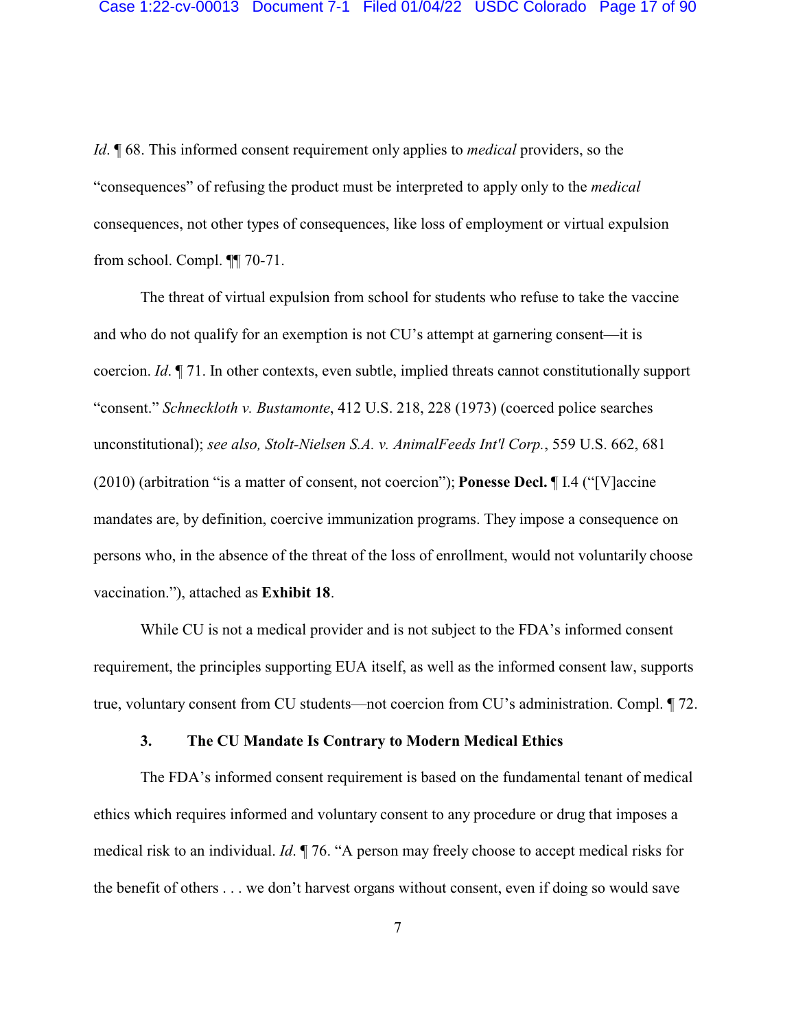*Id*. ¶ 68. This informed consent requirement only applies to *medical* providers, so the "consequences" of refusing the product must be interpreted to apply only to the *medical* consequences, not other types of consequences, like loss of employment or virtual expulsion from school. Compl. ¶¶ 70-71.

The threat of virtual expulsion from school for students who refuse to take the vaccine and who do not qualify for an exemption is not CU's attempt at garnering consent—it is coercion. *Id*. ¶ 71. In other contexts, even subtle, implied threats cannot constitutionally support "consent." *Schneckloth v. Bustamonte*, 412 U.S. 218, 228 (1973) (coerced police searches unconstitutional); *see also, Stolt-Nielsen S.A. v. AnimalFeeds Int'l Corp.*, 559 U.S. 662, 681 (2010) (arbitration "is a matter of consent, not coercion"); **Ponesse Decl.** ¶ I.4 ("[V]accine mandates are, by definition, coercive immunization programs. They impose a consequence on persons who, in the absence of the threat of the loss of enrollment, would not voluntarily choose vaccination."), attached as **Exhibit 18**.

While CU is not a medical provider and is not subject to the FDA's informed consent requirement, the principles supporting EUA itself, as well as the informed consent law, supports true, voluntary consent from CU students—not coercion from CU's administration. Compl. ¶ 72.

### 3. The CU Mandate Is Contrary to Modern Medical Ethics

The FDA's informed consent requirement is based on the fundamental tenant of medical ethics which requires informed and voluntary consent to any procedure or drug that imposes a medical risk to an individual. *Id*. ¶ 76. "A person may freely choose to accept medical risks for the benefit of others . . . we don't harvest organs without consent, even if doing so would save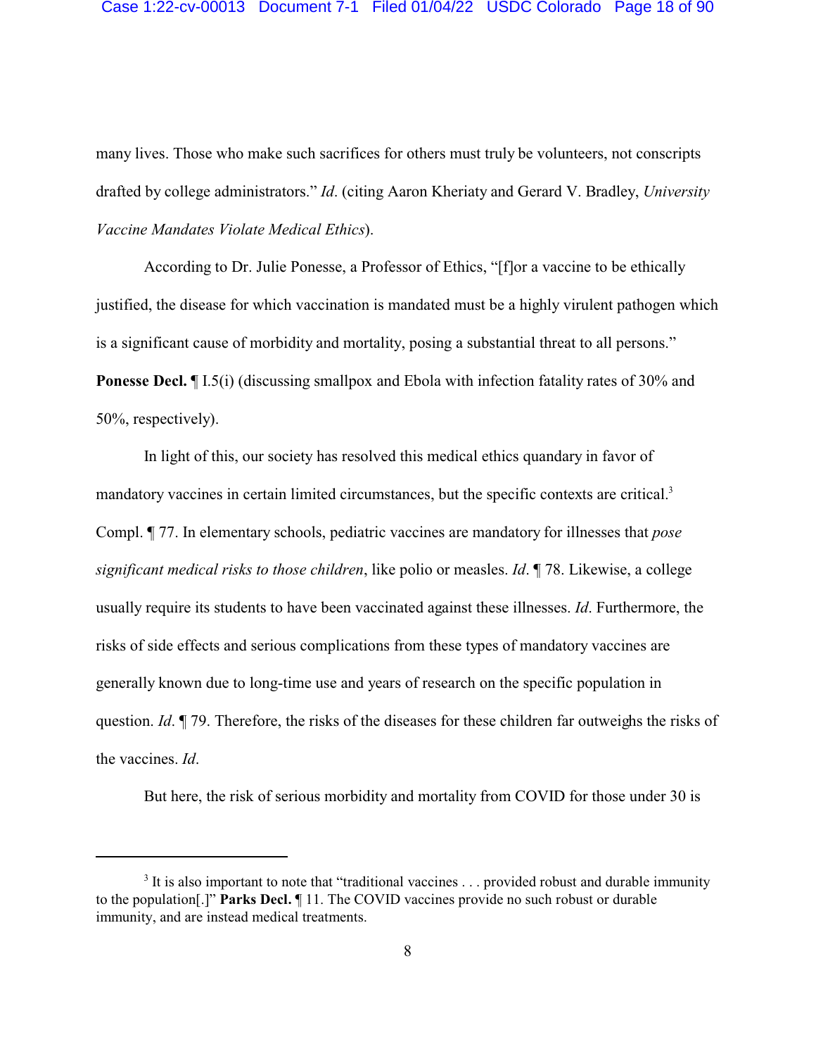many lives. Those who make such sacrifices for others must truly be volunteers, not conscripts drafted by college administrators." *Id*. (citing Aaron Kheriaty and Gerard V. Bradley, *University Vaccine Mandates Violate Medical Ethics*).

According to Dr. Julie Ponesse, a Professor of Ethics, "[f]or a vaccine to be ethically justified, the disease for which vaccination is mandated must be a highly virulent pathogen which is a significant cause of morbidity and mortality, posing a substantial threat to all persons." **Ponesse Decl.** ¶ I.5(i) (discussing smallpox and Ebola with infection fatality rates of 30% and 50%, respectively).

In light of this, our society has resolved this medical ethics quandary in favor of mandatory vaccines in certain limited circumstances, but the specific contexts are critical.[3] Compl. ¶ 77. In elementary schools, pediatric vaccines are mandatory for illnesses that *pose significant medical risks to those children*, like polio or measles. *Id*. ¶ 78. Likewise, a college usually require its students to have been vaccinated against these illnesses. *Id*. Furthermore, the risks of side effects and serious complications from these types of mandatory vaccines are generally known due to long-time use and years of research on the specific population in question. *Id*. ¶ 79. Therefore, the risks of the diseases for these children far outweighs the risks of the vaccines. *Id*.

But here, the risk of serious morbidity and mortality from COVID for those under 30 is

---

[3] It is also important to note that "traditional vaccines . . . provided robust and durable immunity to the population[.]" **Parks Decl.** ¶ 11. The COVID vaccines provide no such robust or durable immunity, and are instead medical treatments.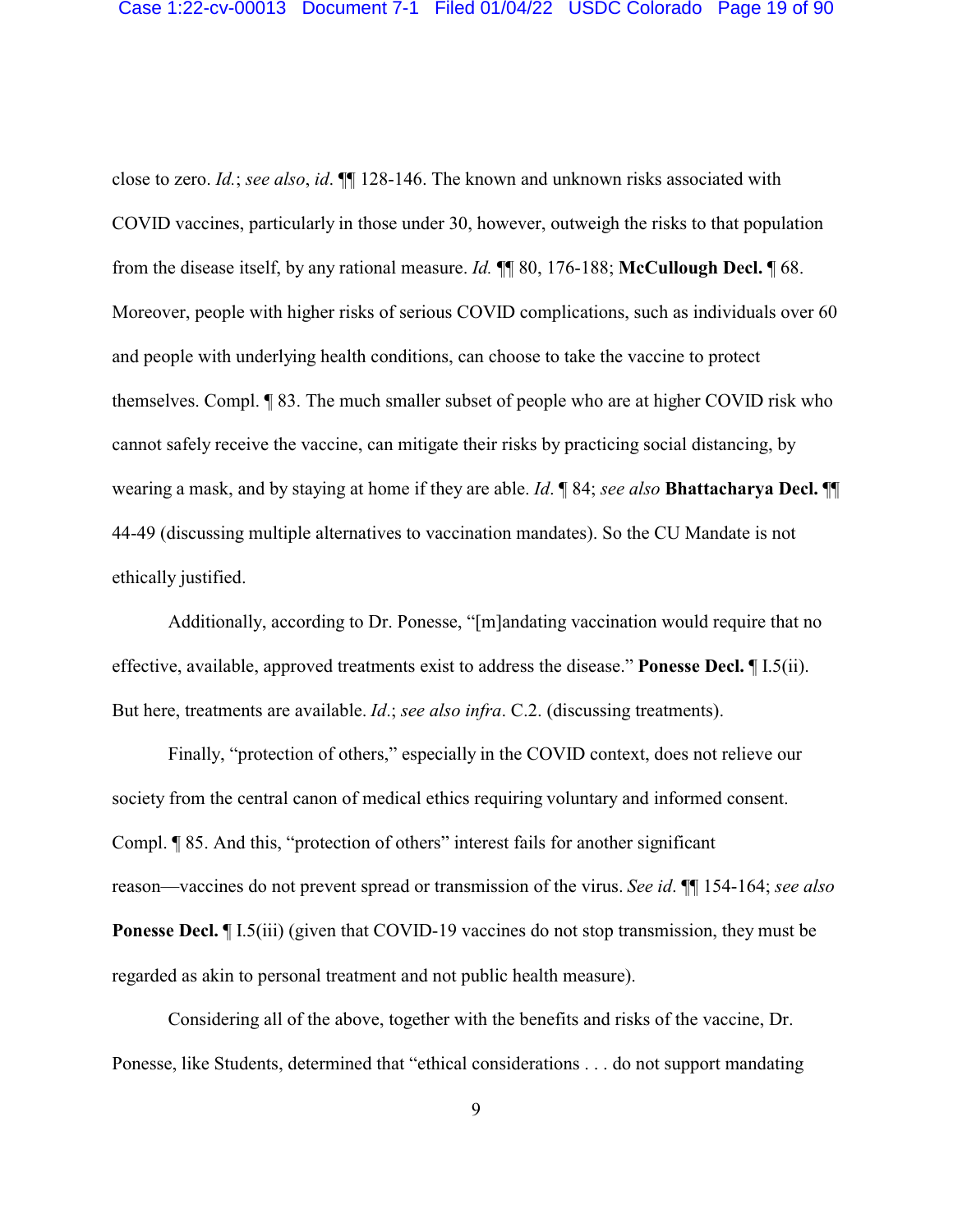close to zero. *Id.*; *see also*, *id*. ¶¶ 128-146. The known and unknown risks associated with COVID vaccines, particularly in those under 30, however, outweigh the risks to that population from the disease itself, by any rational measure. *Id.* ¶¶ 80, 176-188; **McCullough Decl.** ¶ 68. Moreover, people with higher risks of serious COVID complications, such as individuals over 60 and people with underlying health conditions, can choose to take the vaccine to protect themselves. Compl. ¶ 83. The much smaller subset of people who are at higher COVID risk who cannot safely receive the vaccine, can mitigate their risks by practicing social distancing, by wearing a mask, and by staying at home if they are able. *Id*. ¶ 84; *see also* **Bhattacharya Decl.** ¶¶ 44-49 (discussing multiple alternatives to vaccination mandates). So the CU Mandate is not ethically justified.

Additionally, according to Dr. Ponesse, "[m]andating vaccination would require that no effective, available, approved treatments exist to address the disease." **Ponesse Decl.** ¶ I.5(ii). But here, treatments are available. *Id*.; *see also infra*. C.2. (discussing treatments).

Finally, "protection of others," especially in the COVID context, does not relieve our society from the central canon of medical ethics requiring voluntary and informed consent. Compl. ¶ 85. And this, "protection of others" interest fails for another significant reason—vaccines do not prevent spread or transmission of the virus. *See id*. ¶¶ 154-164; *see also* **Ponesse Decl.** ¶ I.5(iii) (given that COVID-19 vaccines do not stop transmission, they must be regarded as akin to personal treatment and not public health measure).

Considering all of the above, together with the benefits and risks of the vaccine, Dr. Ponesse, like Students, determined that "ethical considerations . . . do not support mandating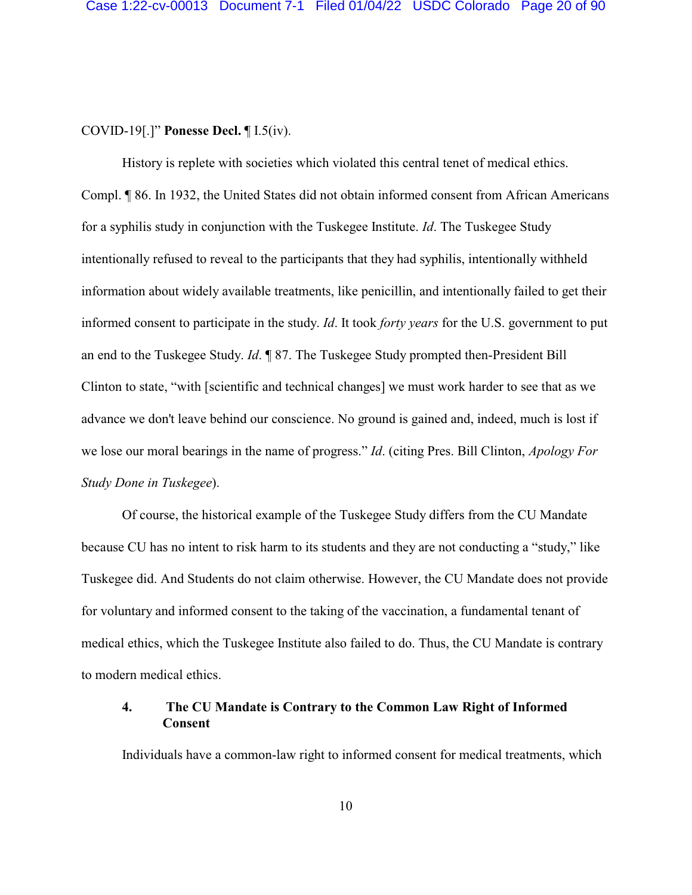COVID-19[.]" **Ponesse Decl.** ¶ I.5(iv).

History is replete with societies which violated this central tenet of medical ethics. Compl. ¶ 86. In 1932, the United States did not obtain informed consent from African Americans for a syphilis study in conjunction with the Tuskegee Institute. *Id*. The Tuskegee Study intentionally refused to reveal to the participants that they had syphilis, intentionally withheld information about widely available treatments, like penicillin, and intentionally failed to get their informed consent to participate in the study. *Id*. It took *forty years* for the U.S. government to put an end to the Tuskegee Study. *Id*. ¶ 87. The Tuskegee Study prompted then-President Bill Clinton to state, "with [scientific and technical changes] we must work harder to see that as we advance we don't leave behind our conscience. No ground is gained and, indeed, much is lost if we lose our moral bearings in the name of progress." *Id*. (citing Pres. Bill Clinton, *Apology For Study Done in Tuskegee*).

Of course, the historical example of the Tuskegee Study differs from the CU Mandate because CU has no intent to risk harm to its students and they are not conducting a "study," like Tuskegee did. And Students do not claim otherwise. However, the CU Mandate does not provide for voluntary and informed consent to the taking of the vaccination, a fundamental tenant of medical ethics, which the Tuskegee Institute also failed to do. Thus, the CU Mandate is contrary to modern medical ethics.

#### 4. The CU Mandate is Contrary to the Common Law Right of Informed Consent

Individuals have a common-law right to informed consent for medical treatments, which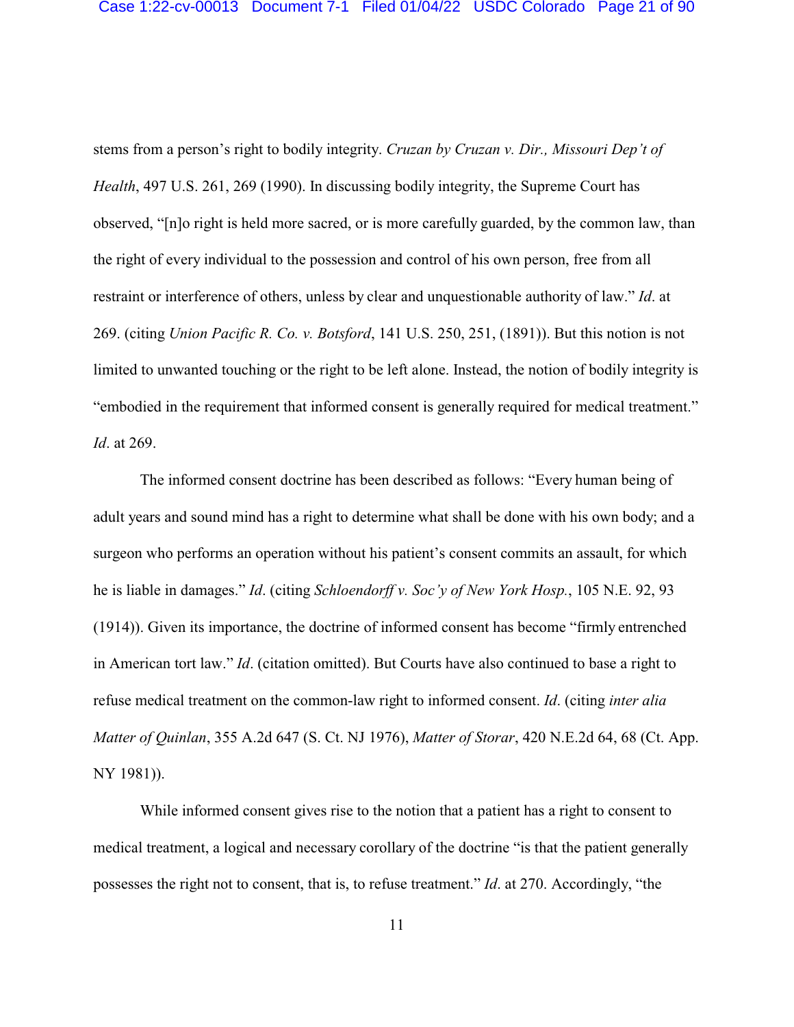stems from a person's right to bodily integrity. *Cruzan by Cruzan v. Dir., Missouri Dep't of Health*, 497 U.S. 261, 269 (1990). In discussing bodily integrity, the Supreme Court has observed, "[n]o right is held more sacred, or is more carefully guarded, by the common law, than the right of every individual to the possession and control of his own person, free from all restraint or interference of others, unless by clear and unquestionable authority of law." *Id*. at 269. (citing *Union Pacific R. Co. v. Botsford*, 141 U.S. 250, 251, (1891)). But this notion is not limited to unwanted touching or the right to be left alone. Instead, the notion of bodily integrity is "embodied in the requirement that informed consent is generally required for medical treatment." *Id*. at 269.

The informed consent doctrine has been described as follows: "Every human being of adult years and sound mind has a right to determine what shall be done with his own body; and a surgeon who performs an operation without his patient's consent commits an assault, for which he is liable in damages." *Id*. (citing *Schloendorff v. Soc'y of New York Hosp.*, 105 N.E. 92, 93 (1914)). Given its importance, the doctrine of informed consent has become "firmly entrenched in American tort law." *Id*. (citation omitted). But Courts have also continued to base a right to refuse medical treatment on the common-law right to informed consent. *Id*. (citing *inter alia Matter of Quinlan*, 355 A.2d 647 (S. Ct. NJ 1976), *Matter of Storar*, 420 N.E.2d 64, 68 (Ct. App. NY 1981)).

While informed consent gives rise to the notion that a patient has a right to consent to medical treatment, a logical and necessary corollary of the doctrine "is that the patient generally possesses the right not to consent, that is, to refuse treatment." *Id*. at 270. Accordingly, "the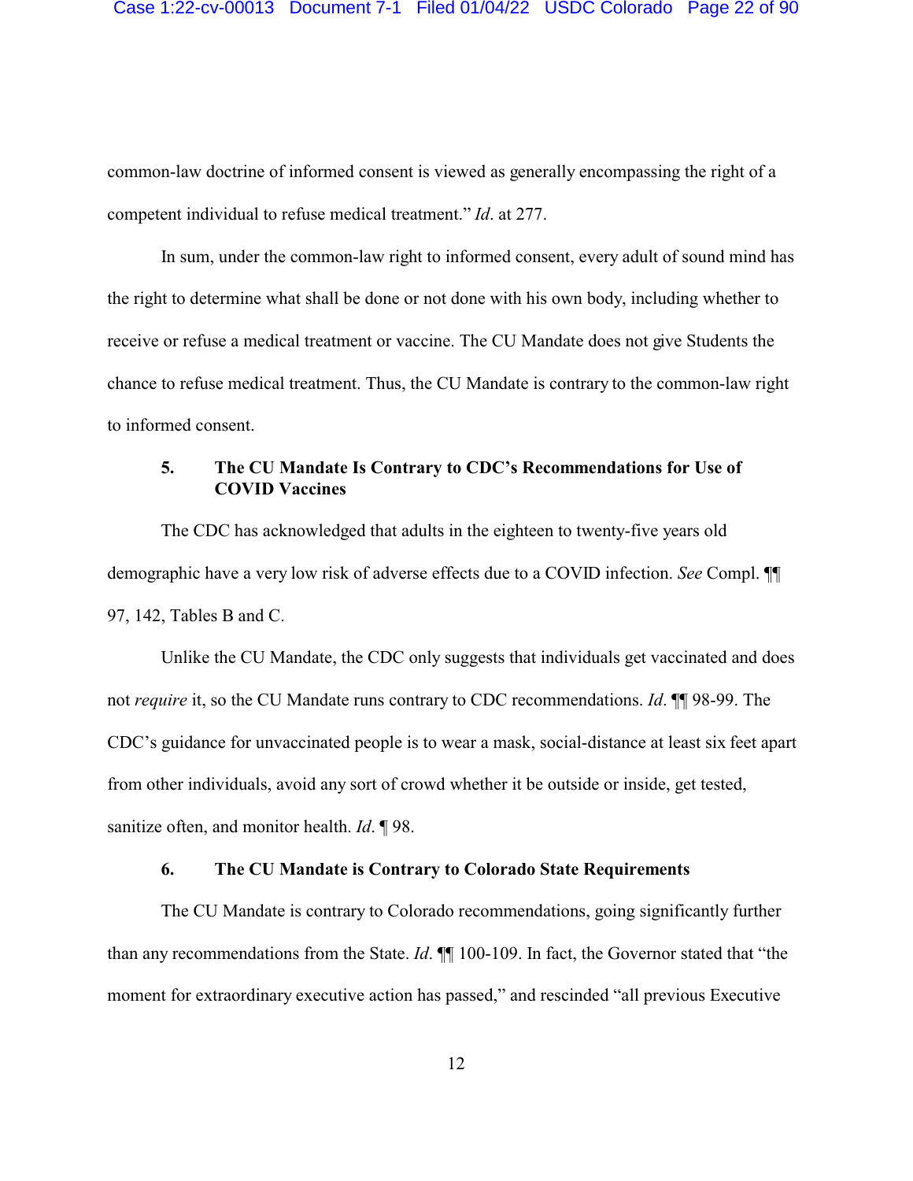common-law doctrine of informed consent is viewed as generally encompassing the right of a competent individual to refuse medical treatment." *Id*. at 277.

In sum, under the common-law right to informed consent, every adult of sound mind has the right to determine what shall be done or not done with his own body, including whether to receive or refuse a medical treatment or vaccine. The CU Mandate does not give Students the chance to refuse medical treatment. Thus, the CU Mandate is contrary to the common-law right to informed consent.

#### 5. The CU Mandate Is Contrary to CDC's Recommendations for Use of COVID Vaccines

The CDC has acknowledged that adults in the eighteen to twenty-five years old demographic have a very low risk of adverse effects due to a COVID infection. *See* Compl. ¶¶ 97, 142, Tables B and C.

Unlike the CU Mandate, the CDC only suggests that individuals get vaccinated and does not *require* it, so the CU Mandate runs contrary to CDC recommendations. *Id*. ¶¶ 98-99. The CDC's guidance for unvaccinated people is to wear a mask, social-distance at least six feet apart from other individuals, avoid any sort of crowd whether it be outside or inside, get tested, sanitize often, and monitor health. *Id*. ¶ 98.

#### 6. The CU Mandate is Contrary to Colorado State Requirements

The CU Mandate is contrary to Colorado recommendations, going significantly further than any recommendations from the State. *Id*. ¶¶ 100-109. In fact, the Governor stated that "the moment for extraordinary executive action has passed," and rescinded "all previous Executive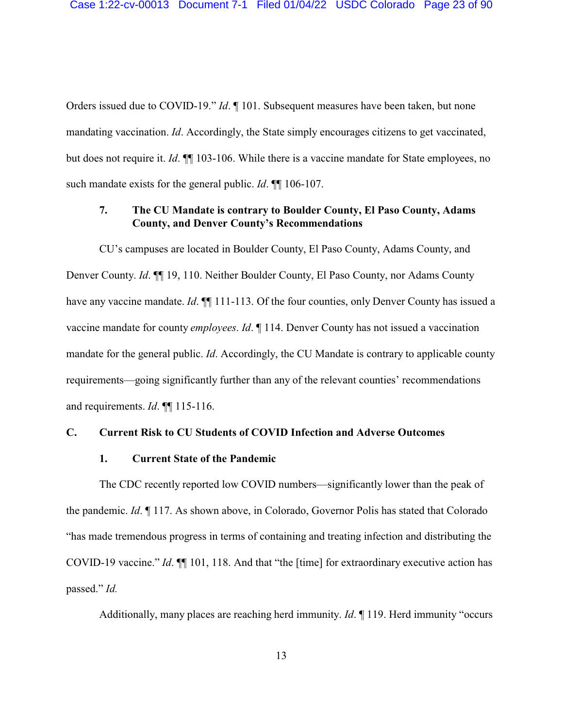Orders issued due to COVID-19." *Id*. ¶ 101. Subsequent measures have been taken, but none mandating vaccination. *Id*. Accordingly, the State simply encourages citizens to get vaccinated, but does not require it. *Id*. ¶¶ 103-106. While there is a vaccine mandate for State employees, no such mandate exists for the general public. *Id*. ¶¶ 106-107.

#### 7. The CU Mandate is contrary to Boulder County, El Paso County, Adams County, and Denver County's Recommendations

CU's campuses are located in Boulder County, El Paso County, Adams County, and Denver County. *Id*. ¶¶ 19, 110. Neither Boulder County, El Paso County, nor Adams County have any vaccine mandate. *Id*. ¶¶ 111-113. Of the four counties, only Denver County has issued a vaccine mandate for county *employees*. *Id*. ¶ 114. Denver County has not issued a vaccination mandate for the general public. *Id*. Accordingly, the CU Mandate is contrary to applicable county requirements—going significantly further than any of the relevant counties' recommendations and requirements. *Id*. ¶¶ 115-116.

### C. Current Risk to CU Students of COVID Infection and Adverse Outcomes

#### 1. Current State of the Pandemic

The CDC recently reported low COVID numbers—significantly lower than the peak of the pandemic. *Id*. ¶ 117. As shown above, in Colorado, Governor Polis has stated that Colorado "has made tremendous progress in terms of containing and treating infection and distributing the COVID-19 vaccine." *Id*. ¶¶ 101, 118. And that "the [time] for extraordinary executive action has passed." *Id.*

Additionally, many places are reaching herd immunity. *Id*. ¶ 119. Herd immunity "occurs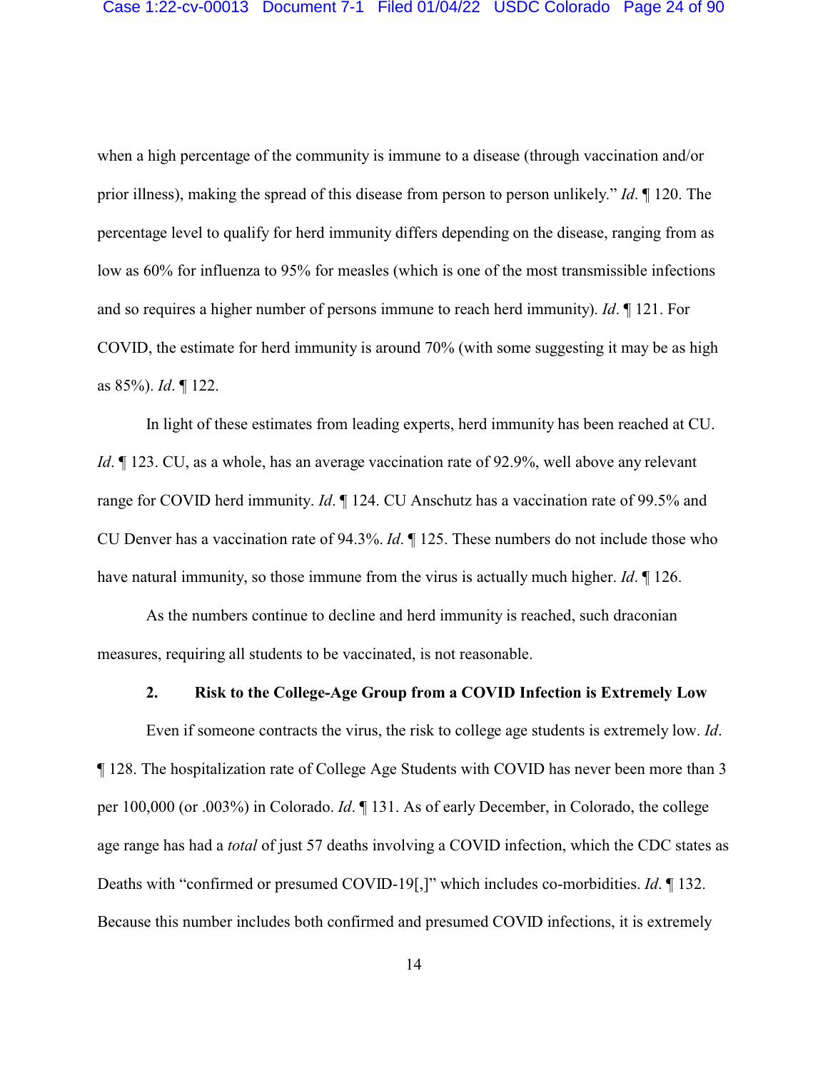when a high percentage of the community is immune to a disease (through vaccination and/or prior illness), making the spread of this disease from person to person unlikely." *Id*. ¶ 120. The percentage level to qualify for herd immunity differs depending on the disease, ranging from as low as 60% for influenza to 95% for measles (which is one of the most transmissible infections and so requires a higher number of persons immune to reach herd immunity). *Id*. ¶ 121. For COVID, the estimate for herd immunity is around 70% (with some suggesting it may be as high as 85%). *Id*. ¶ 122.

In light of these estimates from leading experts, herd immunity has been reached at CU. *Id*. ¶ 123. CU, as a whole, has an average vaccination rate of 92.9%, well above any relevant range for COVID herd immunity. *Id*. ¶ 124. CU Anschutz has a vaccination rate of 99.5% and CU Denver has a vaccination rate of 94.3%. *Id*. ¶ 125. These numbers do not include those who have natural immunity, so those immune from the virus is actually much higher. *Id*. ¶ 126.

As the numbers continue to decline and herd immunity is reached, such draconian measures, requiring all students to be vaccinated, is not reasonable.

### 2. Risk to the College-Age Group from a COVID Infection is Extremely Low

Even if someone contracts the virus, the risk to college age students is extremely low. *Id*. ¶ 128. The hospitalization rate of College Age Students with COVID has never been more than 3 per 100,000 (or .003%) in Colorado. *Id*. ¶ 131. As of early December, in Colorado, the college age range has had a *total* of just 57 deaths involving a COVID infection, which the CDC states as Deaths with "confirmed or presumed COVID-19[,]" which includes co-morbidities. *Id*. ¶ 132. Because this number includes both confirmed and presumed COVID infections, it is extremely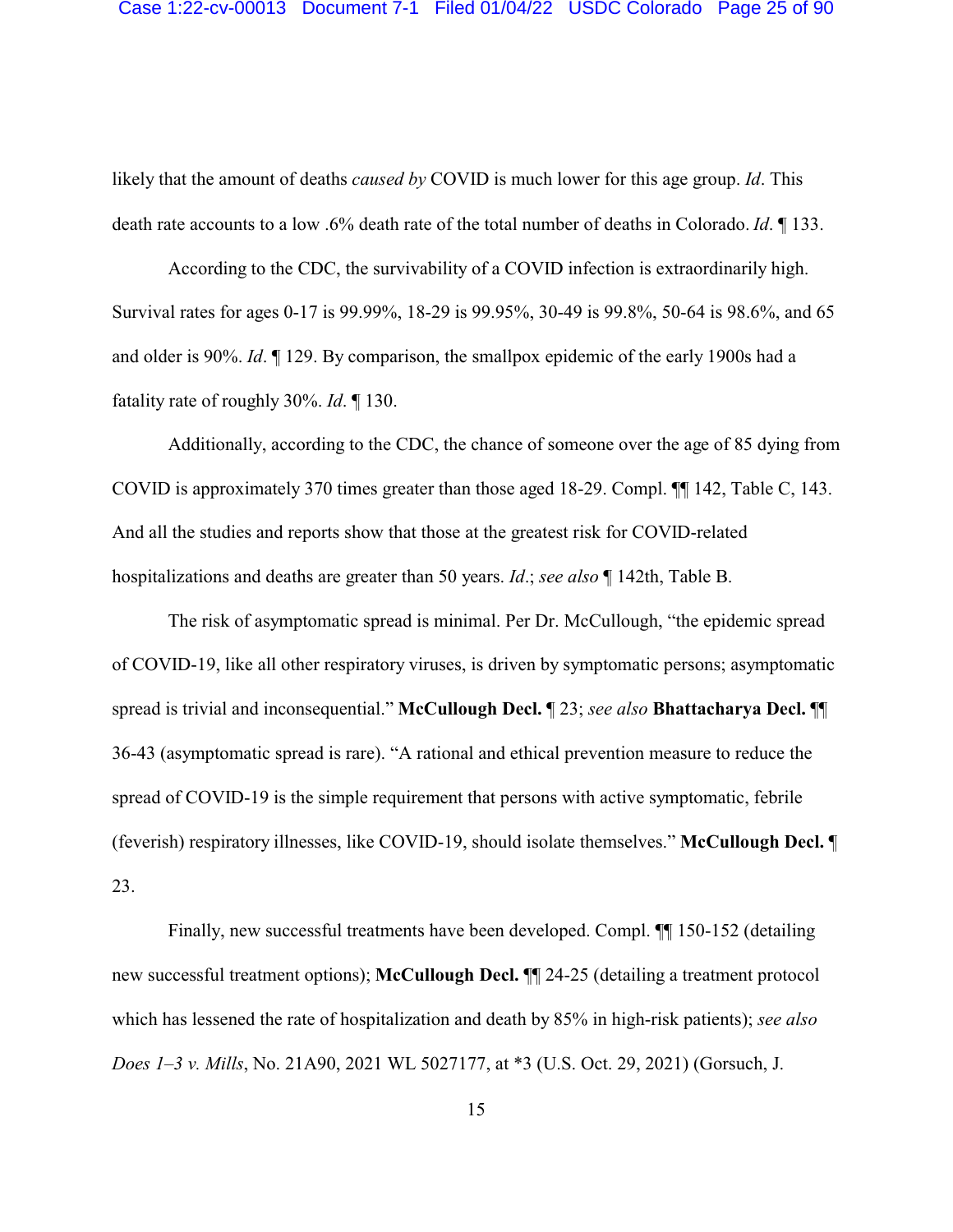likely that the amount of deaths *caused by* COVID is much lower for this age group. *Id*. This death rate accounts to a low .6% death rate of the total number of deaths in Colorado. *Id*. ¶ 133.

According to the CDC, the survivability of a COVID infection is extraordinarily high. Survival rates for ages 0-17 is 99.99%, 18-29 is 99.95%, 30-49 is 99.8%, 50-64 is 98.6%, and 65 and older is 90%. *Id*. ¶ 129. By comparison, the smallpox epidemic of the early 1900s had a fatality rate of roughly 30%. *Id*. ¶ 130.

Additionally, according to the CDC, the chance of someone over the age of 85 dying from COVID is approximately 370 times greater than those aged 18-29. Compl. ¶¶ 142, Table C, 143. And all the studies and reports show that those at the greatest risk for COVID-related hospitalizations and deaths are greater than 50 years. *Id*.; *see also* ¶ 142th, Table B.

The risk of asymptomatic spread is minimal. Per Dr. McCullough, "the epidemic spread of COVID-19, like all other respiratory viruses, is driven by symptomatic persons; asymptomatic spread is trivial and inconsequential." **McCullough Decl. ¶** 23; *see also* **Bhattacharya Decl. ¶¶** 36-43 (asymptomatic spread is rare). "A rational and ethical prevention measure to reduce the spread of COVID-19 is the simple requirement that persons with active symptomatic, febrile (feverish) respiratory illnesses, like COVID-19, should isolate themselves." **McCullough Decl. ¶** 23.

Finally, new successful treatments have been developed. Compl. ¶¶ 150-152 (detailing new successful treatment options); **McCullough Decl. ¶¶** 24-25 (detailing a treatment protocol which has lessened the rate of hospitalization and death by 85% in high-risk patients); *see also* *Does 1–3 v. Mills*, No. 21A90, 2021 WL 5027177, at *3 (U.S. Oct. 29, 2021) (Gorsuch, J.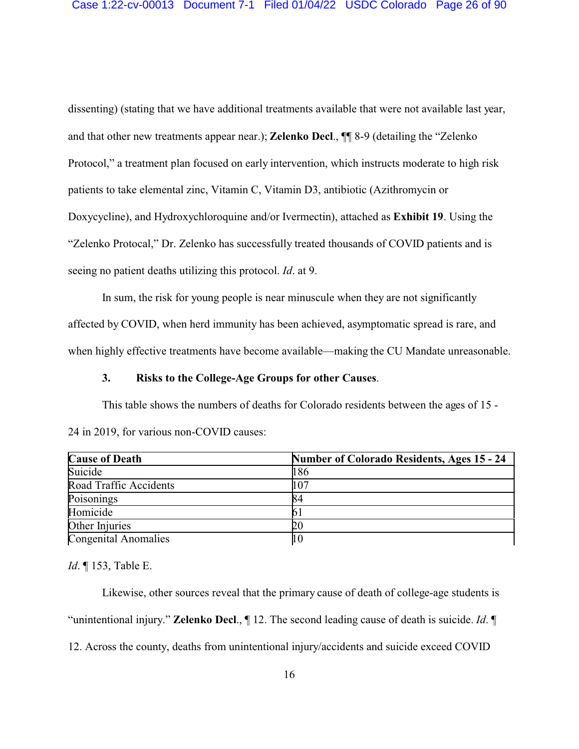dissenting) (stating that we have additional treatments available that were not available last year, and that other new treatments appear near.); **Zelenko Decl.**, ¶¶ 8-9 (detailing the "Zelenko Protocol," a treatment plan focused on early intervention, which instructs moderate to high risk patients to take elemental zinc, Vitamin C, Vitamin D3, antibiotic (Azithromycin or Doxycycline), and Hydroxychloroquine and/or Ivermectin), attached as **Exhibit 19**. Using the "Zelenko Protocal," Dr. Zelenko has successfully treated thousands of COVID patients and is seeing no patient deaths utilizing this protocol. *Id*. at 9.

In sum, the risk for young people is near minuscule when they are not significantly affected by COVID, when herd immunity has been achieved, asymptomatic spread is rare, and when highly effective treatments have become available—making the CU Mandate unreasonable.

### 3. Risks to the College-Age Groups for other Causes.

This table shows the numbers of deaths for Colorado residents between the ages of 15 - 24 in 2019, for various non-COVID causes:

| Cause of Death | Number of Colorado Residents, Ages 15 - 24 |
| --- | --- |
| Suicide | 186 |
| Road Traffic Accidents | 107 |
| Poisonings | 84 |
| Homicide | 61 |
| Other Injuries | 20 |
| Congenital Anomalies | 10 |

*Id*. ¶ 153, Table E.

Likewise, other sources reveal that the primary cause of death of college-age students is "unintentional injury." **Zelenko Decl.**, ¶ 12. The second leading cause of death is suicide. *Id*. ¶ 12. Across the county, deaths from unintentional injury/accidents and suicide exceed COVID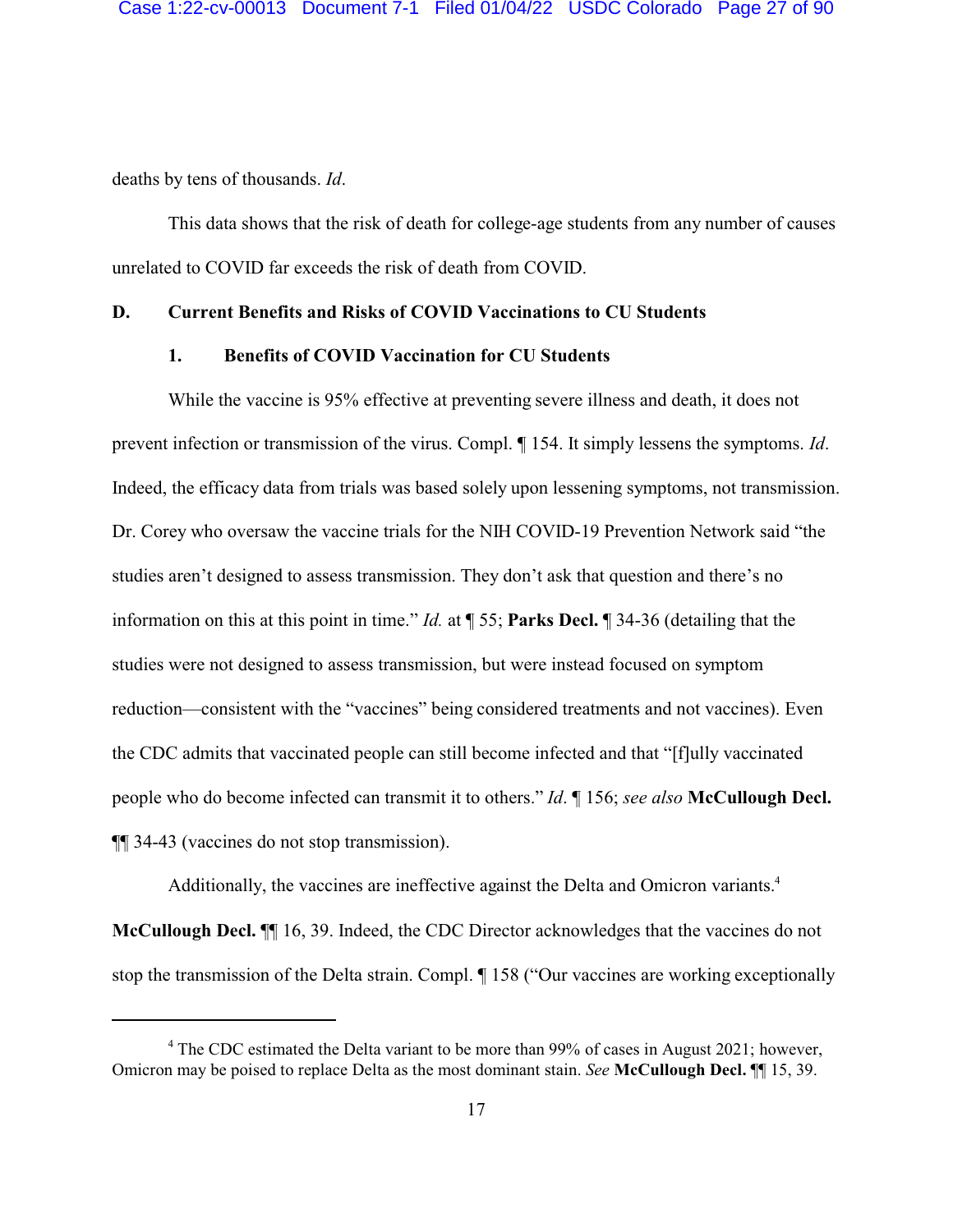deaths by tens of thousands. *Id*.

This data shows that the risk of death for college-age students from any number of causes unrelated to COVID far exceeds the risk of death from COVID.

### D. Current Benefits and Risks of COVID Vaccinations to CU Students

#### 1. Benefits of COVID Vaccination for CU Students

While the vaccine is 95% effective at preventing severe illness and death, it does not prevent infection or transmission of the virus. Compl. ¶ 154. It simply lessens the symptoms. *Id*. Indeed, the efficacy data from trials was based solely upon lessening symptoms, not transmission. Dr. Corey who oversaw the vaccine trials for the NIH COVID-19 Prevention Network said "the studies aren't designed to assess transmission. They don't ask that question and there's no information on this at this point in time." *Id.* at ¶ 55; **Parks Decl.** ¶ 34-36 (detailing that the studies were not designed to assess transmission, but were instead focused on symptom reduction—consistent with the "vaccines" being considered treatments and not vaccines). Even the CDC admits that vaccinated people can still become infected and that "[f]ully vaccinated people who do become infected can transmit it to others." *Id*. ¶ 156; *see also* **McCullough Decl.** ¶¶ 34-43 (vaccines do not stop transmission).

Additionally, the vaccines are ineffective against the Delta and Omicron variants.[4] **McCullough Decl.** ¶¶ 16, 39. Indeed, the CDC Director acknowledges that the vaccines do not stop the transmission of the Delta strain. Compl. ¶ 158 ("Our vaccines are working exceptionally

---

[4] The CDC estimated the Delta variant to be more than 99% of cases in August 2021; however, Omicron may be poised to replace Delta as the most dominant stain. *See* **McCullough Decl.** ¶¶ 15, 39.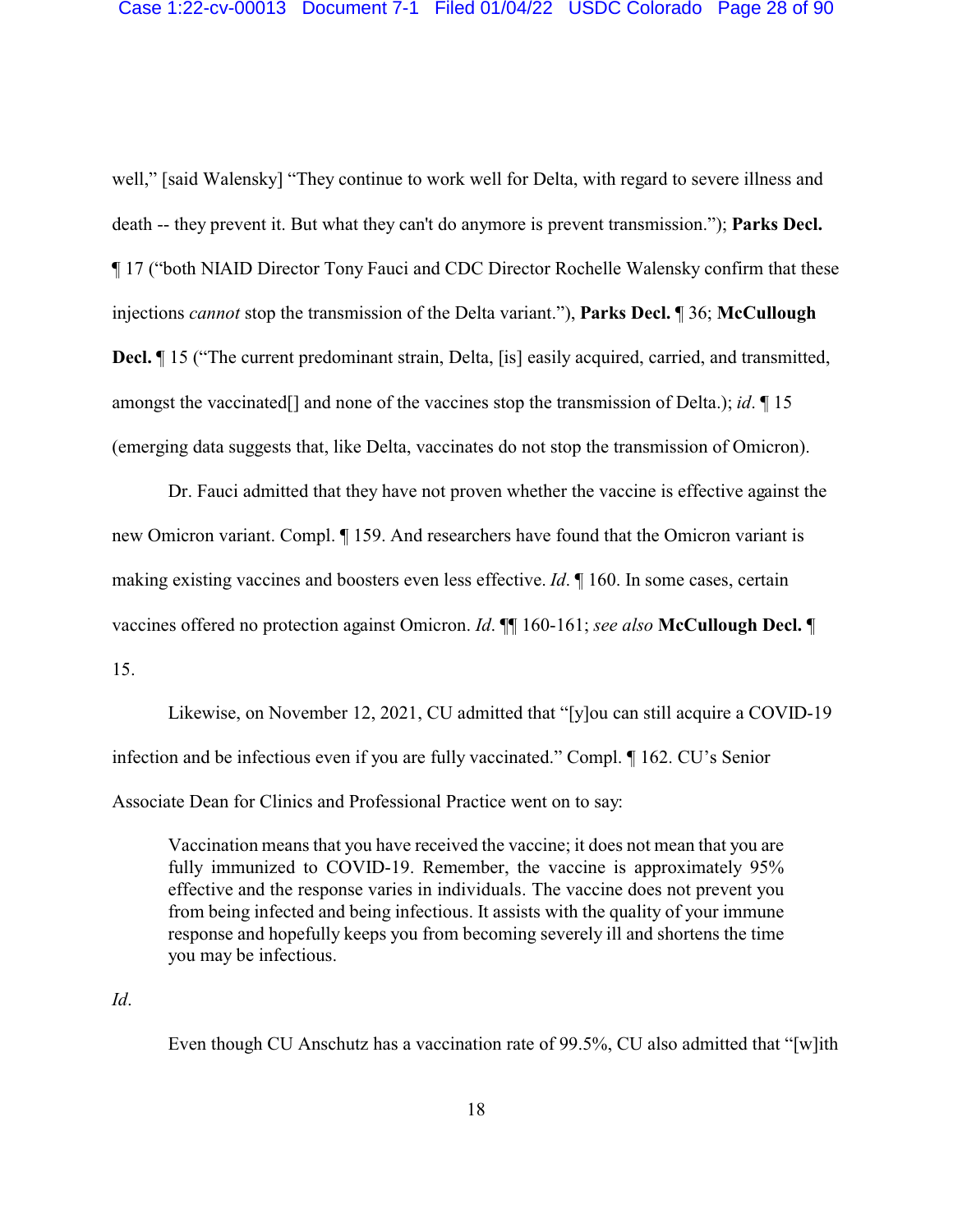well," [said Walensky] "They continue to work well for Delta, with regard to severe illness and death -- they prevent it. But what they can't do anymore is prevent transmission."); **Parks Decl.** ¶ 17 ("both NIAID Director Tony Fauci and CDC Director Rochelle Walensky confirm that these injections *cannot* stop the transmission of the Delta variant."), **Parks Decl.** ¶ 36; **McCullough Decl.** ¶ 15 ("The current predominant strain, Delta, [is] easily acquired, carried, and transmitted, amongst the vaccinated[] and none of the vaccines stop the transmission of Delta.); *id*. ¶ 15 (emerging data suggests that, like Delta, vaccinates do not stop the transmission of Omicron).

Dr. Fauci admitted that they have not proven whether the vaccine is effective against the new Omicron variant. Compl. ¶ 159. And researchers have found that the Omicron variant is making existing vaccines and boosters even less effective. *Id*. ¶ 160. In some cases, certain vaccines offered no protection against Omicron. *Id*. ¶¶ 160-161; *see also* **McCullough Decl.** ¶ 15.

Likewise, on November 12, 2021, CU admitted that "[y]ou can still acquire a COVID-19 infection and be infectious even if you are fully vaccinated." Compl. ¶ 162. CU's Senior Associate Dean for Clinics and Professional Practice went on to say:

> Vaccination means that you have received the vaccine; it does not mean that you are fully immunized to COVID-19. Remember, the vaccine is approximately 95% effective and the response varies in individuals. The vaccine does not prevent you from being infected and being infectious. It assists with the quality of your immune response and hopefully keeps you from becoming severely ill and shortens the time you may be infectious.

*Id*.

Even though CU Anschutz has a vaccination rate of 99.5%, CU also admitted that "[w]ith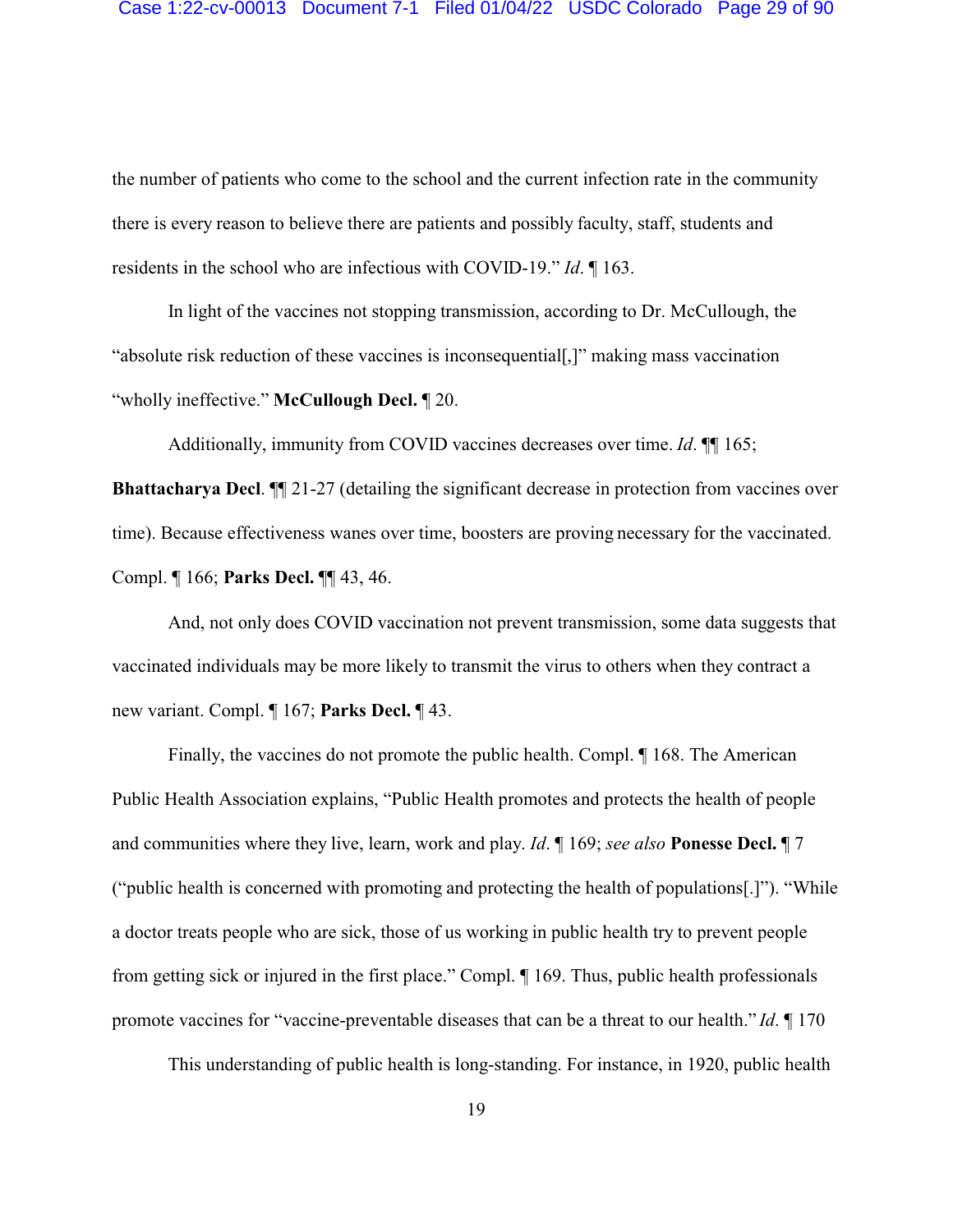the number of patients who come to the school and the current infection rate in the community there is every reason to believe there are patients and possibly faculty, staff, students and residents in the school who are infectious with COVID-19." *Id*. ¶ 163.

In light of the vaccines not stopping transmission, according to Dr. McCullough, the "absolute risk reduction of these vaccines is inconsequential[,]" making mass vaccination "wholly ineffective." **McCullough Decl.** ¶ 20.

Additionally, immunity from COVID vaccines decreases over time. *Id*. ¶¶ 165; **Bhattacharya Decl**. ¶¶ 21-27 (detailing the significant decrease in protection from vaccines over time). Because effectiveness wanes over time, boosters are proving necessary for the vaccinated. Compl. ¶ 166; **Parks Decl.** ¶¶ 43, 46.

And, not only does COVID vaccination not prevent transmission, some data suggests that vaccinated individuals may be more likely to transmit the virus to others when they contract a new variant. Compl. ¶ 167; **Parks Decl.** ¶ 43.

Finally, the vaccines do not promote the public health. Compl. ¶ 168. The American Public Health Association explains, "Public Health promotes and protects the health of people and communities where they live, learn, work and play. *Id*. ¶ 169; *see also* **Ponesse Decl.** ¶ 7 ("public health is concerned with promoting and protecting the health of populations[.]"). "While a doctor treats people who are sick, those of us working in public health try to prevent people from getting sick or injured in the first place." Compl. ¶ 169. Thus, public health professionals promote vaccines for "vaccine-preventable diseases that can be a threat to our health." *Id*. ¶ 170

This understanding of public health is long-standing. For instance, in 1920, public health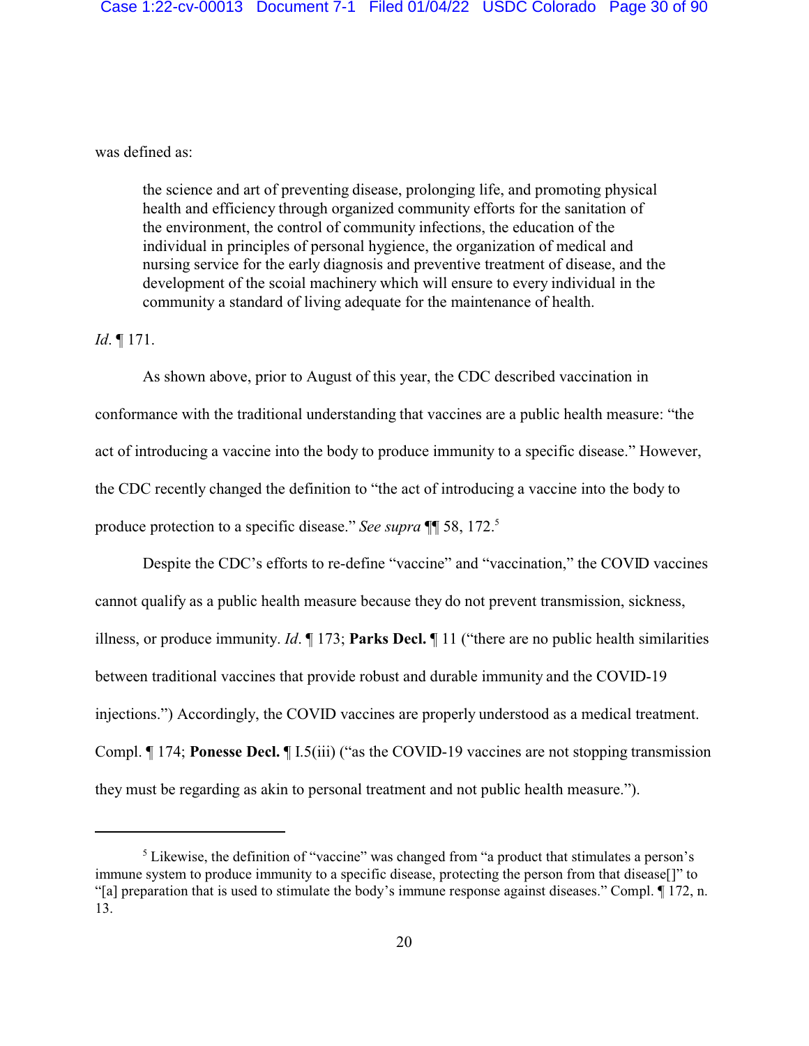was defined as:

> the science and art of preventing disease, prolonging life, and promoting physical health and efficiency through organized community efforts for the sanitation of the environment, the control of community infections, the education of the individual in principles of personal hygiene, the organization of medical and nursing service for the early diagnosis and preventive treatment of disease, and the development of the scoial machinery which will ensure to every individual in the community a standard of living adequate for the maintenance of health.

*Id*. ¶ 171.

As shown above, prior to August of this year, the CDC described vaccination in conformance with the traditional understanding that vaccines are a public health measure: "the act of introducing a vaccine into the body to produce immunity to a specific disease." However, the CDC recently changed the definition to "the act of introducing a vaccine into the body to produce protection to a specific disease." *See supra* ¶¶ 58, 172.[5]

Despite the CDC's efforts to re-define "vaccine" and "vaccination," the COVID vaccines cannot qualify as a public health measure because they do not prevent transmission, sickness, illness, or produce immunity. *Id*. ¶ 173; **Parks Decl.** ¶ 11 ("there are no public health similarities between traditional vaccines that provide robust and durable immunity and the COVID-19 injections.") Accordingly, the COVID vaccines are properly understood as a medical treatment. Compl. ¶ 174; **Ponesse Decl.** ¶ I.5(iii) ("as the COVID-19 vaccines are not stopping transmission they must be regarding as akin to personal treatment and not public health measure.").

---

[5] Likewise, the definition of "vaccine" was changed from "a product that stimulates a person's immune system to produce immunity to a specific disease, protecting the person from that disease[]" to "[a] preparation that is used to stimulate the body's immune response against diseases." Compl. ¶ 172, n. 13.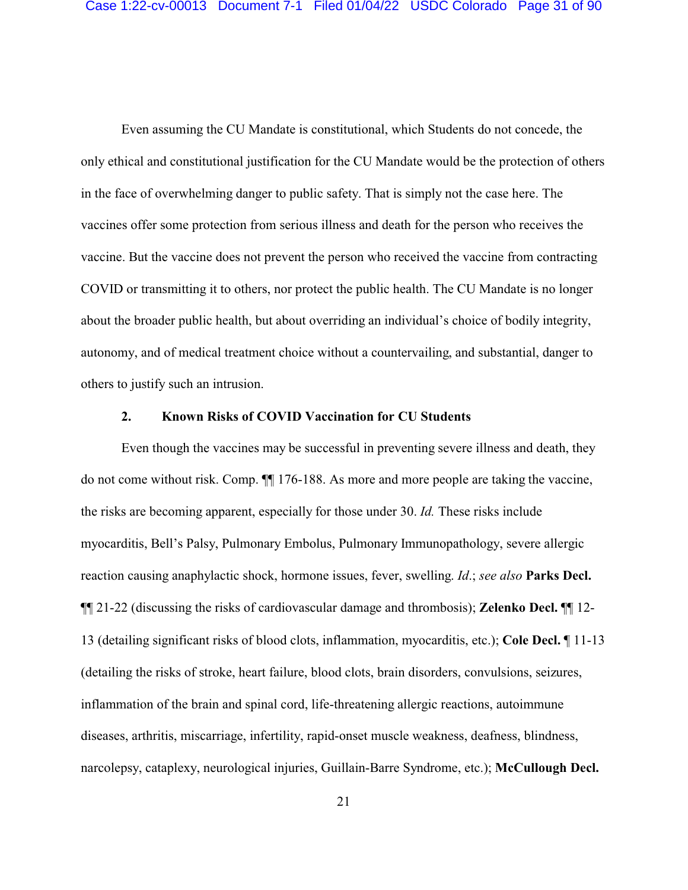Even assuming the CU Mandate is constitutional, which Students do not concede, the only ethical and constitutional justification for the CU Mandate would be the protection of others in the face of overwhelming danger to public safety. That is simply not the case here. The vaccines offer some protection from serious illness and death for the person who receives the vaccine. But the vaccine does not prevent the person who received the vaccine from contracting COVID or transmitting it to others, nor protect the public health. The CU Mandate is no longer about the broader public health, but about overriding an individual's choice of bodily integrity, autonomy, and of medical treatment choice without a countervailing, and substantial, danger to others to justify such an intrusion.

### 2. Known Risks of COVID Vaccination for CU Students

Even though the vaccines may be successful in preventing severe illness and death, they do not come without risk. Comp. ¶¶ 176-188. As more and more people are taking the vaccine, the risks are becoming apparent, especially for those under 30. *Id.* These risks include myocarditis, Bell's Palsy, Pulmonary Embolus, Pulmonary Immunopathology, severe allergic reaction causing anaphylactic shock, hormone issues, fever, swelling. *Id.*; *see also* **Parks Decl.** ¶¶ 21-22 (discussing the risks of cardiovascular damage and thrombosis); **Zelenko Decl.** ¶¶ 12-13 (detailing significant risks of blood clots, inflammation, myocarditis, etc.); **Cole Decl.** ¶ 11-13 (detailing the risks of stroke, heart failure, blood clots, brain disorders, convulsions, seizures, inflammation of the brain and spinal cord, life-threatening allergic reactions, autoimmune diseases, arthritis, miscarriage, infertility, rapid-onset muscle weakness, deafness, blindness, narcolepsy, cataplexy, neurological injuries, Guillain-Barre Syndrome, etc.); **McCullough Decl.**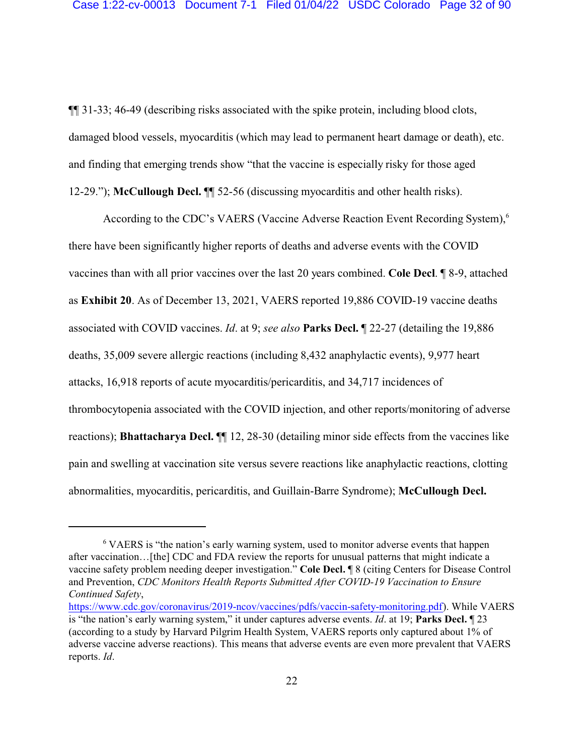¶¶ 31-33; 46-49 (describing risks associated with the spike protein, including blood clots, damaged blood vessels, myocarditis (which may lead to permanent heart damage or death), etc. and finding that emerging trends show "that the vaccine is especially risky for those aged 12-29."); **McCullough Decl.** ¶¶ 52-56 (discussing myocarditis and other health risks).

According to the CDC's VAERS (Vaccine Adverse Reaction Event Recording System),[6] there have been significantly higher reports of deaths and adverse events with the COVID vaccines than with all prior vaccines over the last 20 years combined. **Cole Decl**. ¶ 8-9, attached as **Exhibit 20**. As of December 13, 2021, VAERS reported 19,886 COVID-19 vaccine deaths associated with COVID vaccines. *Id*. at 9; *see also* **Parks Decl.** ¶ 22-27 (detailing the 19,886 deaths, 35,009 severe allergic reactions (including 8,432 anaphylactic events), 9,977 heart attacks, 16,918 reports of acute myocarditis/pericarditis, and 34,717 incidences of thrombocytopenia associated with the COVID injection, and other reports/monitoring of adverse reactions); **Bhattacharya Decl.** ¶¶ 12, 28-30 (detailing minor side effects from the vaccines like pain and swelling at vaccination site versus severe reactions like anaphylactic reactions, clotting abnormalities, myocarditis, pericarditis, and Guillain-Barre Syndrome); **McCullough Decl.**

---

[6] VAERS is "the nation's early warning system, used to monitor adverse events that happen after vaccination…[the] CDC and FDA review the reports for unusual patterns that might indicate a vaccine safety problem needing deeper investigation." **Cole Decl.** ¶ 8 (citing Centers for Disease Control and Prevention, *CDC Monitors Health Reports Submitted After COVID-19 Vaccination to Ensure Continued Safety*, https://www.cdc.gov/coronavirus/2019-ncov/vaccines/pdfs/vaccin-safety-monitoring.pdf). While VAERS is "the nation's early warning system," it under captures adverse events. *Id*. at 19; **Parks Decl.** ¶ 23 (according to a study by Harvard Pilgrim Health System, VAERS reports only captured about 1% of adverse vaccine adverse reactions). This means that adverse events are even more prevalent that VAERS reports. *Id*.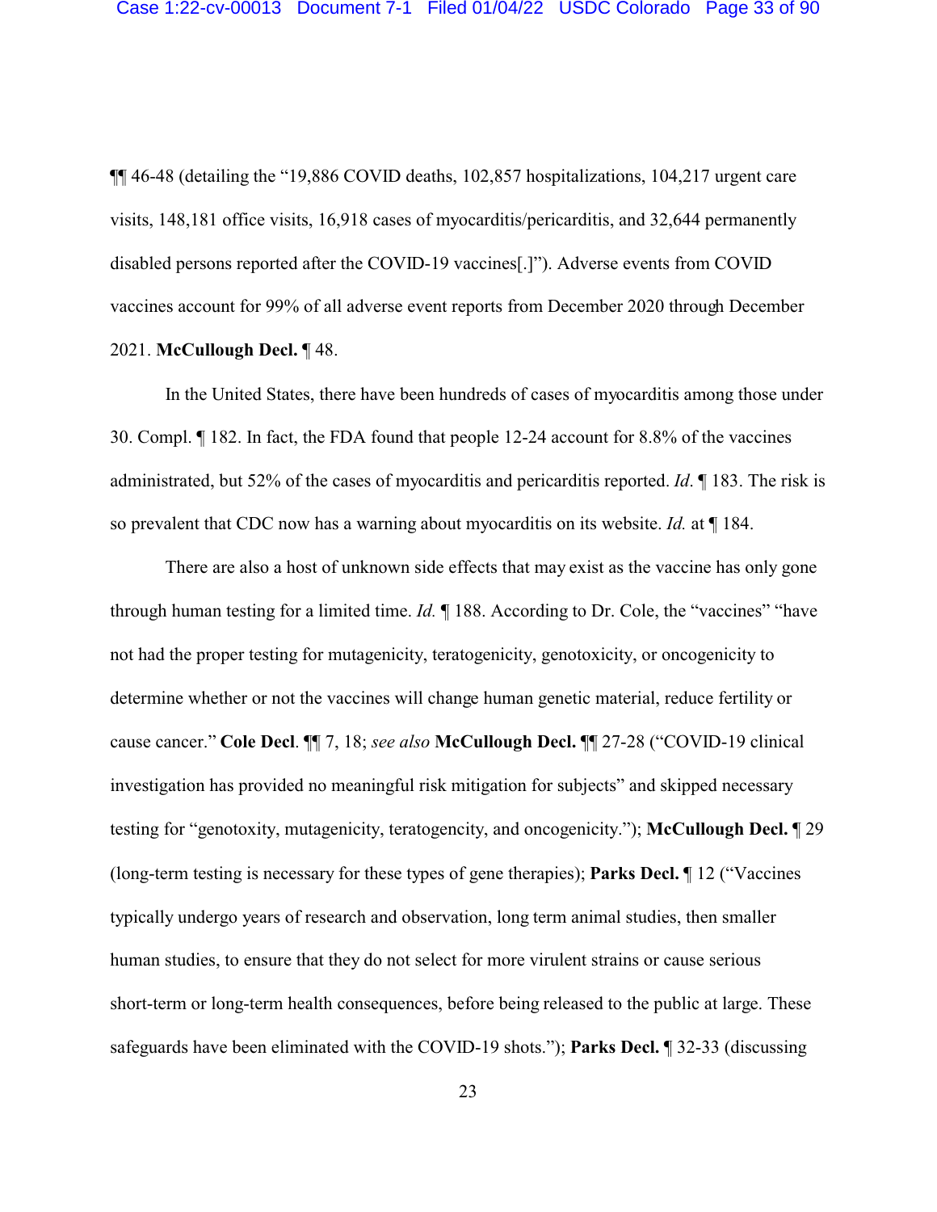¶¶ 46-48 (detailing the "19,886 COVID deaths, 102,857 hospitalizations, 104,217 urgent care visits, 148,181 office visits, 16,918 cases of myocarditis/pericarditis, and 32,644 permanently disabled persons reported after the COVID-19 vaccines[.]"). Adverse events from COVID vaccines account for 99% of all adverse event reports from December 2020 through December 2021. **McCullough Decl.** ¶ 48.

In the United States, there have been hundreds of cases of myocarditis among those under 30. Compl. ¶ 182. In fact, the FDA found that people 12-24 account for 8.8% of the vaccines administrated, but 52% of the cases of myocarditis and pericarditis reported. *Id*. ¶ 183. The risk is so prevalent that CDC now has a warning about myocarditis on its website. *Id.* at ¶ 184.

There are also a host of unknown side effects that may exist as the vaccine has only gone through human testing for a limited time. *Id.* ¶ 188. According to Dr. Cole, the "vaccines" "have not had the proper testing for mutagenicity, teratogenicity, genotoxicity, or oncogenicity to determine whether or not the vaccines will change human genetic material, reduce fertility or cause cancer." **Cole Decl**. ¶¶ 7, 18; *see also* **McCullough Decl.** ¶¶ 27-28 ("COVID-19 clinical investigation has provided no meaningful risk mitigation for subjects" and skipped necessary testing for "genotoxity, mutagenicity, teratogencity, and oncogenicity."); **McCullough Decl.** ¶ 29 (long-term testing is necessary for these types of gene therapies); **Parks Decl.** ¶ 12 ("Vaccines typically undergo years of research and observation, long term animal studies, then smaller human studies, to ensure that they do not select for more virulent strains or cause serious short-term or long-term health consequences, before being released to the public at large. These safeguards have been eliminated with the COVID-19 shots."); **Parks Decl.** ¶ 32-33 (discussing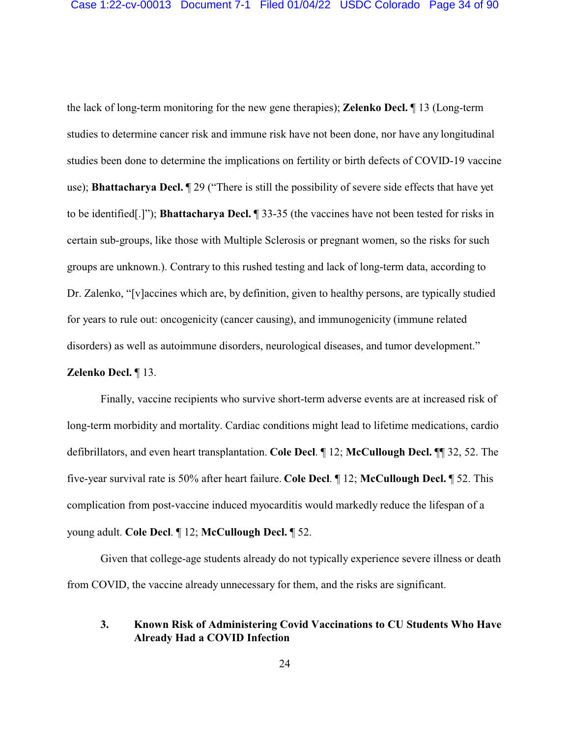the lack of long-term monitoring for the new gene therapies); **Zelenko Decl.** ¶ 13 (Long-term studies to determine cancer risk and immune risk have not been done, nor have any longitudinal studies been done to determine the implications on fertility or birth defects of COVID-19 vaccine use); **Bhattacharya Decl.** ¶ 29 ("There is still the possibility of severe side effects that have yet to be identified[.]"); **Bhattacharya Decl.** ¶ 33-35 (the vaccines have not been tested for risks in certain sub-groups, like those with Multiple Sclerosis or pregnant women, so the risks for such groups are unknown.). Contrary to this rushed testing and lack of long-term data, according to Dr. Zalenko, "[v]accines which are, by definition, given to healthy persons, are typically studied for years to rule out: oncogenicity (cancer causing), and immunogenicity (immune related disorders) as well as autoimmune disorders, neurological diseases, and tumor development." **Zelenko Decl.** ¶ 13.

Finally, vaccine recipients who survive short-term adverse events are at increased risk of long-term morbidity and mortality. Cardiac conditions might lead to lifetime medications, cardio defibrillators, and even heart transplantation. **Cole Decl**. ¶ 12; **McCullough Decl.** ¶¶ 32, 52. The five-year survival rate is 50% after heart failure. **Cole Decl**. ¶ 12; **McCullough Decl.** ¶ 52. This complication from post-vaccine induced myocarditis would markedly reduce the lifespan of a young adult. **Cole Decl**. ¶ 12; **McCullough Decl.** ¶ 52.

Given that college-age students already do not typically experience severe illness or death from COVID, the vaccine already unnecessary for them, and the risks are significant.

### 3. Known Risk of Administering Covid Vaccinations to CU Students Who Have Already Had a COVID Infection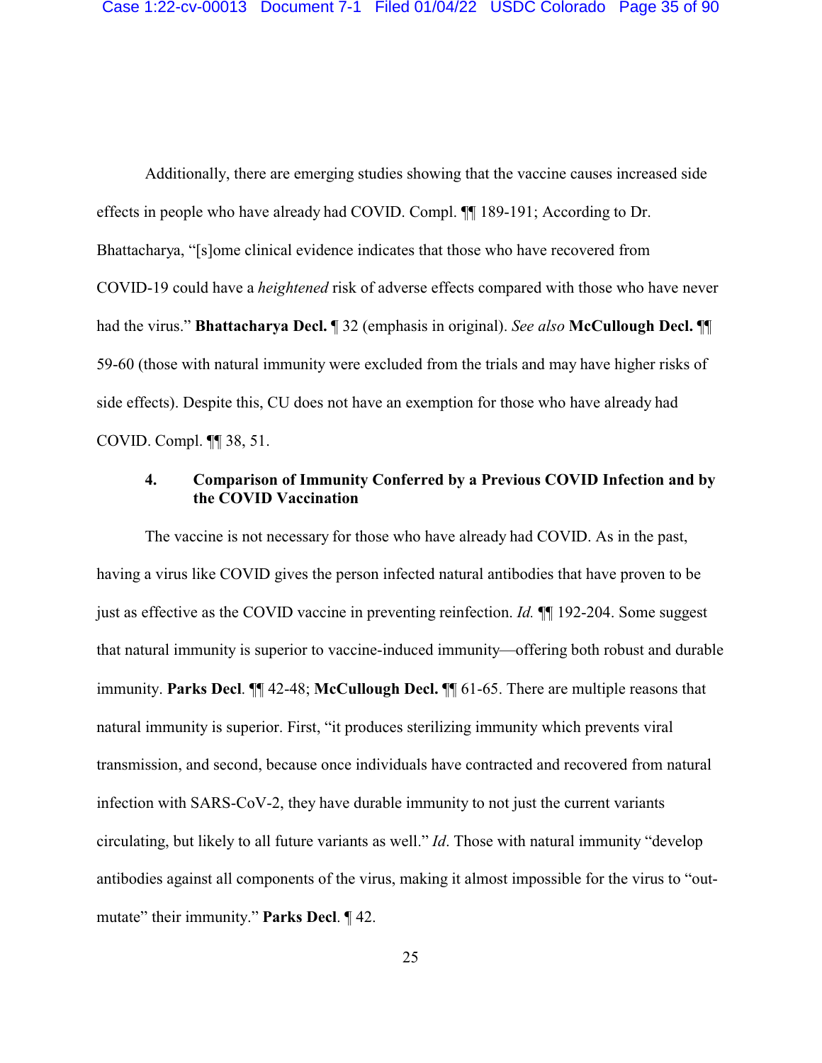Additionally, there are emerging studies showing that the vaccine causes increased side effects in people who have already had COVID. Compl. ¶¶ 189-191; According to Dr. Bhattacharya, "[s]ome clinical evidence indicates that those who have recovered from COVID-19 could have a *heightened* risk of adverse effects compared with those who have never had the virus." **Bhattacharya Decl.** ¶ 32 (emphasis in original). *See also* **McCullough Decl.** ¶¶ 59-60 (those with natural immunity were excluded from the trials and may have higher risks of side effects). Despite this, CU does not have an exemption for those who have already had COVID. Compl. ¶¶ 38, 51.

#### 4. Comparison of Immunity Conferred by a Previous COVID Infection and by the COVID Vaccination

The vaccine is not necessary for those who have already had COVID. As in the past, having a virus like COVID gives the person infected natural antibodies that have proven to be just as effective as the COVID vaccine in preventing reinfection. *Id.* ¶¶ 192-204. Some suggest that natural immunity is superior to vaccine-induced immunity—offering both robust and durable immunity. **Parks Decl**. ¶¶ 42-48; **McCullough Decl.** ¶¶ 61-65. There are multiple reasons that natural immunity is superior. First, "it produces sterilizing immunity which prevents viral transmission, and second, because once individuals have contracted and recovered from natural infection with SARS-CoV-2, they have durable immunity to not just the current variants circulating, but likely to all future variants as well." *Id*. Those with natural immunity "develop antibodies against all components of the virus, making it almost impossible for the virus to "out-mutate" their immunity." **Parks Decl**. ¶ 42.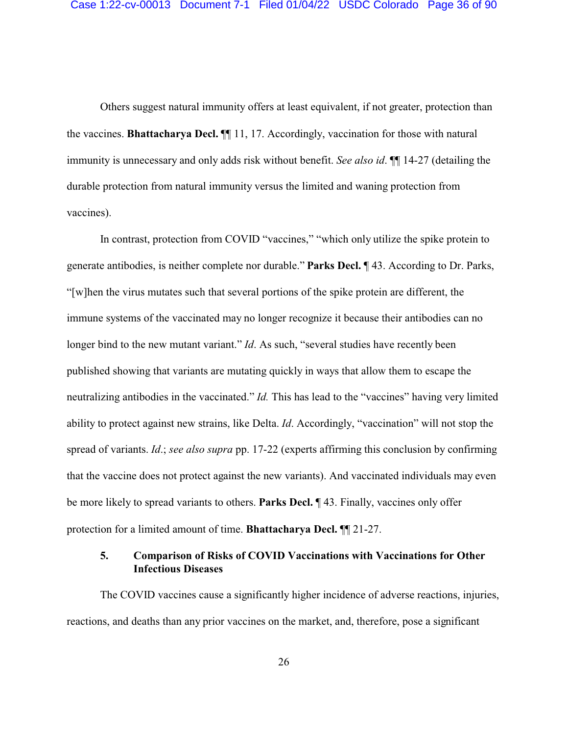Others suggest natural immunity offers at least equivalent, if not greater, protection than the vaccines. **Bhattacharya Decl.** ¶¶ 11, 17. Accordingly, vaccination for those with natural immunity is unnecessary and only adds risk without benefit. *See also id*. ¶¶ 14-27 (detailing the durable protection from natural immunity versus the limited and waning protection from vaccines).

In contrast, protection from COVID "vaccines," "which only utilize the spike protein to generate antibodies, is neither complete nor durable." **Parks Decl.** ¶ 43. According to Dr. Parks, "[w]hen the virus mutates such that several portions of the spike protein are different, the immune systems of the vaccinated may no longer recognize it because their antibodies can no longer bind to the new mutant variant." *Id*. As such, "several studies have recently been published showing that variants are mutating quickly in ways that allow them to escape the neutralizing antibodies in the vaccinated." *Id.* This has lead to the "vaccines" having very limited ability to protect against new strains, like Delta. *Id*. Accordingly, "vaccination" will not stop the spread of variants. *Id*.; *see also supra* pp. 17-22 (experts affirming this conclusion by confirming that the vaccine does not protect against the new variants). And vaccinated individuals may even be more likely to spread variants to others. **Parks Decl.** ¶ 43. Finally, vaccines only offer protection for a limited amount of time. **Bhattacharya Decl.** ¶¶ 21-27.

### 5. Comparison of Risks of COVID Vaccinations with Vaccinations for Other Infectious Diseases

The COVID vaccines cause a significantly higher incidence of adverse reactions, injuries, reactions, and deaths than any prior vaccines on the market, and, therefore, pose a significant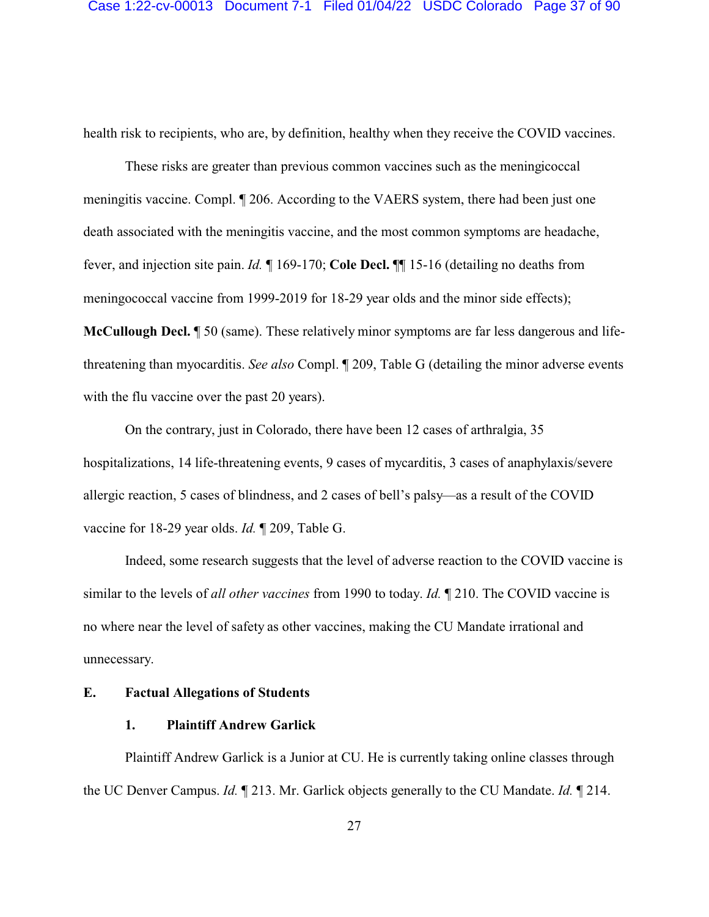health risk to recipients, who are, by definition, healthy when they receive the COVID vaccines.

These risks are greater than previous common vaccines such as the meningicoccal meningitis vaccine. Compl. ¶ 206. According to the VAERS system, there had been just one death associated with the meningitis vaccine, and the most common symptoms are headache, fever, and injection site pain. *Id.* ¶ 169-170; **Cole Decl.** ¶¶ 15-16 (detailing no deaths from meningococcal vaccine from 1999-2019 for 18-29 year olds and the minor side effects); **McCullough Decl.** ¶ 50 (same). These relatively minor symptoms are far less dangerous and life-threatening than myocarditis. *See also* Compl. ¶ 209, Table G (detailing the minor adverse events with the flu vaccine over the past 20 years).

On the contrary, just in Colorado, there have been 12 cases of arthralgia, 35 hospitalizations, 14 life-threatening events, 9 cases of mycarditis, 3 cases of anaphylaxis/severe allergic reaction, 5 cases of blindness, and 2 cases of bell's palsy—as a result of the COVID vaccine for 18-29 year olds. *Id.* ¶ 209, Table G.

Indeed, some research suggests that the level of adverse reaction to the COVID vaccine is similar to the levels of *all other vaccines* from 1990 to today. *Id.* ¶ 210. The COVID vaccine is no where near the level of safety as other vaccines, making the CU Mandate irrational and unnecessary.

## E. Factual Allegations of Students

### 1. Plaintiff Andrew Garlick

Plaintiff Andrew Garlick is a Junior at CU. He is currently taking online classes through the UC Denver Campus. *Id.* ¶ 213. Mr. Garlick objects generally to the CU Mandate. *Id.* ¶ 214.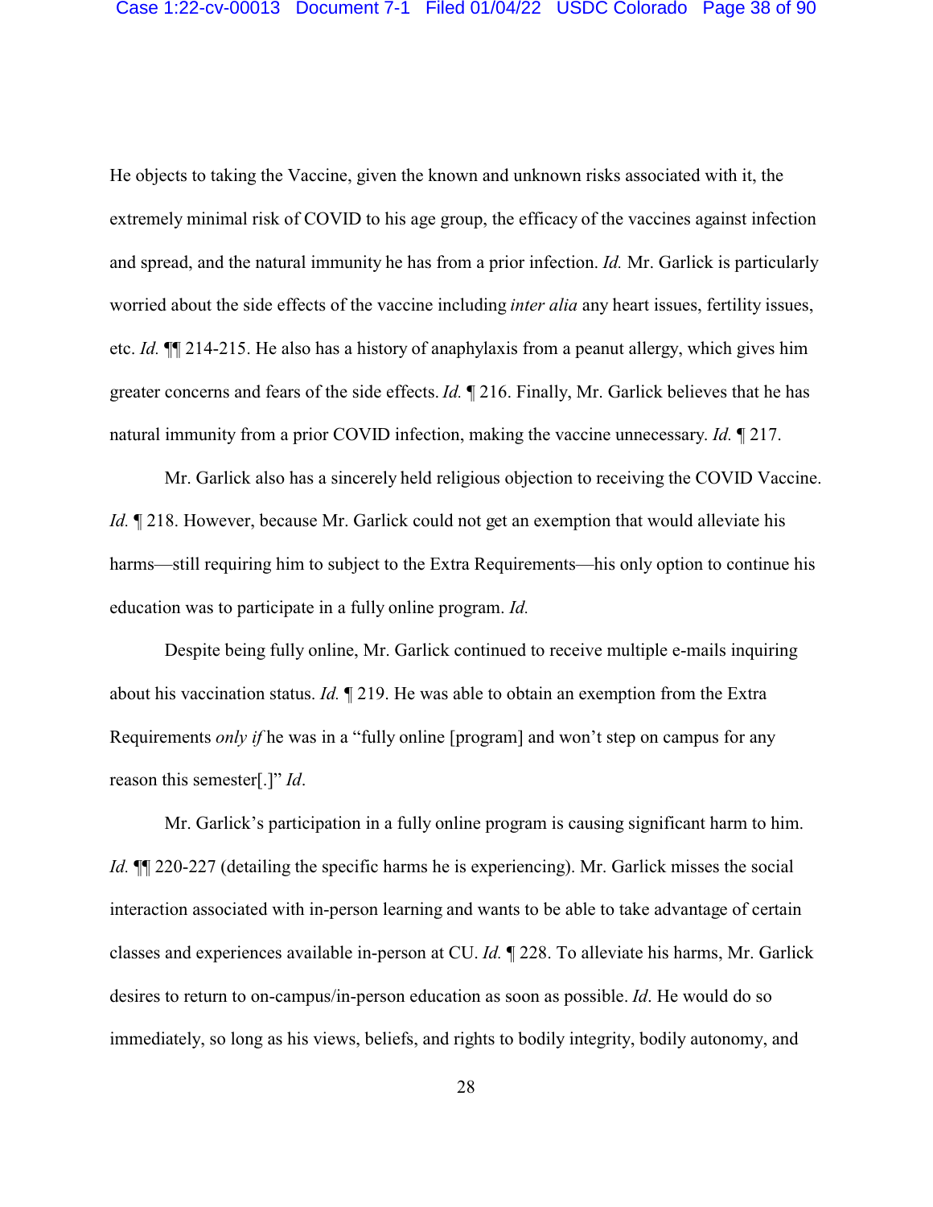He objects to taking the Vaccine, given the known and unknown risks associated with it, the extremely minimal risk of COVID to his age group, the efficacy of the vaccines against infection and spread, and the natural immunity he has from a prior infection. *Id.* Mr. Garlick is particularly worried about the side effects of the vaccine including *inter alia* any heart issues, fertility issues, etc. *Id.* ¶¶ 214-215. He also has a history of anaphylaxis from a peanut allergy, which gives him greater concerns and fears of the side effects. *Id.* ¶ 216. Finally, Mr. Garlick believes that he has natural immunity from a prior COVID infection, making the vaccine unnecessary. *Id.* ¶ 217.

Mr. Garlick also has a sincerely held religious objection to receiving the COVID Vaccine. *Id.* ¶ 218. However, because Mr. Garlick could not get an exemption that would alleviate his harms—still requiring him to subject to the Extra Requirements—his only option to continue his education was to participate in a fully online program. *Id.*

Despite being fully online, Mr. Garlick continued to receive multiple e-mails inquiring about his vaccination status. *Id.* ¶ 219. He was able to obtain an exemption from the Extra Requirements *only if* he was in a "fully online [program] and won't step on campus for any reason this semester[.]" *Id*.

Mr. Garlick's participation in a fully online program is causing significant harm to him. *Id.* ¶¶ 220-227 (detailing the specific harms he is experiencing). Mr. Garlick misses the social interaction associated with in-person learning and wants to be able to take advantage of certain classes and experiences available in-person at CU. *Id.* ¶ 228. To alleviate his harms, Mr. Garlick desires to return to on-campus/in-person education as soon as possible. *Id*. He would do so immediately, so long as his views, beliefs, and rights to bodily integrity, bodily autonomy, and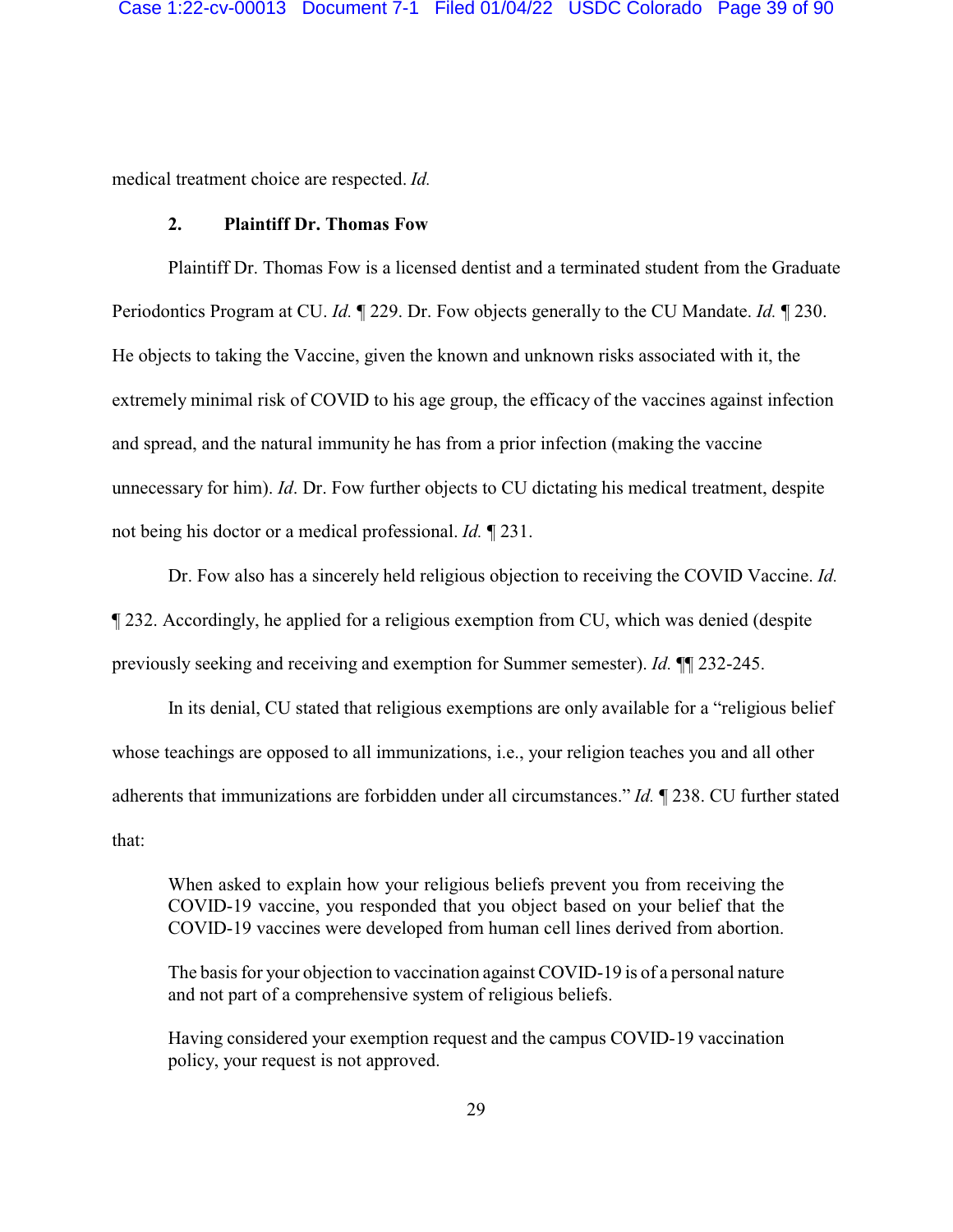medical treatment choice are respected. *Id.*

### 2. Plaintiff Dr. Thomas Fow

Plaintiff Dr. Thomas Fow is a licensed dentist and a terminated student from the Graduate Periodontics Program at CU. *Id.* ¶ 229. Dr. Fow objects generally to the CU Mandate. *Id.* ¶ 230. He objects to taking the Vaccine, given the known and unknown risks associated with it, the extremely minimal risk of COVID to his age group, the efficacy of the vaccines against infection and spread, and the natural immunity he has from a prior infection (making the vaccine unnecessary for him). *Id*. Dr. Fow further objects to CU dictating his medical treatment, despite not being his doctor or a medical professional. *Id.* ¶ 231.

Dr. Fow also has a sincerely held religious objection to receiving the COVID Vaccine. *Id.* ¶ 232. Accordingly, he applied for a religious exemption from CU, which was denied (despite previously seeking and receiving and exemption for Summer semester). *Id.* ¶¶ 232-245.

In its denial, CU stated that religious exemptions are only available for a "religious belief whose teachings are opposed to all immunizations, i.e., your religion teaches you and all other adherents that immunizations are forbidden under all circumstances." *Id.* ¶ 238. CU further stated that:

> When asked to explain how your religious beliefs prevent you from receiving the COVID-19 vaccine, you responded that you object based on your belief that the COVID-19 vaccines were developed from human cell lines derived from abortion.
>
> The basis for your objection to vaccination against COVID-19 is of a personal nature and not part of a comprehensive system of religious beliefs.
>
> Having considered your exemption request and the campus COVID-19 vaccination policy, your request is not approved.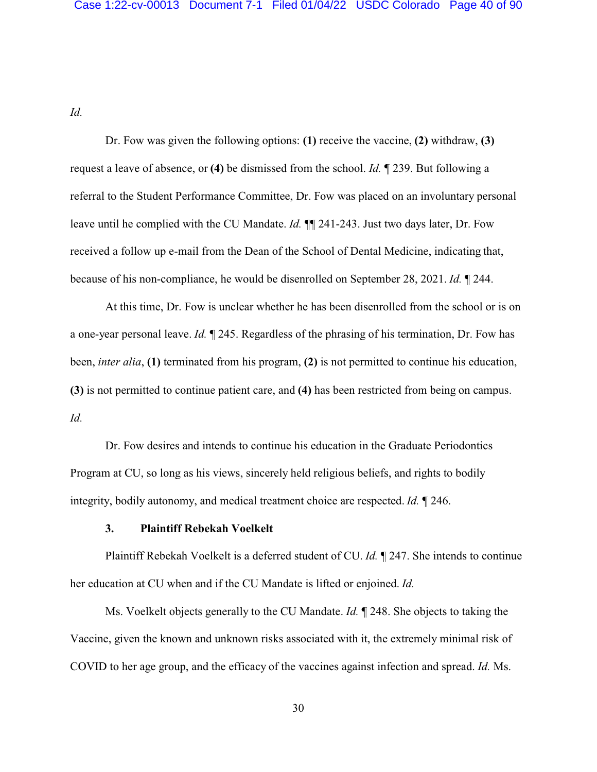*Id.*

Dr. Fow was given the following options: **(1)** receive the vaccine, **(2)** withdraw, **(3)** request a leave of absence, or **(4)** be dismissed from the school. *Id.* ¶ 239. But following a referral to the Student Performance Committee, Dr. Fow was placed on an involuntary personal leave until he complied with the CU Mandate. *Id.* ¶¶ 241-243. Just two days later, Dr. Fow received a follow up e-mail from the Dean of the School of Dental Medicine, indicating that, because of his non-compliance, he would be disenrolled on September 28, 2021. *Id.* ¶ 244.

At this time, Dr. Fow is unclear whether he has been disenrolled from the school or is on a one-year personal leave. *Id.* ¶ 245. Regardless of the phrasing of his termination, Dr. Fow has been, *inter alia*, **(1)** terminated from his program, **(2)** is not permitted to continue his education, **(3)** is not permitted to continue patient care, and **(4)** has been restricted from being on campus. *Id.*

Dr. Fow desires and intends to continue his education in the Graduate Periodontics Program at CU, so long as his views, sincerely held religious beliefs, and rights to bodily integrity, bodily autonomy, and medical treatment choice are respected. *Id.* ¶ 246.

### 3. Plaintiff Rebekah Voelkelt

Plaintiff Rebekah Voelkelt is a deferred student of CU. *Id.* ¶ 247. She intends to continue her education at CU when and if the CU Mandate is lifted or enjoined. *Id.*

Ms. Voelkelt objects generally to the CU Mandate. *Id.* ¶ 248. She objects to taking the Vaccine, given the known and unknown risks associated with it, the extremely minimal risk of COVID to her age group, and the efficacy of the vaccines against infection and spread. *Id.* Ms.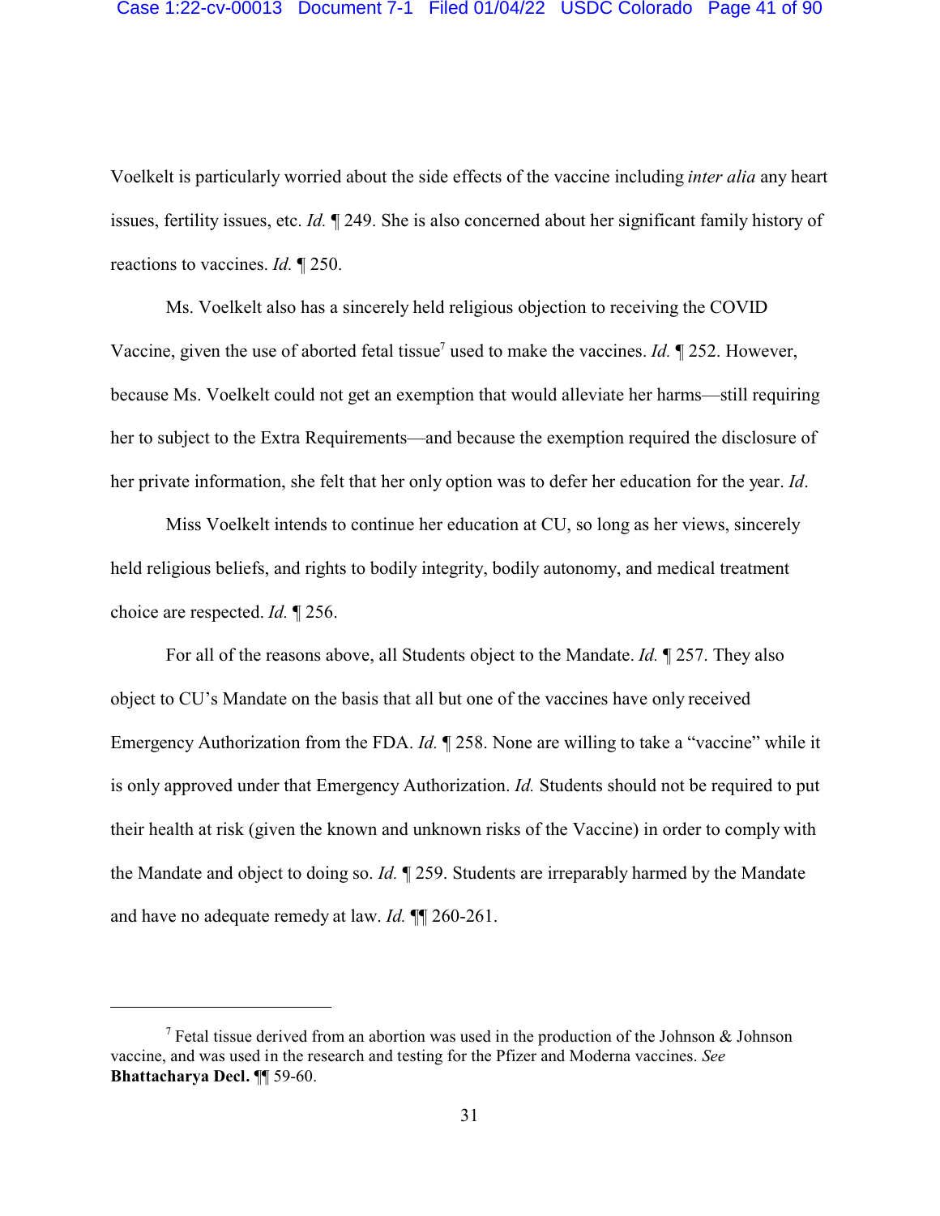Voelkelt is particularly worried about the side effects of the vaccine including *inter alia* any heart issues, fertility issues, etc. *Id.* ¶ 249. She is also concerned about her significant family history of reactions to vaccines. *Id.* ¶ 250.

Ms. Voelkelt also has a sincerely held religious objection to receiving the COVID Vaccine, given the use of aborted fetal tissue[7] used to make the vaccines. *Id.* ¶ 252. However, because Ms. Voelkelt could not get an exemption that would alleviate her harms—still requiring her to subject to the Extra Requirements—and because the exemption required the disclosure of her private information, she felt that her only option was to defer her education for the year. *Id*.

Miss Voelkelt intends to continue her education at CU, so long as her views, sincerely held religious beliefs, and rights to bodily integrity, bodily autonomy, and medical treatment choice are respected. *Id.* ¶ 256.

For all of the reasons above, all Students object to the Mandate. *Id.* ¶ 257. They also object to CU's Mandate on the basis that all but one of the vaccines have only received Emergency Authorization from the FDA. *Id.* ¶ 258. None are willing to take a "vaccine" while it is only approved under that Emergency Authorization. *Id.* Students should not be required to put their health at risk (given the known and unknown risks of the Vaccine) in order to comply with the Mandate and object to doing so. *Id.* ¶ 259. Students are irreparably harmed by the Mandate and have no adequate remedy at law. *Id.* ¶¶ 260-261.

---

[7] Fetal tissue derived from an abortion was used in the production of the Johnson & Johnson vaccine, and was used in the research and testing for the Pfizer and Moderna vaccines. *See* **Bhattacharya Decl.** ¶¶ 59-60.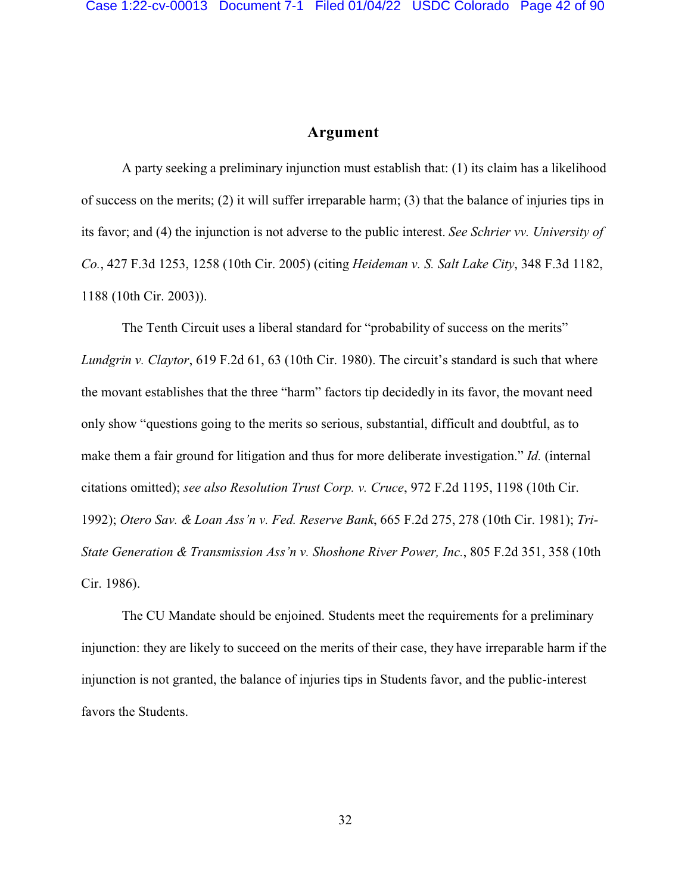## Argument

A party seeking a preliminary injunction must establish that: (1) its claim has a likelihood of success on the merits; (2) it will suffer irreparable harm; (3) that the balance of injuries tips in its favor; and (4) the injunction is not adverse to the public interest. *See Schrier vv. University of Co.*, 427 F.3d 1253, 1258 (10th Cir. 2005) (citing *Heideman v. S. Salt Lake City*, 348 F.3d 1182, 1188 (10th Cir. 2003)).

The Tenth Circuit uses a liberal standard for "probability of success on the merits" *Lundgrin v. Claytor*, 619 F.2d 61, 63 (10th Cir. 1980). The circuit's standard is such that where the movant establishes that the three "harm" factors tip decidedly in its favor, the movant need only show "questions going to the merits so serious, substantial, difficult and doubtful, as to make them a fair ground for litigation and thus for more deliberate investigation." *Id.* (internal citations omitted); *see also Resolution Trust Corp. v. Cruce*, 972 F.2d 1195, 1198 (10th Cir. 1992); *Otero Sav. & Loan Ass'n v. Fed. Reserve Bank*, 665 F.2d 275, 278 (10th Cir. 1981); *Tri-State Generation & Transmission Ass'n v. Shoshone River Power, Inc.*, 805 F.2d 351, 358 (10th Cir. 1986).

The CU Mandate should be enjoined. Students meet the requirements for a preliminary injunction: they are likely to succeed on the merits of their case, they have irreparable harm if the injunction is not granted, the balance of injuries tips in Students favor, and the public-interest favors the Students.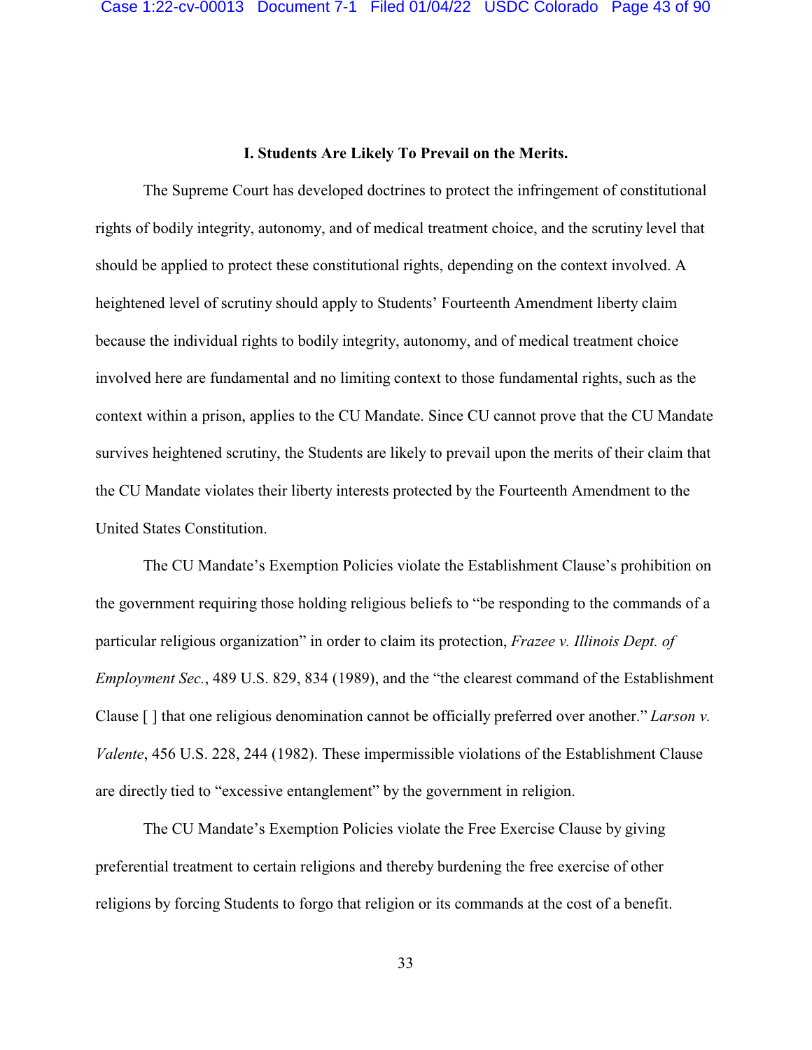## I. Students Are Likely To Prevail on the Merits.

The Supreme Court has developed doctrines to protect the infringement of constitutional rights of bodily integrity, autonomy, and of medical treatment choice, and the scrutiny level that should be applied to protect these constitutional rights, depending on the context involved. A heightened level of scrutiny should apply to Students' Fourteenth Amendment liberty claim because the individual rights to bodily integrity, autonomy, and of medical treatment choice involved here are fundamental and no limiting context to those fundamental rights, such as the context within a prison, applies to the CU Mandate. Since CU cannot prove that the CU Mandate survives heightened scrutiny, the Students are likely to prevail upon the merits of their claim that the CU Mandate violates their liberty interests protected by the Fourteenth Amendment to the United States Constitution.

The CU Mandate's Exemption Policies violate the Establishment Clause's prohibition on the government requiring those holding religious beliefs to "be responding to the commands of a particular religious organization" in order to claim its protection, *Frazee v. Illinois Dept. of Employment Sec.*, 489 U.S. 829, 834 (1989), and the "the clearest command of the Establishment Clause [ ] that one religious denomination cannot be officially preferred over another." *Larson v. Valente*, 456 U.S. 228, 244 (1982). These impermissible violations of the Establishment Clause are directly tied to "excessive entanglement" by the government in religion.

The CU Mandate's Exemption Policies violate the Free Exercise Clause by giving preferential treatment to certain religions and thereby burdening the free exercise of other religions by forcing Students to forgo that religion or its commands at the cost of a benefit.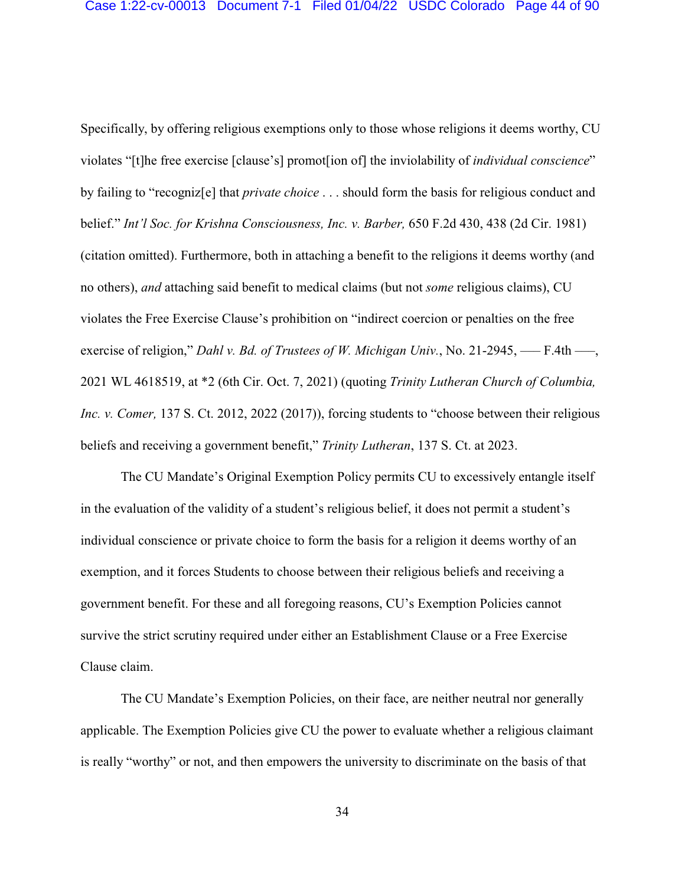Specifically, by offering religious exemptions only to those whose religions it deems worthy, CU violates "[t]he free exercise [clause's] promot[ion of] the inviolability of *individual conscience*" by failing to "recogniz[e] that *private choice* . . . should form the basis for religious conduct and belief." *Int'l Soc. for Krishna Consciousness, Inc. v. Barber,* 650 F.2d 430, 438 (2d Cir. 1981) (citation omitted). Furthermore, both in attaching a benefit to the religions it deems worthy (and no others), *and* attaching said benefit to medical claims (but not *some* religious claims), CU violates the Free Exercise Clause's prohibition on "indirect coercion or penalties on the free exercise of religion," *Dahl v. Bd. of Trustees of W. Michigan Univ.*, No. 21-2945, ––– F.4th –––, 2021 WL 4618519, at *2 (6th Cir. Oct. 7, 2021) (quoting *Trinity Lutheran Church of Columbia, Inc. v. Comer,* 137 S. Ct. 2012, 2022 (2017)), forcing students to "choose between their religious beliefs and receiving a government benefit," *Trinity Lutheran*, 137 S. Ct. at 2023.

The CU Mandate's Original Exemption Policy permits CU to excessively entangle itself in the evaluation of the validity of a student's religious belief, it does not permit a student's individual conscience or private choice to form the basis for a religion it deems worthy of an exemption, and it forces Students to choose between their religious beliefs and receiving a government benefit. For these and all foregoing reasons, CU's Exemption Policies cannot survive the strict scrutiny required under either an Establishment Clause or a Free Exercise Clause claim.

The CU Mandate's Exemption Policies, on their face, are neither neutral nor generally applicable. The Exemption Policies give CU the power to evaluate whether a religious claimant is really "worthy" or not, and then empowers the university to discriminate on the basis of that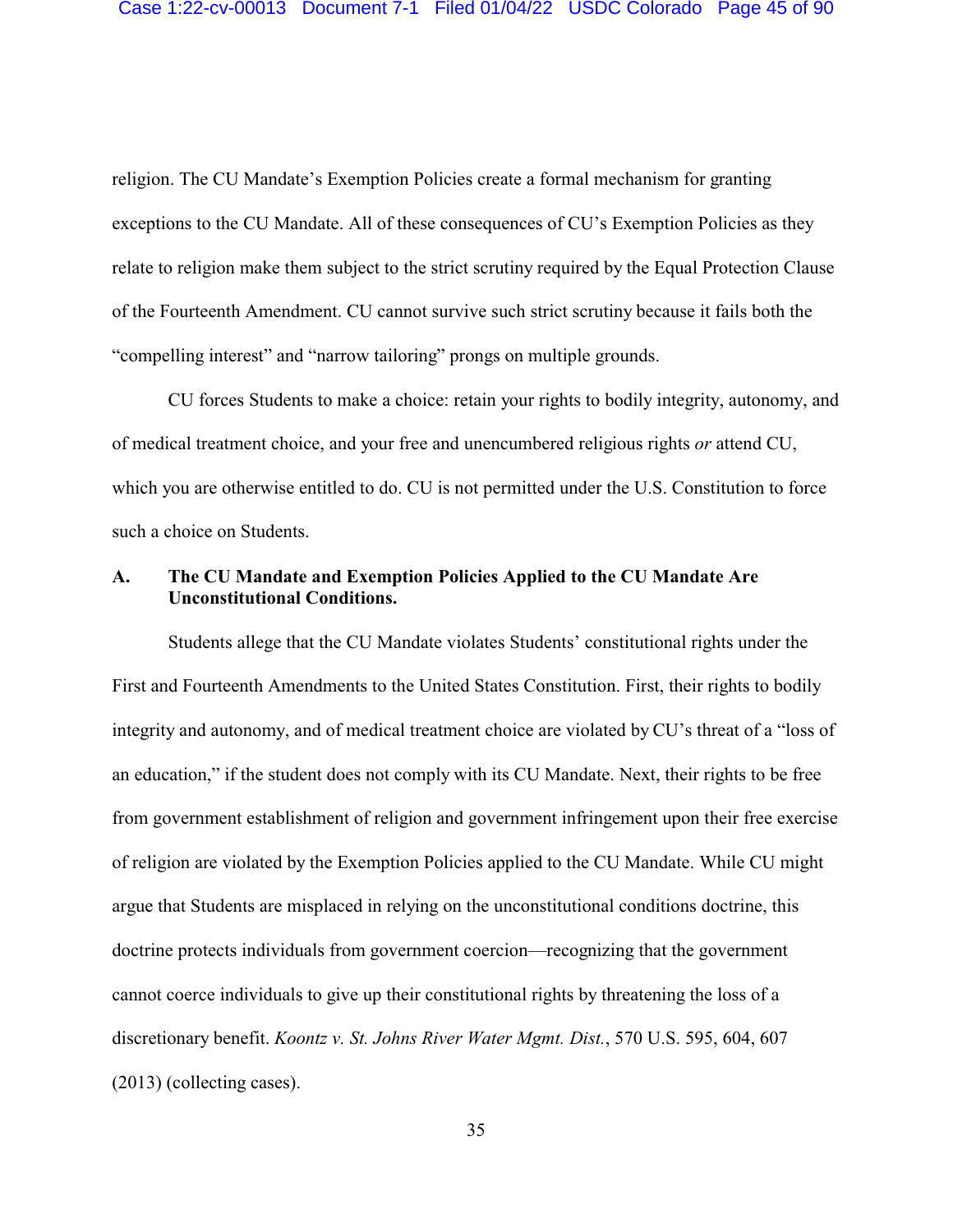religion. The CU Mandate's Exemption Policies create a formal mechanism for granting exceptions to the CU Mandate. All of these consequences of CU's Exemption Policies as they relate to religion make them subject to the strict scrutiny required by the Equal Protection Clause of the Fourteenth Amendment. CU cannot survive such strict scrutiny because it fails both the "compelling interest" and "narrow tailoring" prongs on multiple grounds.

CU forces Students to make a choice: retain your rights to bodily integrity, autonomy, and of medical treatment choice, and your free and unencumbered religious rights *or* attend CU, which you are otherwise entitled to do. CU is not permitted under the U.S. Constitution to force such a choice on Students.

**A. The CU Mandate and Exemption Policies Applied to the CU Mandate Are Unconstitutional Conditions.**

Students allege that the CU Mandate violates Students' constitutional rights under the First and Fourteenth Amendments to the United States Constitution. First, their rights to bodily integrity and autonomy, and of medical treatment choice are violated by CU's threat of a "loss of an education," if the student does not comply with its CU Mandate. Next, their rights to be free from government establishment of religion and government infringement upon their free exercise of religion are violated by the Exemption Policies applied to the CU Mandate. While CU might argue that Students are misplaced in relying on the unconstitutional conditions doctrine, this doctrine protects individuals from government coercion—recognizing that the government cannot coerce individuals to give up their constitutional rights by threatening the loss of a discretionary benefit. *Koontz v. St. Johns River Water Mgmt. Dist.*, 570 U.S. 595, 604, 607 (2013) (collecting cases).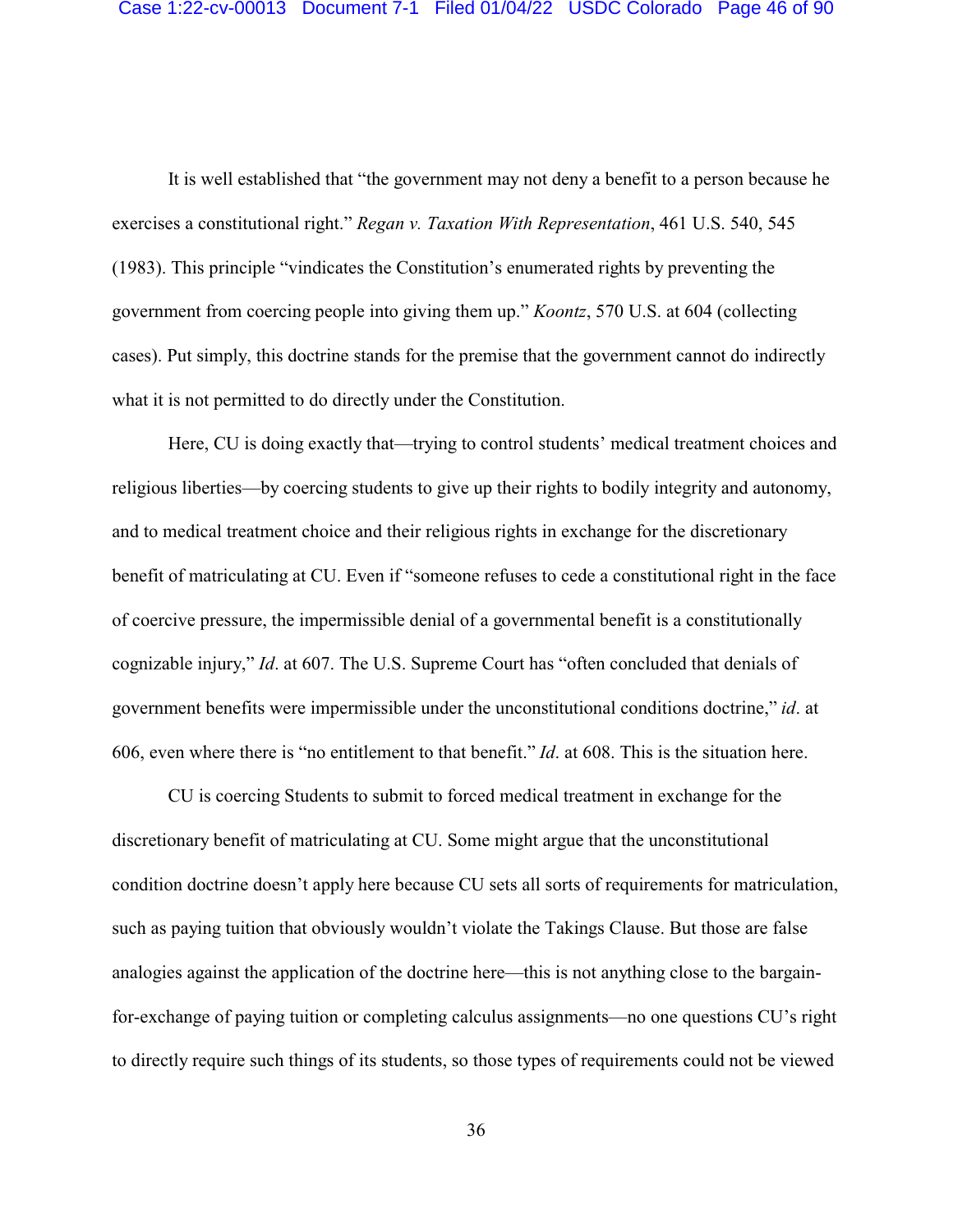It is well established that "the government may not deny a benefit to a person because he exercises a constitutional right." *Regan v. Taxation With Representation*, 461 U.S. 540, 545 (1983). This principle "vindicates the Constitution's enumerated rights by preventing the government from coercing people into giving them up." *Koontz*, 570 U.S. at 604 (collecting cases). Put simply, this doctrine stands for the premise that the government cannot do indirectly what it is not permitted to do directly under the Constitution.

Here, CU is doing exactly that—trying to control students' medical treatment choices and religious liberties—by coercing students to give up their rights to bodily integrity and autonomy, and to medical treatment choice and their religious rights in exchange for the discretionary benefit of matriculating at CU. Even if "someone refuses to cede a constitutional right in the face of coercive pressure, the impermissible denial of a governmental benefit is a constitutionally cognizable injury," *Id*. at 607. The U.S. Supreme Court has "often concluded that denials of government benefits were impermissible under the unconstitutional conditions doctrine," *id*. at 606, even where there is "no entitlement to that benefit." *Id*. at 608. This is the situation here.

CU is coercing Students to submit to forced medical treatment in exchange for the discretionary benefit of matriculating at CU. Some might argue that the unconstitutional condition doctrine doesn't apply here because CU sets all sorts of requirements for matriculation, such as paying tuition that obviously wouldn't violate the Takings Clause. But those are false analogies against the application of the doctrine here—this is not anything close to the bargain-for-exchange of paying tuition or completing calculus assignments—no one questions CU's right to directly require such things of its students, so those types of requirements could not be viewed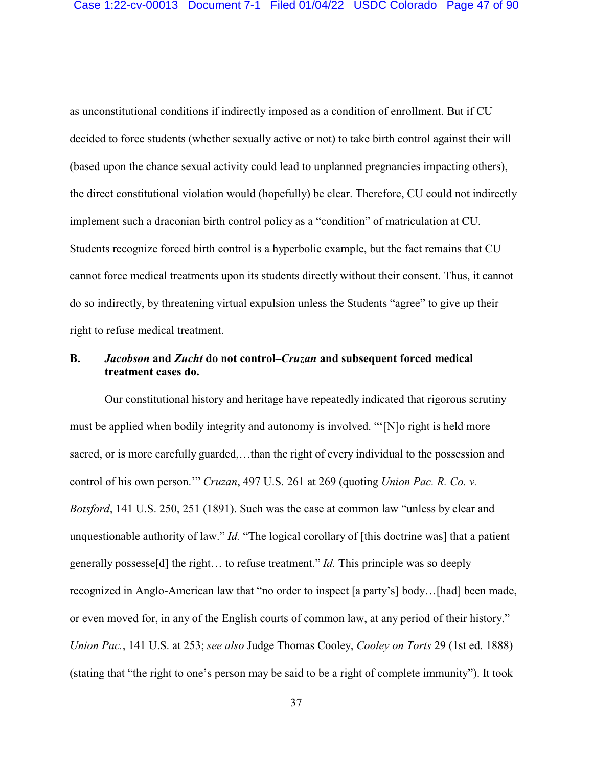as unconstitutional conditions if indirectly imposed as a condition of enrollment. But if CU decided to force students (whether sexually active or not) to take birth control against their will (based upon the chance sexual activity could lead to unplanned pregnancies impacting others), the direct constitutional violation would (hopefully) be clear. Therefore, CU could not indirectly implement such a draconian birth control policy as a "condition" of matriculation at CU. Students recognize forced birth control is a hyperbolic example, but the fact remains that CU cannot force medical treatments upon its students directly without their consent. Thus, it cannot do so indirectly, by threatening virtual expulsion unless the Students "agree" to give up their right to refuse medical treatment.

### B. *Jacobson* and *Zucht* do not control–*Cruzan* and subsequent forced medical treatment cases do.

Our constitutional history and heritage have repeatedly indicated that rigorous scrutiny must be applied when bodily integrity and autonomy is involved. "'[N]o right is held more sacred, or is more carefully guarded,…than the right of every individual to the possession and control of his own person.'" *Cruzan*, 497 U.S. 261 at 269 (quoting *Union Pac. R. Co. v. Botsford*, 141 U.S. 250, 251 (1891). Such was the case at common law "unless by clear and unquestionable authority of law." *Id.* "The logical corollary of [this doctrine was] that a patient generally possesse[d] the right… to refuse treatment." *Id.* This principle was so deeply recognized in Anglo-American law that "no order to inspect [a party's] body…[had] been made, or even moved for, in any of the English courts of common law, at any period of their history." *Union Pac.*, 141 U.S. at 253; *see also* Judge Thomas Cooley, *Cooley on Torts* 29 (1st ed. 1888) (stating that "the right to one's person may be said to be a right of complete immunity"). It took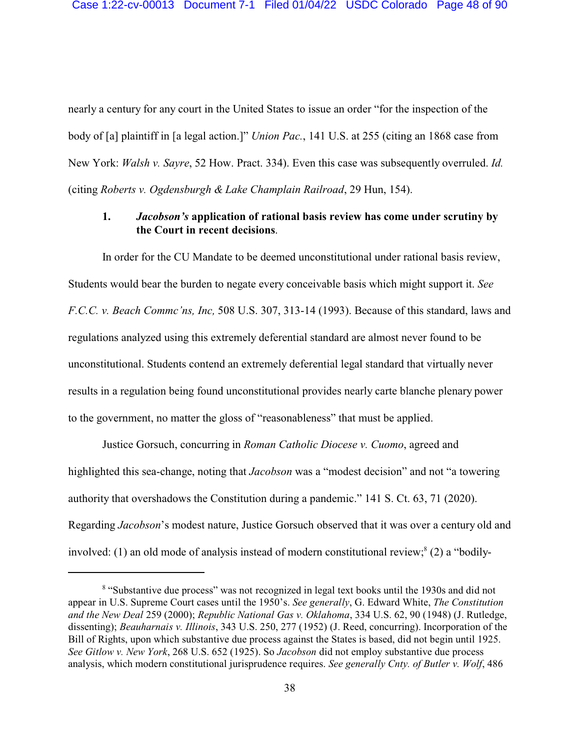nearly a century for any court in the United States to issue an order "for the inspection of the body of [a] plaintiff in [a legal action.]" *Union Pac.*, 141 U.S. at 255 (citing an 1868 case from New York: *Walsh v. Sayre*, 52 How. Pract. 334). Even this case was subsequently overruled. *Id.* (citing *Roberts v. Ogdensburgh & Lake Champlain Railroad*, 29 Hun, 154).

### 1. *Jacobson's* application of rational basis review has come under scrutiny by the Court in recent decisions.

In order for the CU Mandate to be deemed unconstitutional under rational basis review, Students would bear the burden to negate every conceivable basis which might support it. *See F.C.C. v. Beach Commc'ns, Inc,* 508 U.S. 307, 313-14 (1993). Because of this standard, laws and regulations analyzed using this extremely deferential standard are almost never found to be unconstitutional. Students contend an extremely deferential legal standard that virtually never results in a regulation being found unconstitutional provides nearly carte blanche plenary power to the government, no matter the gloss of "reasonableness" that must be applied.

Justice Gorsuch, concurring in *Roman Catholic Diocese v. Cuomo*, agreed and highlighted this sea-change, noting that *Jacobson* was a "modest decision" and not "a towering authority that overshadows the Constitution during a pandemic." 141 S. Ct. 63, 71 (2020). Regarding *Jacobson*'s modest nature, Justice Gorsuch observed that it was over a century old and involved: (1) an old mode of analysis instead of modern constitutional review;[8] (2) a "bodily-

[8] "Substantive due process" was not recognized in legal text books until the 1930s and did not appear in U.S. Supreme Court cases until the 1950's. *See generally*, G. Edward White, *The Constitution and the New Deal* 259 (2000); *Republic National Gas v. Oklahoma*, 334 U.S. 62, 90 (1948) (J. Rutledge, dissenting); *Beauharnais v. Illinois*, 343 U.S. 250, 277 (1952) (J. Reed, concurring). Incorporation of the Bill of Rights, upon which substantive due process against the States is based, did not begin until 1925. *See Gitlow v. New York*, 268 U.S. 652 (1925). So *Jacobson* did not employ substantive due process analysis, which modern constitutional jurisprudence requires. *See generally Cnty. of Butler v. Wolf*, 486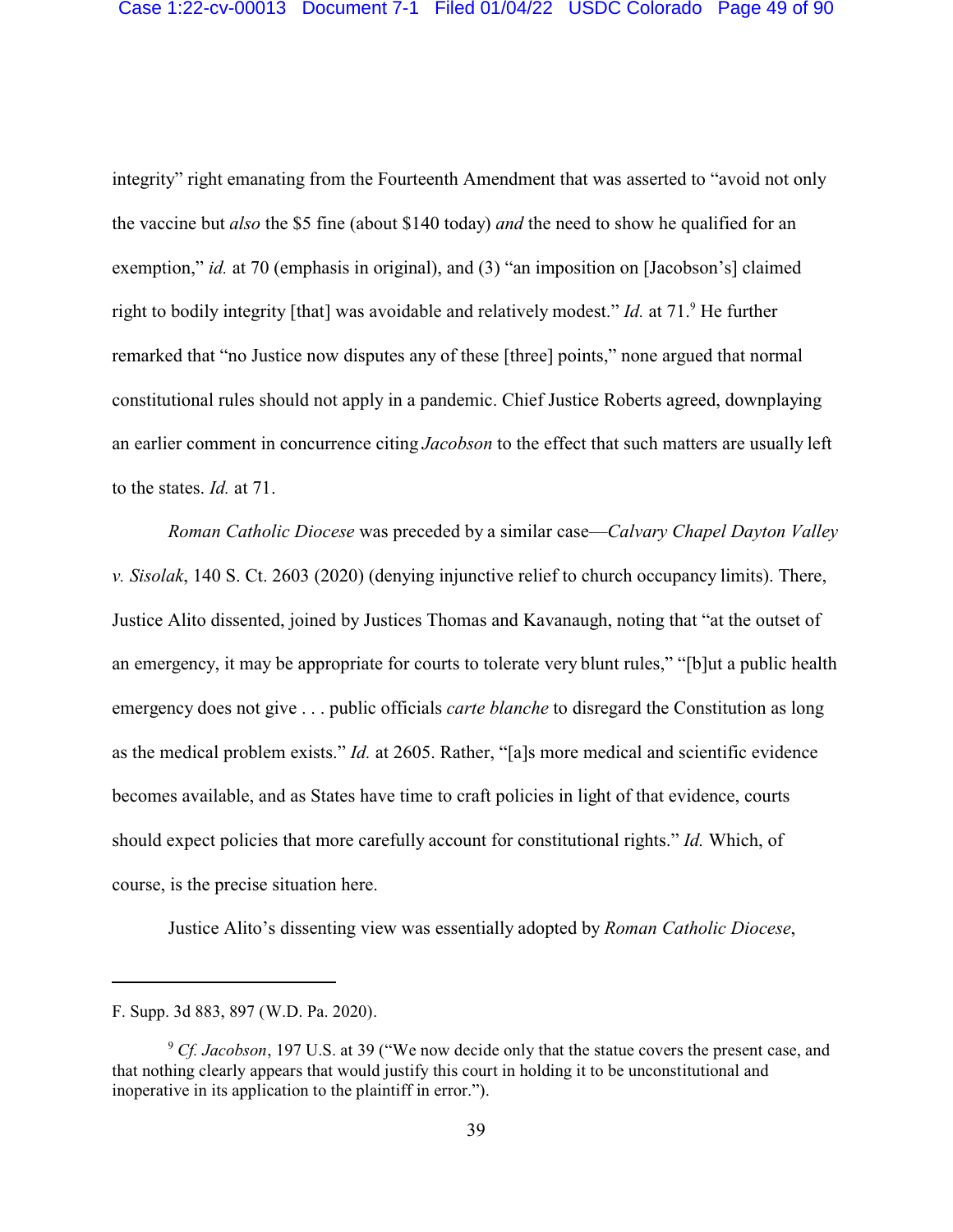integrity" right emanating from the Fourteenth Amendment that was asserted to "avoid not only the vaccine but *also* the $5 fine (about $140 today) *and* the need to show he qualified for an exemption," *id.* at 70 (emphasis in original), and (3) "an imposition on [Jacobson's] claimed right to bodily integrity [that] was avoidable and relatively modest." *Id.* at 71.[9] He further remarked that "no Justice now disputes any of these [three] points," none argued that normal constitutional rules should not apply in a pandemic. Chief Justice Roberts agreed, downplaying an earlier comment in concurrence citing *Jacobson* to the effect that such matters are usually left to the states. *Id.* at 71.

*Roman Catholic Diocese* was preceded by a similar case—*Calvary Chapel Dayton Valley v. Sisolak*, 140 S. Ct. 2603 (2020) (denying injunctive relief to church occupancy limits). There, Justice Alito dissented, joined by Justices Thomas and Kavanaugh, noting that "at the outset of an emergency, it may be appropriate for courts to tolerate very blunt rules," "[b]ut a public health emergency does not give . . . public officials *carte blanche* to disregard the Constitution as long as the medical problem exists." *Id.* at 2605. Rather, "[a]s more medical and scientific evidence becomes available, and as States have time to craft policies in light of that evidence, courts should expect policies that more carefully account for constitutional rights." *Id.* Which, of course, is the precise situation here.

Justice Alito's dissenting view was essentially adopted by *Roman Catholic Diocese*,

---

F. Supp. 3d 883, 897 (W.D. Pa. 2020).

[9] *Cf. Jacobson*, 197 U.S. at 39 ("We now decide only that the statue covers the present case, and that nothing clearly appears that would justify this court in holding it to be unconstitutional and inoperative in its application to the plaintiff in error.").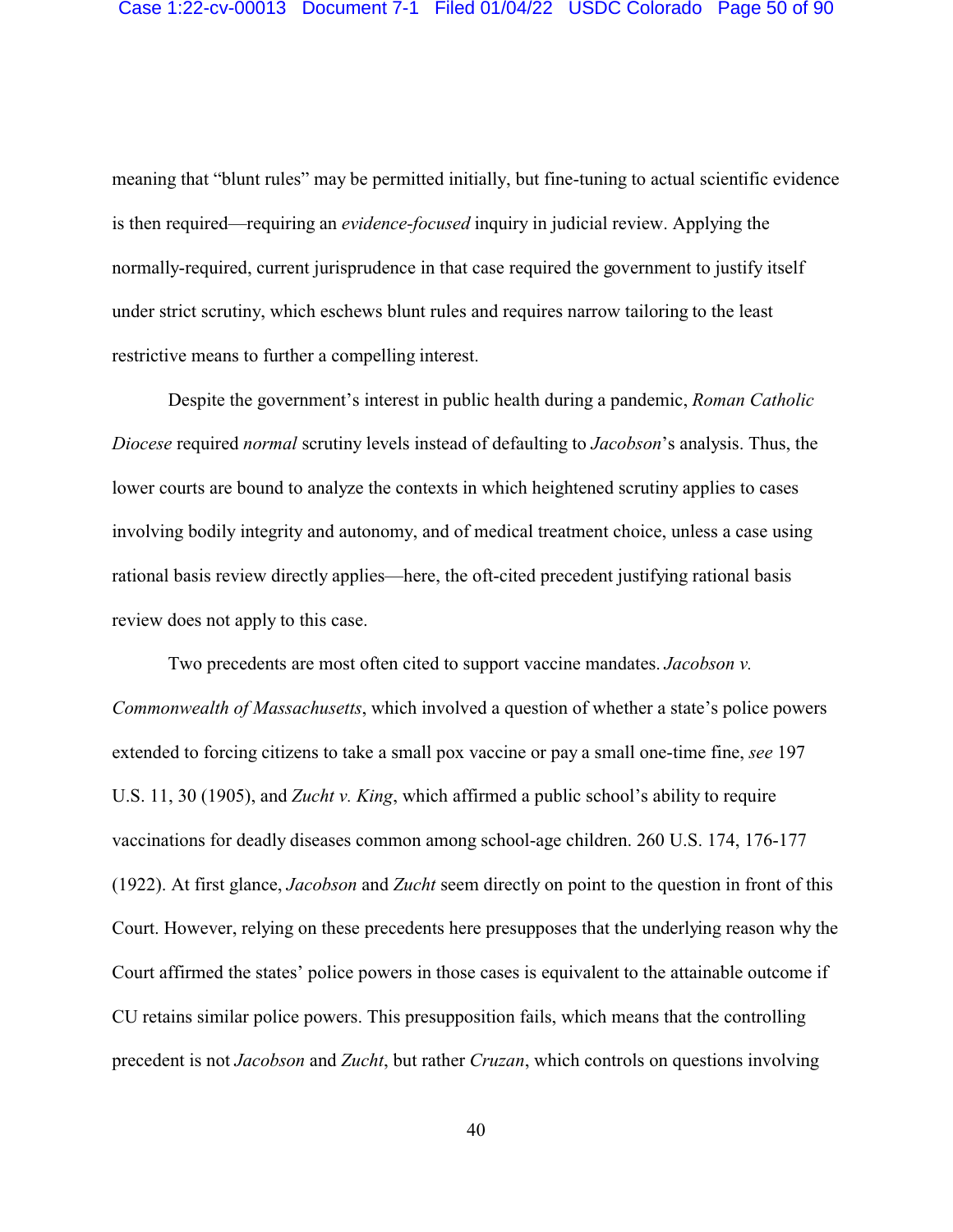meaning that "blunt rules" may be permitted initially, but fine-tuning to actual scientific evidence is then required—requiring an *evidence-focused* inquiry in judicial review. Applying the normally-required, current jurisprudence in that case required the government to justify itself under strict scrutiny, which eschews blunt rules and requires narrow tailoring to the least restrictive means to further a compelling interest.

Despite the government's interest in public health during a pandemic, *Roman Catholic Diocese* required *normal* scrutiny levels instead of defaulting to *Jacobson*'s analysis. Thus, the lower courts are bound to analyze the contexts in which heightened scrutiny applies to cases involving bodily integrity and autonomy, and of medical treatment choice, unless a case using rational basis review directly applies—here, the oft-cited precedent justifying rational basis review does not apply to this case.

Two precedents are most often cited to support vaccine mandates. *Jacobson v. Commonwealth of Massachusetts*, which involved a question of whether a state's police powers extended to forcing citizens to take a small pox vaccine or pay a small one-time fine, *see* 197 U.S. 11, 30 (1905), and *Zucht v. King*, which affirmed a public school's ability to require vaccinations for deadly diseases common among school-age children. 260 U.S. 174, 176-177 (1922). At first glance, *Jacobson* and *Zucht* seem directly on point to the question in front of this Court. However, relying on these precedents here presupposes that the underlying reason why the Court affirmed the states' police powers in those cases is equivalent to the attainable outcome if CU retains similar police powers. This presupposition fails, which means that the controlling precedent is not *Jacobson* and *Zucht*, but rather *Cruzan*, which controls on questions involving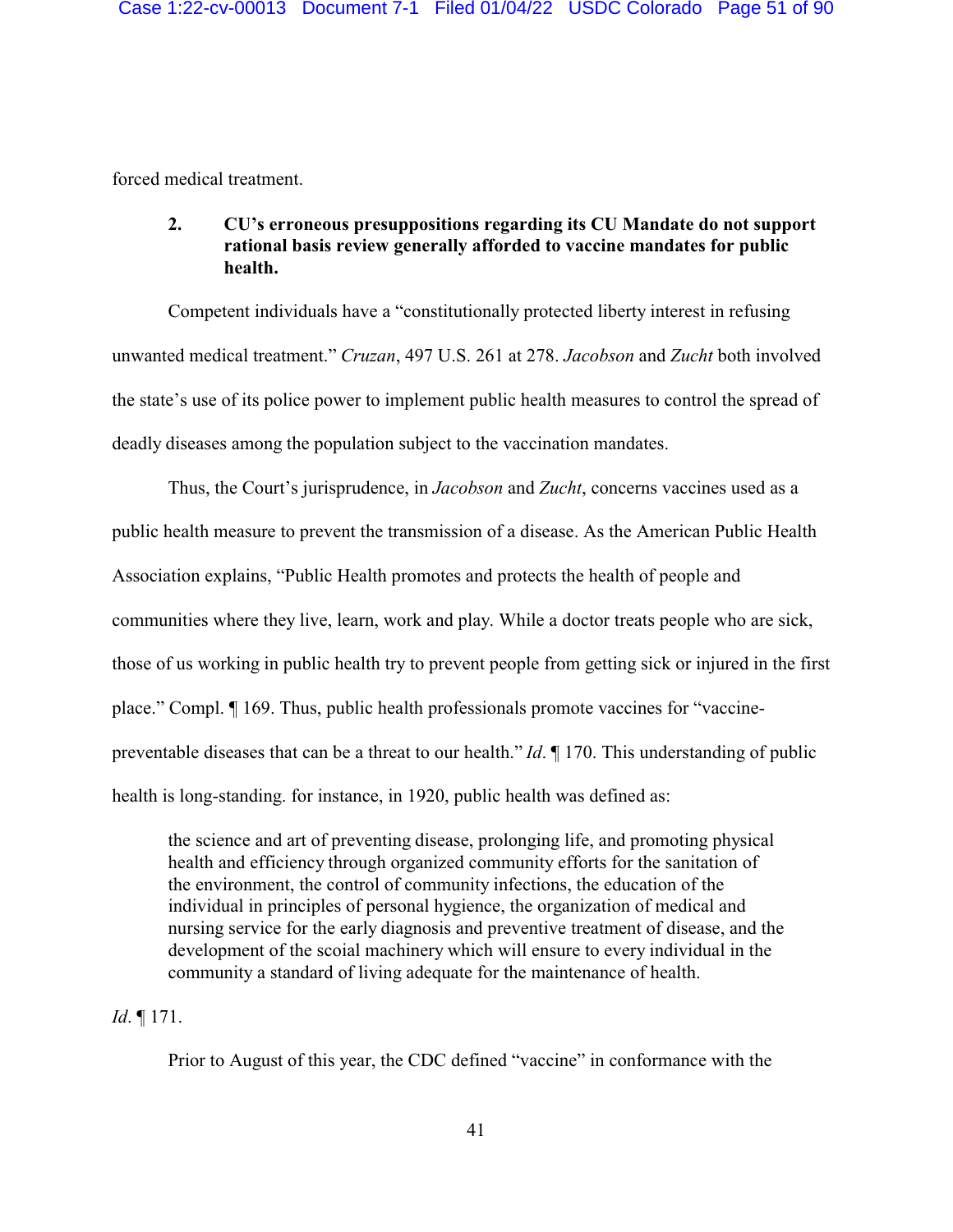forced medical treatment.

### 2. CU's erroneous presuppositions regarding its CU Mandate do not support rational basis review generally afforded to vaccine mandates for public health.

Competent individuals have a "constitutionally protected liberty interest in refusing unwanted medical treatment." *Cruzan*, 497 U.S. 261 at 278. *Jacobson* and *Zucht* both involved the state's use of its police power to implement public health measures to control the spread of deadly diseases among the population subject to the vaccination mandates.

Thus, the Court's jurisprudence, in *Jacobson* and *Zucht*, concerns vaccines used as a public health measure to prevent the transmission of a disease. As the American Public Health Association explains, "Public Health promotes and protects the health of people and communities where they live, learn, work and play. While a doctor treats people who are sick, those of us working in public health try to prevent people from getting sick or injured in the first place." Compl. ¶ 169. Thus, public health professionals promote vaccines for "vaccine-preventable diseases that can be a threat to our health." *Id*. ¶ 170. This understanding of public health is long-standing. for instance, in 1920, public health was defined as:

> the science and art of preventing disease, prolonging life, and promoting physical health and efficiency through organized community efforts for the sanitation of the environment, the control of community infections, the education of the individual in principles of personal hygience, the organization of medical and nursing service for the early diagnosis and preventive treatment of disease, and the development of the scoial machinery which will ensure to every individual in the community a standard of living adequate for the maintenance of health.

*Id*. ¶ 171.

Prior to August of this year, the CDC defined "vaccine" in conformance with the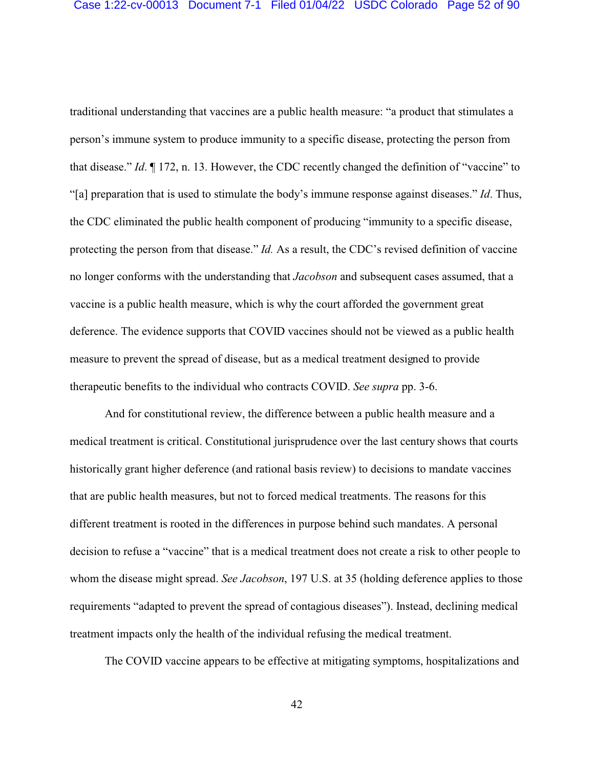traditional understanding that vaccines are a public health measure: "a product that stimulates a person's immune system to produce immunity to a specific disease, protecting the person from that disease." *Id*. ¶ 172, n. 13. However, the CDC recently changed the definition of "vaccine" to "[a] preparation that is used to stimulate the body's immune response against diseases." *Id*. Thus, the CDC eliminated the public health component of producing "immunity to a specific disease, protecting the person from that disease." *Id.* As a result, the CDC's revised definition of vaccine no longer conforms with the understanding that *Jacobson* and subsequent cases assumed, that a vaccine is a public health measure, which is why the court afforded the government great deference. The evidence supports that COVID vaccines should not be viewed as a public health measure to prevent the spread of disease, but as a medical treatment designed to provide therapeutic benefits to the individual who contracts COVID. *See supra* pp. 3-6.

And for constitutional review, the difference between a public health measure and a medical treatment is critical. Constitutional jurisprudence over the last century shows that courts historically grant higher deference (and rational basis review) to decisions to mandate vaccines that are public health measures, but not to forced medical treatments. The reasons for this different treatment is rooted in the differences in purpose behind such mandates. A personal decision to refuse a "vaccine" that is a medical treatment does not create a risk to other people to whom the disease might spread. *See Jacobson*, 197 U.S. at 35 (holding deference applies to those requirements "adapted to prevent the spread of contagious diseases"). Instead, declining medical treatment impacts only the health of the individual refusing the medical treatment.

The COVID vaccine appears to be effective at mitigating symptoms, hospitalizations and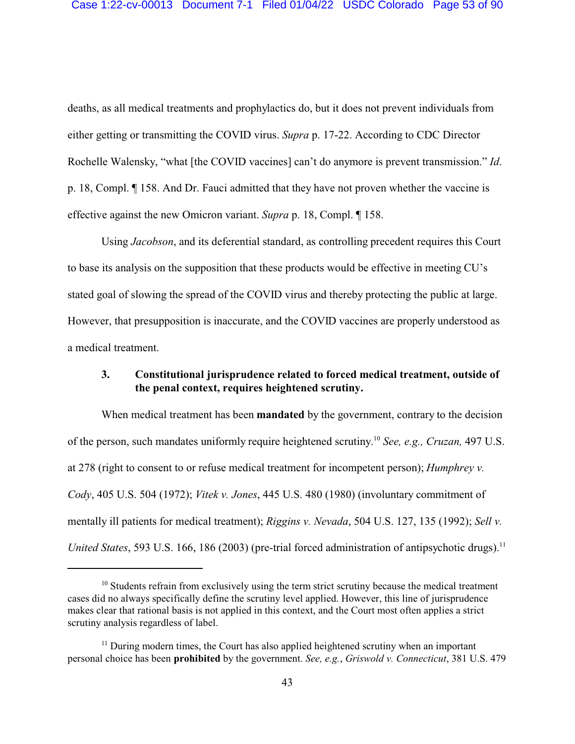deaths, as all medical treatments and prophylactics do, but it does not prevent individuals from either getting or transmitting the COVID virus. *Supra* p. 17-22. According to CDC Director Rochelle Walensky, "what [the COVID vaccines] can't do anymore is prevent transmission." *Id*. p. 18, Compl. ¶ 158. And Dr. Fauci admitted that they have not proven whether the vaccine is effective against the new Omicron variant. *Supra* p. 18, Compl. ¶ 158.

Using *Jacobson*, and its deferential standard, as controlling precedent requires this Court to base its analysis on the supposition that these products would be effective in meeting CU's stated goal of slowing the spread of the COVID virus and thereby protecting the public at large. However, that presupposition is inaccurate, and the COVID vaccines are properly understood as a medical treatment.

**3. Constitutional jurisprudence related to forced medical treatment, outside of the penal context, requires heightened scrutiny.**

When medical treatment has been **mandated** by the government, contrary to the decision of the person, such mandates uniformly require heightened scrutiny.[10] *See, e.g., Cruzan,* 497 U.S. at 278 (right to consent to or refuse medical treatment for incompetent person); *Humphrey v. Cody*, 405 U.S. 504 (1972); *Vitek v. Jones*, 445 U.S. 480 (1980) (involuntary commitment of mentally ill patients for medical treatment); *Riggins v. Nevada*, 504 U.S. 127, 135 (1992); *Sell v. United States*, 593 U.S. 166, 186 (2003) (pre-trial forced administration of antipsychotic drugs).[11]

---

[10] Students refrain from exclusively using the term strict scrutiny because the medical treatment cases did no always specifically define the scrutiny level applied. However, this line of jurisprudence makes clear that rational basis is not applied in this context, and the Court most often applies a strict scrutiny analysis regardless of label.

[11] During modern times, the Court has also applied heightened scrutiny when an important personal choice has been **prohibited** by the government. *See, e.g.*, *Griswold v. Connecticut*, 381 U.S. 479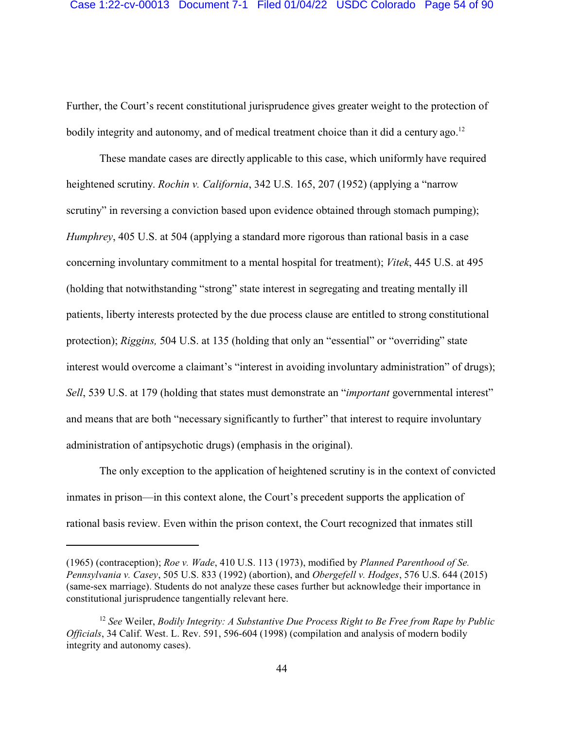Further, the Court's recent constitutional jurisprudence gives greater weight to the protection of bodily integrity and autonomy, and of medical treatment choice than it did a century ago.[12]

These mandate cases are directly applicable to this case, which uniformly have required heightened scrutiny. *Rochin v. California*, 342 U.S. 165, 207 (1952) (applying a "narrow scrutiny" in reversing a conviction based upon evidence obtained through stomach pumping); *Humphrey*, 405 U.S. at 504 (applying a standard more rigorous than rational basis in a case concerning involuntary commitment to a mental hospital for treatment); *Vitek*, 445 U.S. at 495 (holding that notwithstanding "strong" state interest in segregating and treating mentally ill patients, liberty interests protected by the due process clause are entitled to strong constitutional protection); *Riggins,* 504 U.S. at 135 (holding that only an "essential" or "overriding" state interest would overcome a claimant's "interest in avoiding involuntary administration" of drugs); *Sell*, 539 U.S. at 179 (holding that states must demonstrate an "*important* governmental interest" and means that are both "necessary significantly to further" that interest to require involuntary administration of antipsychotic drugs) (emphasis in the original).

The only exception to the application of heightened scrutiny is in the context of convicted inmates in prison—in this context alone, the Court's precedent supports the application of rational basis review. Even within the prison context, the Court recognized that inmates still

---

(1965) (contraception); *Roe v. Wade*, 410 U.S. 113 (1973), modified by *Planned Parenthood of Se. Pennsylvania v. Casey*, 505 U.S. 833 (1992) (abortion), and *Obergefell v. Hodges*, 576 U.S. 644 (2015) (same-sex marriage). Students do not analyze these cases further but acknowledge their importance in constitutional jurisprudence tangentially relevant here.

[12] *See* Weiler, *Bodily Integrity: A Substantive Due Process Right to Be Free from Rape by Public Officials*, 34 Calif. West. L. Rev. 591, 596-604 (1998) (compilation and analysis of modern bodily integrity and autonomy cases).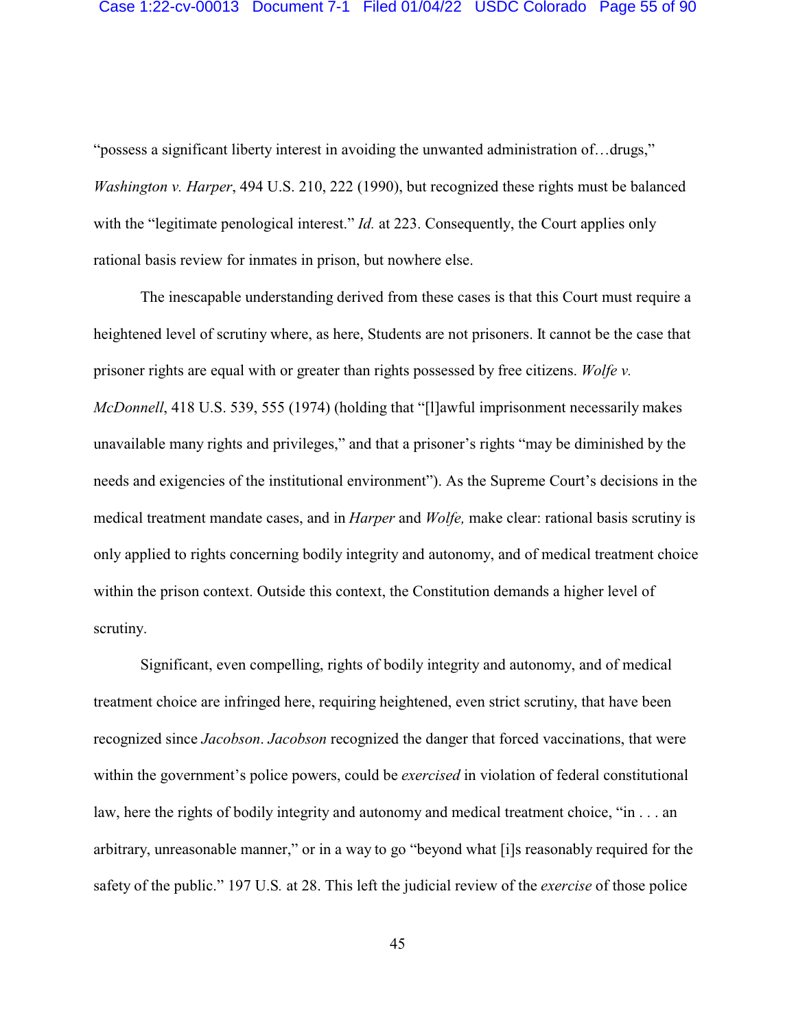"possess a significant liberty interest in avoiding the unwanted administration of…drugs," *Washington v. Harper*, 494 U.S. 210, 222 (1990), but recognized these rights must be balanced with the "legitimate penological interest." *Id.* at 223. Consequently, the Court applies only rational basis review for inmates in prison, but nowhere else.

The inescapable understanding derived from these cases is that this Court must require a heightened level of scrutiny where, as here, Students are not prisoners. It cannot be the case that prisoner rights are equal with or greater than rights possessed by free citizens. *Wolfe v. McDonnell*, 418 U.S. 539, 555 (1974) (holding that "[l]awful imprisonment necessarily makes unavailable many rights and privileges," and that a prisoner's rights "may be diminished by the needs and exigencies of the institutional environment"). As the Supreme Court's decisions in the medical treatment mandate cases, and in *Harper* and *Wolfe,* make clear: rational basis scrutiny is only applied to rights concerning bodily integrity and autonomy, and of medical treatment choice within the prison context. Outside this context, the Constitution demands a higher level of scrutiny.

Significant, even compelling, rights of bodily integrity and autonomy, and of medical treatment choice are infringed here, requiring heightened, even strict scrutiny, that have been recognized since *Jacobson*. *Jacobson* recognized the danger that forced vaccinations, that were within the government's police powers, could be *exercised* in violation of federal constitutional law, here the rights of bodily integrity and autonomy and medical treatment choice, "in . . . an arbitrary, unreasonable manner," or in a way to go "beyond what [i]s reasonably required for the safety of the public." 197 U.S. at 28. This left the judicial review of the *exercise* of those police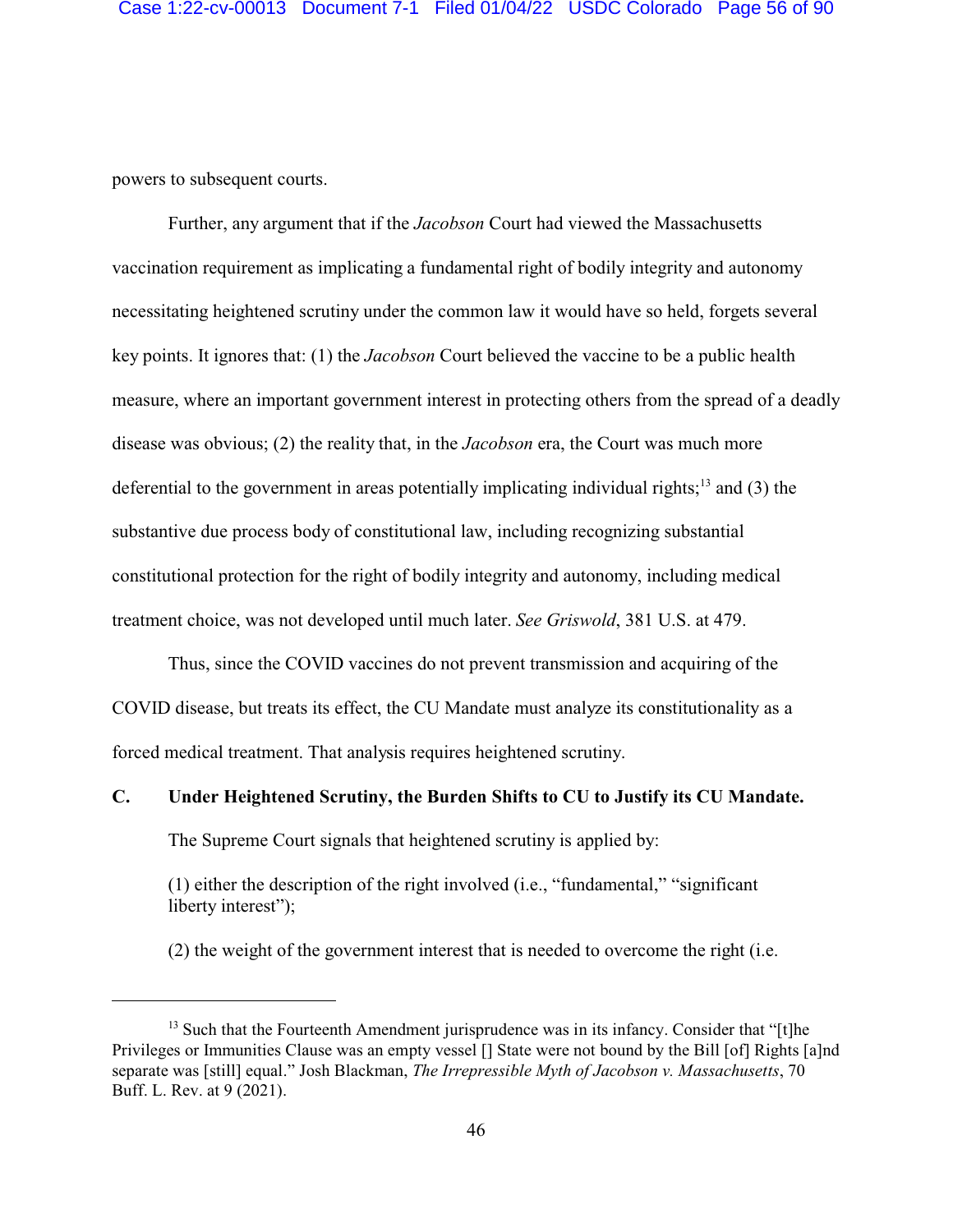powers to subsequent courts.

Further, any argument that if the *Jacobson* Court had viewed the Massachusetts vaccination requirement as implicating a fundamental right of bodily integrity and autonomy necessitating heightened scrutiny under the common law it would have so held, forgets several key points. It ignores that: (1) the *Jacobson* Court believed the vaccine to be a public health measure, where an important government interest in protecting others from the spread of a deadly disease was obvious; (2) the reality that, in the *Jacobson* era, the Court was much more deferential to the government in areas potentially implicating individual rights;[13] and (3) the substantive due process body of constitutional law, including recognizing substantial constitutional protection for the right of bodily integrity and autonomy, including medical treatment choice, was not developed until much later. *See Griswold*, 381 U.S. at 479.

Thus, since the COVID vaccines do not prevent transmission and acquiring of the COVID disease, but treats its effect, the CU Mandate must analyze its constitutionality as a forced medical treatment. That analysis requires heightened scrutiny.

### C. Under Heightened Scrutiny, the Burden Shifts to CU to Justify its CU Mandate.

The Supreme Court signals that heightened scrutiny is applied by:

> (1) either the description of the right involved (i.e., "fundamental," "significant liberty interest");
>
> (2) the weight of the government interest that is needed to overcome the right (i.e.

---

[13] Such that the Fourteenth Amendment jurisprudence was in its infancy. Consider that "[t]he Privileges or Immunities Clause was an empty vessel [] State were not bound by the Bill [of] Rights [a]nd separate was [still] equal." Josh Blackman, *The Irrepressible Myth of Jacobson v. Massachusetts*, 70 Buff. L. Rev. at 9 (2021).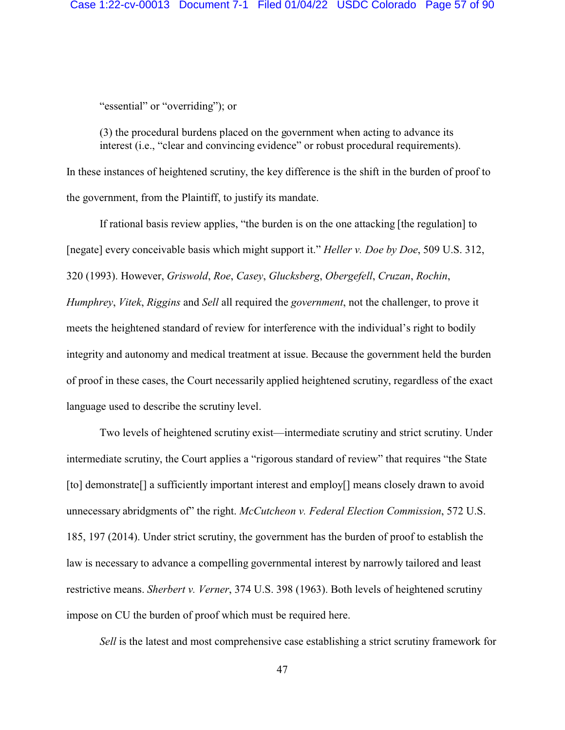"essential" or "overriding"); or

(3) the procedural burdens placed on the government when acting to advance its interest (i.e., "clear and convincing evidence" or robust procedural requirements).

In these instances of heightened scrutiny, the key difference is the shift in the burden of proof to the government, from the Plaintiff, to justify its mandate.

If rational basis review applies, "the burden is on the one attacking [the regulation] to [negate] every conceivable basis which might support it." *Heller v. Doe by Doe*, 509 U.S. 312, 320 (1993). However, *Griswold*, *Roe*, *Casey*, *Glucksberg*, *Obergefell*, *Cruzan*, *Rochin*, *Humphrey*, *Vitek*, *Riggins* and *Sell* all required the *government*, not the challenger, to prove it meets the heightened standard of review for interference with the individual's right to bodily integrity and autonomy and medical treatment at issue. Because the government held the burden of proof in these cases, the Court necessarily applied heightened scrutiny, regardless of the exact language used to describe the scrutiny level.

Two levels of heightened scrutiny exist—intermediate scrutiny and strict scrutiny. Under intermediate scrutiny, the Court applies a "rigorous standard of review" that requires "the State [to] demonstrate[] a sufficiently important interest and employ[] means closely drawn to avoid unnecessary abridgments of" the right. *McCutcheon v. Federal Election Commission*, 572 U.S. 185, 197 (2014). Under strict scrutiny, the government has the burden of proof to establish the law is necessary to advance a compelling governmental interest by narrowly tailored and least restrictive means. *Sherbert v. Verner*, 374 U.S. 398 (1963). Both levels of heightened scrutiny impose on CU the burden of proof which must be required here.

*Sell* is the latest and most comprehensive case establishing a strict scrutiny framework for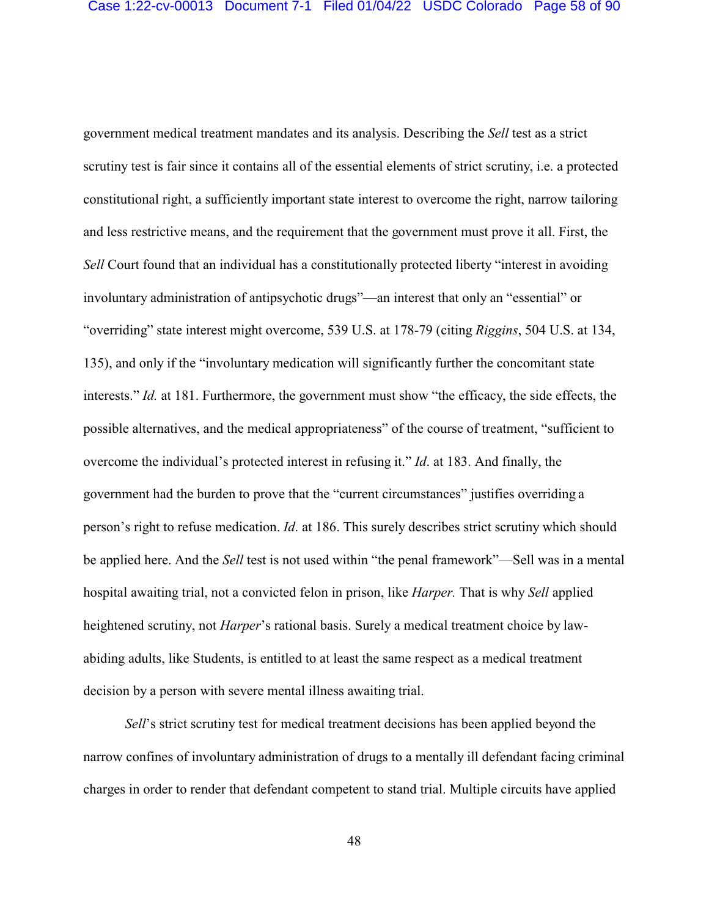government medical treatment mandates and its analysis. Describing the *Sell* test as a strict scrutiny test is fair since it contains all of the essential elements of strict scrutiny, i.e. a protected constitutional right, a sufficiently important state interest to overcome the right, narrow tailoring and less restrictive means, and the requirement that the government must prove it all. First, the *Sell* Court found that an individual has a constitutionally protected liberty "interest in avoiding involuntary administration of antipsychotic drugs"—an interest that only an "essential" or "overriding" state interest might overcome, 539 U.S. at 178-79 (citing *Riggins*, 504 U.S. at 134, 135), and only if the "involuntary medication will significantly further the concomitant state interests." *Id.* at 181. Furthermore, the government must show "the efficacy, the side effects, the possible alternatives, and the medical appropriateness" of the course of treatment, "sufficient to overcome the individual's protected interest in refusing it." *Id*. at 183. And finally, the government had the burden to prove that the "current circumstances" justifies overriding a person's right to refuse medication. *Id*. at 186. This surely describes strict scrutiny which should be applied here. And the *Sell* test is not used within "the penal framework"—Sell was in a mental hospital awaiting trial, not a convicted felon in prison, like *Harper.* That is why *Sell* applied heightened scrutiny, not *Harper*'s rational basis. Surely a medical treatment choice by law-abiding adults, like Students, is entitled to at least the same respect as a medical treatment decision by a person with severe mental illness awaiting trial.

*Sell*'s strict scrutiny test for medical treatment decisions has been applied beyond the narrow confines of involuntary administration of drugs to a mentally ill defendant facing criminal charges in order to render that defendant competent to stand trial. Multiple circuits have applied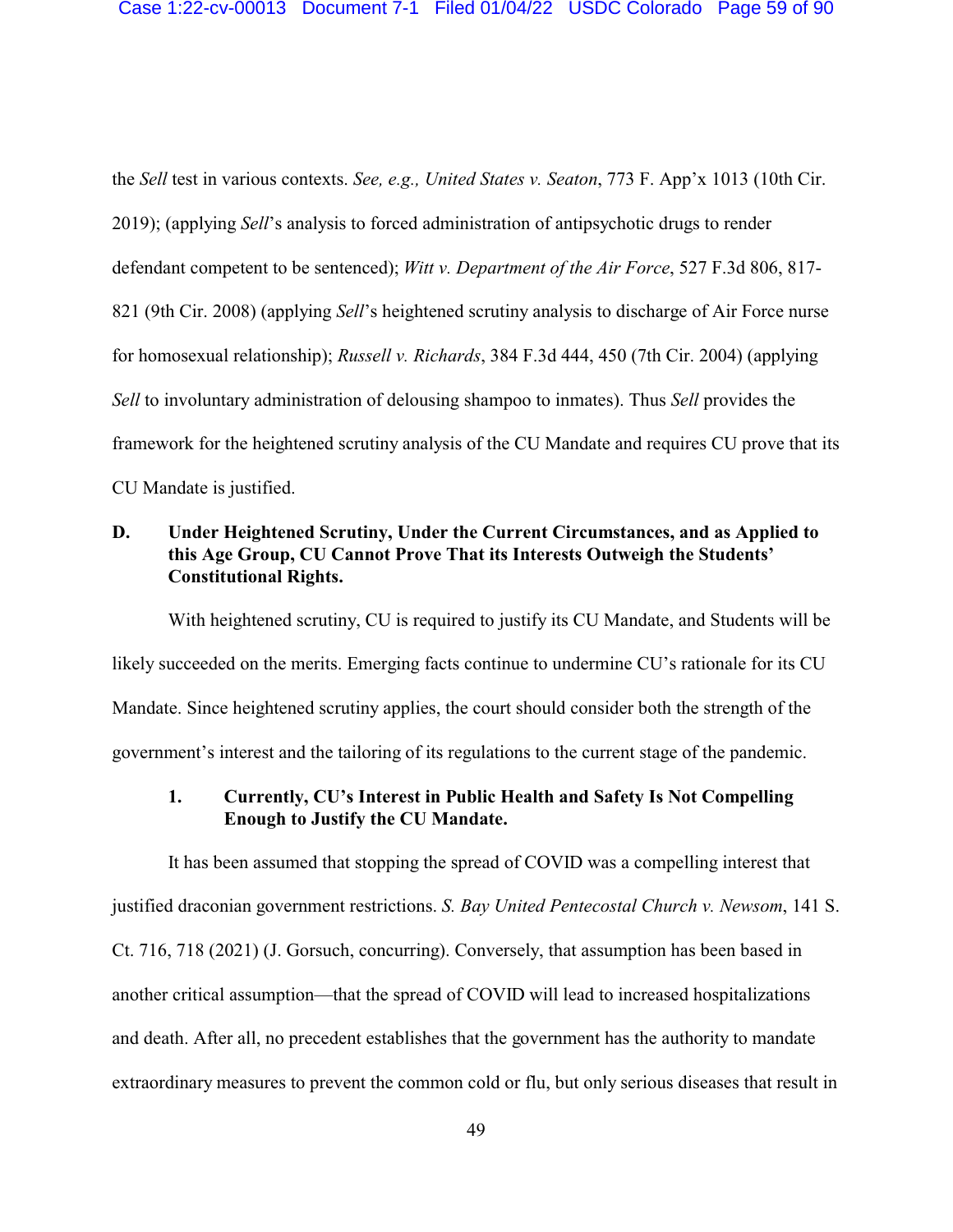the *Sell* test in various contexts. *See, e.g., United States v. Seaton*, 773 F. App'x 1013 (10th Cir. 2019); (applying *Sell*'s analysis to forced administration of antipsychotic drugs to render defendant competent to be sentenced); *Witt v. Department of the Air Force*, 527 F.3d 806, 817-821 (9th Cir. 2008) (applying *Sell*'s heightened scrutiny analysis to discharge of Air Force nurse for homosexual relationship); *Russell v. Richards*, 384 F.3d 444, 450 (7th Cir. 2004) (applying *Sell* to involuntary administration of delousing shampoo to inmates). Thus *Sell* provides the framework for the heightened scrutiny analysis of the CU Mandate and requires CU prove that its CU Mandate is justified.

### D. Under Heightened Scrutiny, Under the Current Circumstances, and as Applied to this Age Group, CU Cannot Prove That its Interests Outweigh the Students' Constitutional Rights.

With heightened scrutiny, CU is required to justify its CU Mandate, and Students will be likely succeeded on the merits. Emerging facts continue to undermine CU's rationale for its CU Mandate. Since heightened scrutiny applies, the court should consider both the strength of the government's interest and the tailoring of its regulations to the current stage of the pandemic.

#### 1. Currently, CU's Interest in Public Health and Safety Is Not Compelling Enough to Justify the CU Mandate.

It has been assumed that stopping the spread of COVID was a compelling interest that justified draconian government restrictions. *S. Bay United Pentecostal Church v. Newsom*, 141 S. Ct. 716, 718 (2021) (J. Gorsuch, concurring). Conversely, that assumption has been based in another critical assumption—that the spread of COVID will lead to increased hospitalizations and death. After all, no precedent establishes that the government has the authority to mandate extraordinary measures to prevent the common cold or flu, but only serious diseases that result in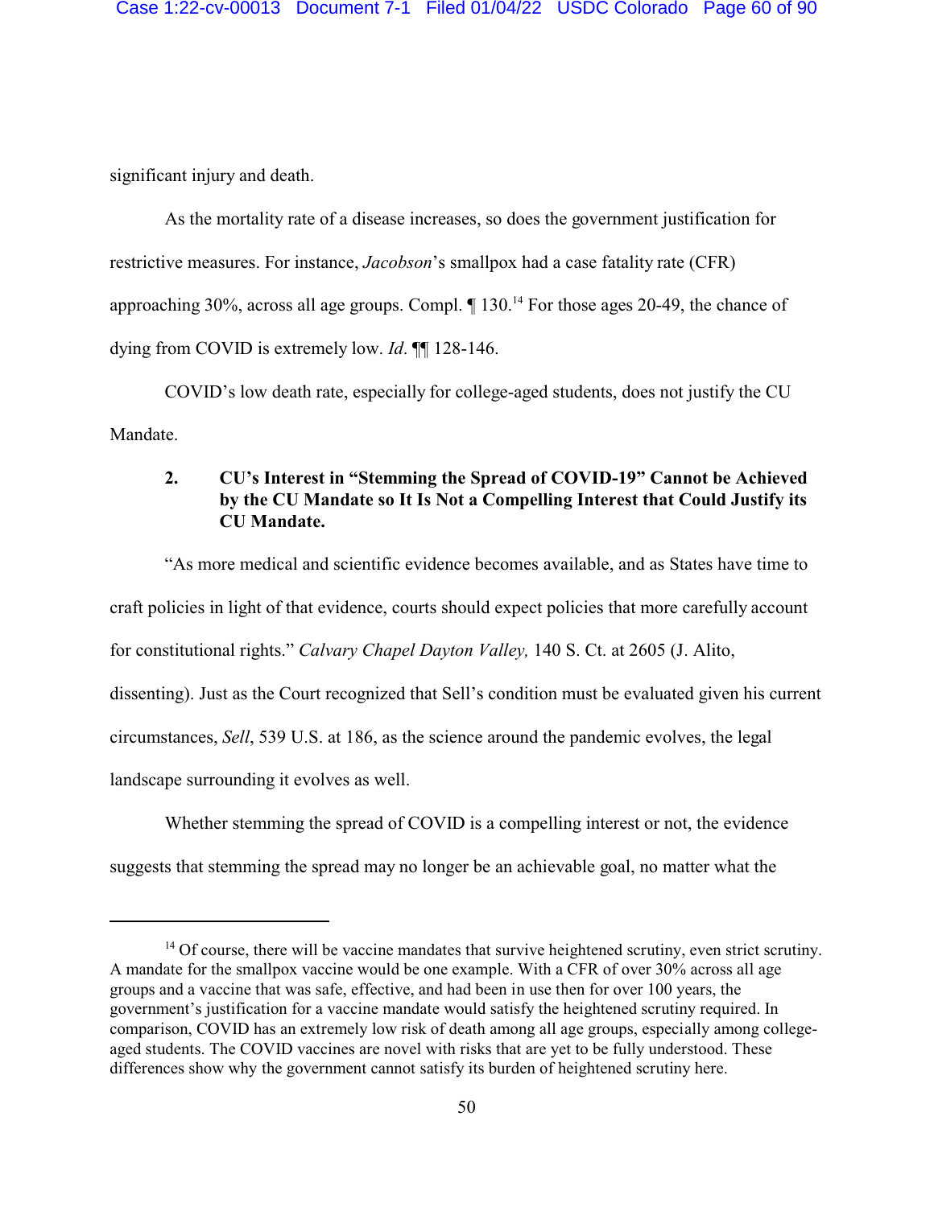significant injury and death.

As the mortality rate of a disease increases, so does the government justification for restrictive measures. For instance, *Jacobson*'s smallpox had a case fatality rate (CFR) approaching 30%, across all age groups. Compl. ¶ 130.[14] For those ages 20-49, the chance of dying from COVID is extremely low. *Id*. ¶¶ 128-146.

COVID's low death rate, especially for college-aged students, does not justify the CU Mandate.

#### 2. CU's Interest in "Stemming the Spread of COVID-19" Cannot be Achieved by the CU Mandate so It Is Not a Compelling Interest that Could Justify its CU Mandate.

"As more medical and scientific evidence becomes available, and as States have time to craft policies in light of that evidence, courts should expect policies that more carefully account for constitutional rights." *Calvary Chapel Dayton Valley,* 140 S. Ct. at 2605 (J. Alito, dissenting). Just as the Court recognized that Sell's condition must be evaluated given his current circumstances, *Sell*, 539 U.S. at 186, as the science around the pandemic evolves, the legal landscape surrounding it evolves as well.

Whether stemming the spread of COVID is a compelling interest or not, the evidence suggests that stemming the spread may no longer be an achievable goal, no matter what the

---

[14] Of course, there will be vaccine mandates that survive heightened scrutiny, even strict scrutiny. A mandate for the smallpox vaccine would be one example. With a CFR of over 30% across all age groups and a vaccine that was safe, effective, and had been in use then for over 100 years, the government's justification for a vaccine mandate would satisfy the heightened scrutiny required. In comparison, COVID has an extremely low risk of death among all age groups, especially among college-aged students. The COVID vaccines are novel with risks that are yet to be fully understood. These differences show why the government cannot satisfy its burden of heightened scrutiny here.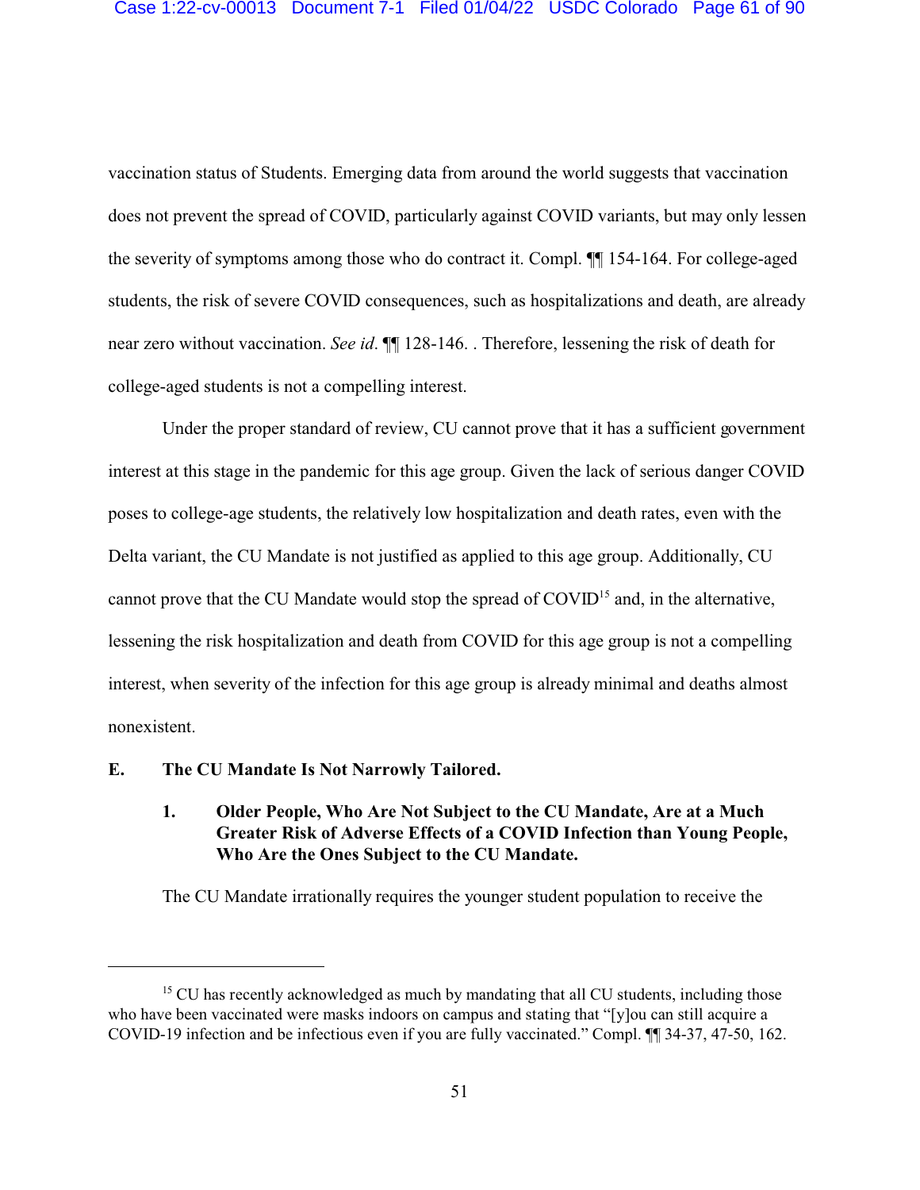vaccination status of Students. Emerging data from around the world suggests that vaccination does not prevent the spread of COVID, particularly against COVID variants, but may only lessen the severity of symptoms among those who do contract it. Compl. ¶¶ 154-164. For college-aged students, the risk of severe COVID consequences, such as hospitalizations and death, are already near zero without vaccination. *See id*. ¶¶ 128-146. . Therefore, lessening the risk of death for college-aged students is not a compelling interest.

Under the proper standard of review, CU cannot prove that it has a sufficient government interest at this stage in the pandemic for this age group. Given the lack of serious danger COVID poses to college-age students, the relatively low hospitalization and death rates, even with the Delta variant, the CU Mandate is not justified as applied to this age group. Additionally, CU cannot prove that the CU Mandate would stop the spread of COVID[15] and, in the alternative, lessening the risk hospitalization and death from COVID for this age group is not a compelling interest, when severity of the infection for this age group is already minimal and deaths almost nonexistent.

## E. The CU Mandate Is Not Narrowly Tailored.

### 1. Older People, Who Are Not Subject to the CU Mandate, Are at a Much Greater Risk of Adverse Effects of a COVID Infection than Young People, Who Are the Ones Subject to the CU Mandate.

The CU Mandate irrationally requires the younger student population to receive the

---

[15] CU has recently acknowledged as much by mandating that all CU students, including those who have been vaccinated were masks indoors on campus and stating that "[y]ou can still acquire a COVID-19 infection and be infectious even if you are fully vaccinated." Compl. ¶¶ 34-37, 47-50, 162.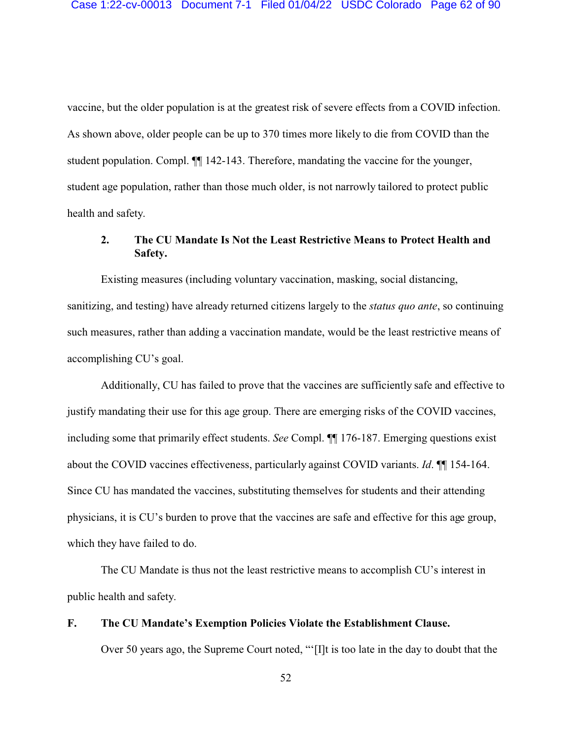vaccine, but the older population is at the greatest risk of severe effects from a COVID infection. As shown above, older people can be up to 370 times more likely to die from COVID than the student population. Compl. ¶¶ 142-143. Therefore, mandating the vaccine for the younger, student age population, rather than those much older, is not narrowly tailored to protect public health and safety.

#### 2. The CU Mandate Is Not the Least Restrictive Means to Protect Health and Safety.

Existing measures (including voluntary vaccination, masking, social distancing, sanitizing, and testing) have already returned citizens largely to the *status quo ante*, so continuing such measures, rather than adding a vaccination mandate, would be the least restrictive means of accomplishing CU's goal.

Additionally, CU has failed to prove that the vaccines are sufficiently safe and effective to justify mandating their use for this age group. There are emerging risks of the COVID vaccines, including some that primarily effect students. *See* Compl. ¶¶ 176-187. Emerging questions exist about the COVID vaccines effectiveness, particularly against COVID variants. *Id*. ¶¶ 154-164. Since CU has mandated the vaccines, substituting themselves for students and their attending physicians, it is CU's burden to prove that the vaccines are safe and effective for this age group, which they have failed to do.

The CU Mandate is thus not the least restrictive means to accomplish CU's interest in public health and safety.

### F. The CU Mandate's Exemption Policies Violate the Establishment Clause.

Over 50 years ago, the Supreme Court noted, "'[I]t is too late in the day to doubt that the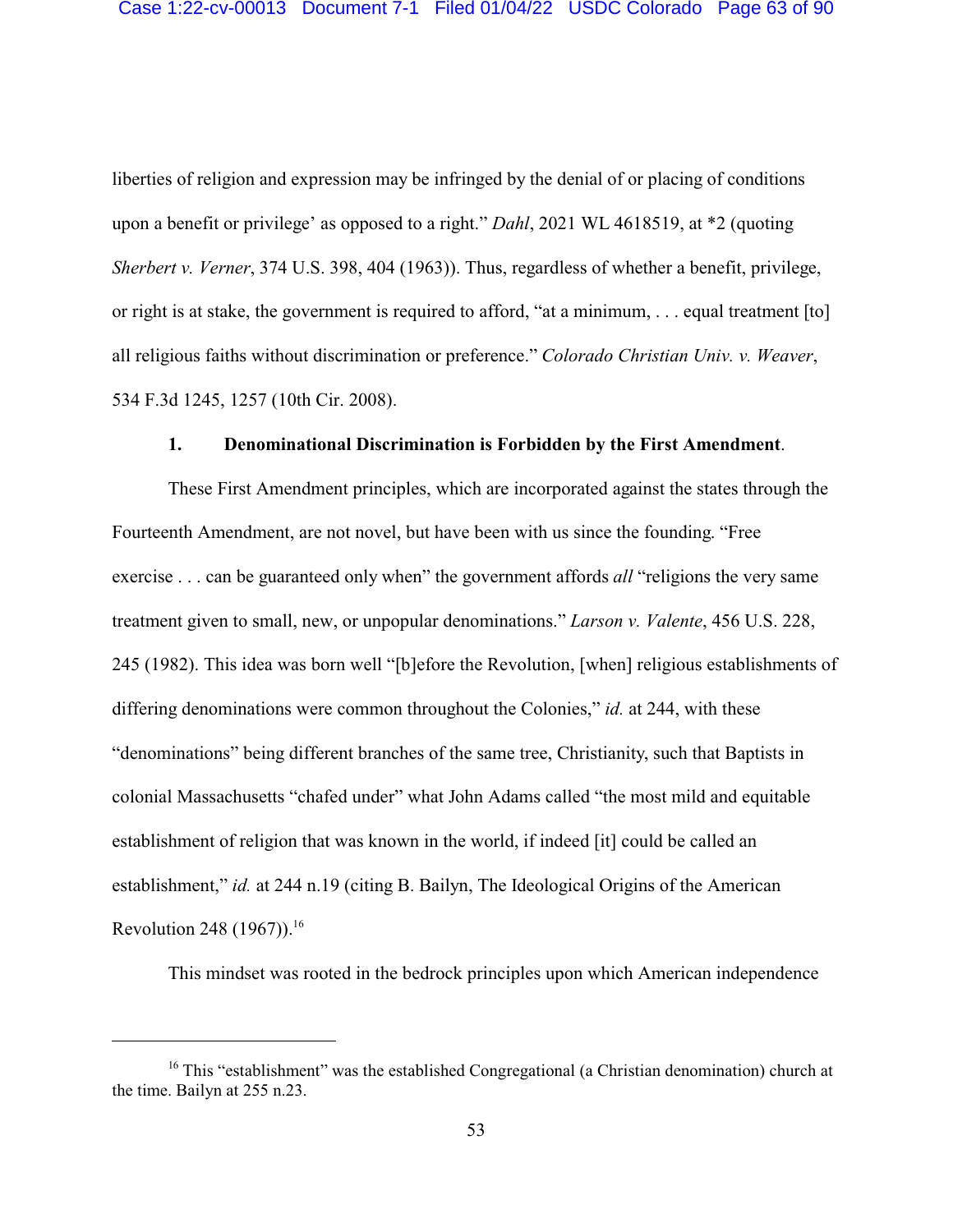liberties of religion and expression may be infringed by the denial of or placing of conditions upon a benefit or privilege' as opposed to a right." *Dahl*, 2021 WL 4618519, at *2 (quoting *Sherbert v. Verner*, 374 U.S. 398, 404 (1963)). Thus, regardless of whether a benefit, privilege, or right is at stake, the government is required to afford, "at a minimum, . . . equal treatment [to] all religious faiths without discrimination or preference." *Colorado Christian Univ. v. Weaver*, 534 F.3d 1245, 1257 (10th Cir. 2008).

**1. Denominational Discrimination is Forbidden by the First Amendment**.

These First Amendment principles, which are incorporated against the states through the Fourteenth Amendment, are not novel, but have been with us since the founding. "Free exercise . . . can be guaranteed only when" the government affords *all* "religions the very same treatment given to small, new, or unpopular denominations." *Larson v. Valente*, 456 U.S. 228, 245 (1982). This idea was born well "[b]efore the Revolution, [when] religious establishments of differing denominations were common throughout the Colonies," *id.* at 244, with these "denominations" being different branches of the same tree, Christianity, such that Baptists in colonial Massachusetts "chafed under" what John Adams called "the most mild and equitable establishment of religion that was known in the world, if indeed [it] could be called an establishment," *id.* at 244 n.19 (citing B. Bailyn, The Ideological Origins of the American Revolution 248 (1967)).[16]

This mindset was rooted in the bedrock principles upon which American independence

---

[16] This "establishment" was the established Congregational (a Christian denomination) church at the time. Bailyn at 255 n.23.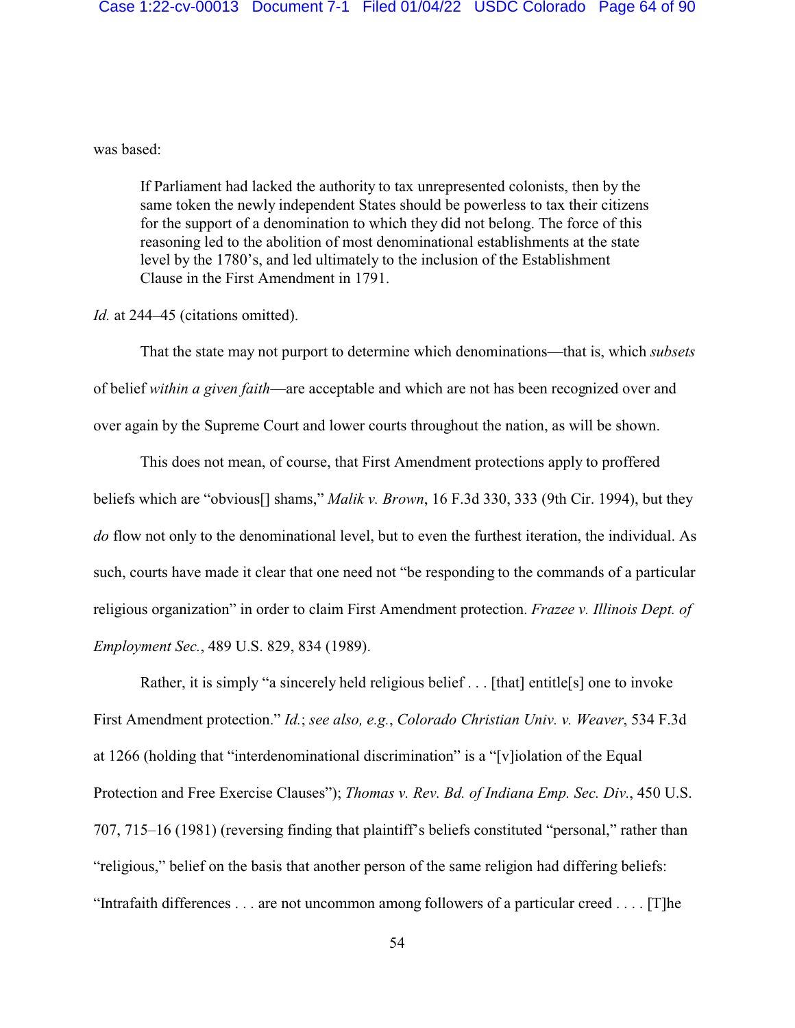was based:

> If Parliament had lacked the authority to tax unrepresented colonists, then by the same token the newly independent States should be powerless to tax their citizens for the support of a denomination to which they did not belong. The force of this reasoning led to the abolition of most denominational establishments at the state level by the 1780's, and led ultimately to the inclusion of the Establishment Clause in the First Amendment in 1791.

*Id.* at 244–45 (citations omitted).

That the state may not purport to determine which denominations—that is, which *subsets* of belief *within a given faith*—are acceptable and which are not has been recognized over and over again by the Supreme Court and lower courts throughout the nation, as will be shown.

This does not mean, of course, that First Amendment protections apply to proffered beliefs which are "obvious[] shams," *Malik v. Brown*, 16 F.3d 330, 333 (9th Cir. 1994), but they *do* flow not only to the denominational level, but to even the furthest iteration, the individual. As such, courts have made it clear that one need not "be responding to the commands of a particular religious organization" in order to claim First Amendment protection. *Frazee v. Illinois Dept. of Employment Sec.*, 489 U.S. 829, 834 (1989).

Rather, it is simply "a sincerely held religious belief . . . [that] entitle[s] one to invoke First Amendment protection." *Id.*; *see also, e.g.*, *Colorado Christian Univ. v. Weaver*, 534 F.3d at 1266 (holding that "interdenominational discrimination" is a "[v]iolation of the Equal Protection and Free Exercise Clauses"); *Thomas v. Rev. Bd. of Indiana Emp. Sec. Div.*, 450 U.S. 707, 715–16 (1981) (reversing finding that plaintiff's beliefs constituted "personal," rather than "religious," belief on the basis that another person of the same religion had differing beliefs: "Intrafaith differences . . . are not uncommon among followers of a particular creed . . . . [T]he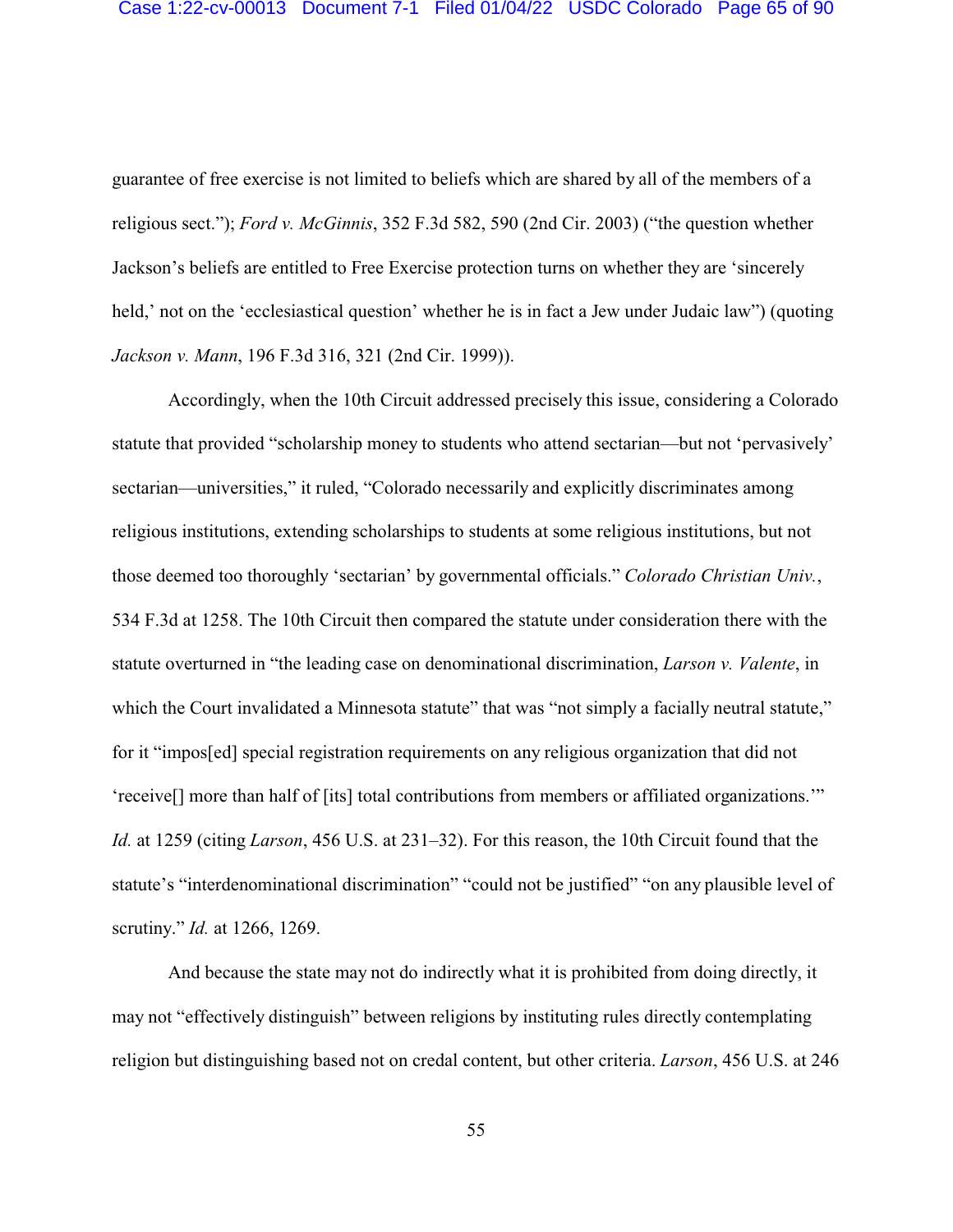guarantee of free exercise is not limited to beliefs which are shared by all of the members of a religious sect."); *Ford v. McGinnis*, 352 F.3d 582, 590 (2nd Cir. 2003) ("the question whether Jackson's beliefs are entitled to Free Exercise protection turns on whether they are 'sincerely held,' not on the 'ecclesiastical question' whether he is in fact a Jew under Judaic law") (quoting *Jackson v. Mann*, 196 F.3d 316, 321 (2nd Cir. 1999)).

Accordingly, when the 10th Circuit addressed precisely this issue, considering a Colorado statute that provided "scholarship money to students who attend sectarian—but not 'pervasively' sectarian—universities," it ruled, "Colorado necessarily and explicitly discriminates among religious institutions, extending scholarships to students at some religious institutions, but not those deemed too thoroughly 'sectarian' by governmental officials." *Colorado Christian Univ.*, 534 F.3d at 1258. The 10th Circuit then compared the statute under consideration there with the statute overturned in "the leading case on denominational discrimination, *Larson v. Valente*, in which the Court invalidated a Minnesota statute" that was "not simply a facially neutral statute," for it "impos[ed] special registration requirements on any religious organization that did not 'receive[] more than half of [its] total contributions from members or affiliated organizations.'" *Id.* at 1259 (citing *Larson*, 456 U.S. at 231–32). For this reason, the 10th Circuit found that the statute's "interdenominational discrimination" "could not be justified" "on any plausible level of scrutiny." *Id.* at 1266, 1269.

And because the state may not do indirectly what it is prohibited from doing directly, it may not "effectively distinguish" between religions by instituting rules directly contemplating religion but distinguishing based not on credal content, but other criteria. *Larson*, 456 U.S. at 246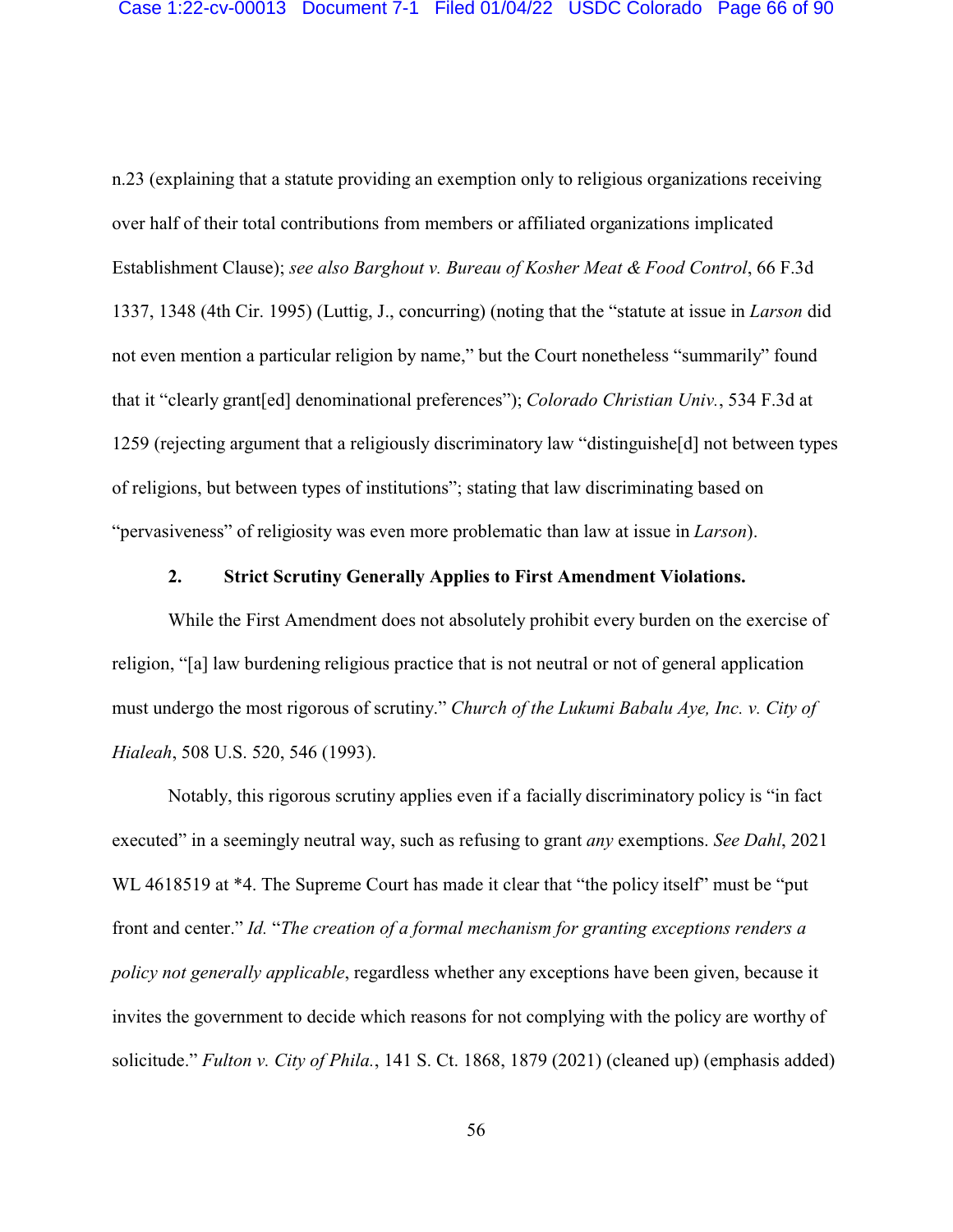n.23 (explaining that a statute providing an exemption only to religious organizations receiving over half of their total contributions from members or affiliated organizations implicated Establishment Clause); *see also Barghout v. Bureau of Kosher Meat & Food Control*, 66 F.3d 1337, 1348 (4th Cir. 1995) (Luttig, J., concurring) (noting that the "statute at issue in *Larson* did not even mention a particular religion by name," but the Court nonetheless "summarily" found that it "clearly grant[ed] denominational preferences"); *Colorado Christian Univ.*, 534 F.3d at 1259 (rejecting argument that a religiously discriminatory law "distinguishe[d] not between types of religions, but between types of institutions"; stating that law discriminating based on "pervasiveness" of religiosity was even more problematic than law at issue in *Larson*).

**2. Strict Scrutiny Generally Applies to First Amendment Violations.**

While the First Amendment does not absolutely prohibit every burden on the exercise of religion, "[a] law burdening religious practice that is not neutral or not of general application must undergo the most rigorous of scrutiny." *Church of the Lukumi Babalu Aye, Inc. v. City of Hialeah*, 508 U.S. 520, 546 (1993).

Notably, this rigorous scrutiny applies even if a facially discriminatory policy is "in fact executed" in a seemingly neutral way, such as refusing to grant *any* exemptions. *See Dahl*, 2021 WL 4618519 at *4. The Supreme Court has made it clear that "the policy itself" must be "put front and center." *Id.* "*The creation of a formal mechanism for granting exceptions renders a policy not generally applicable*, regardless whether any exceptions have been given, because it invites the government to decide which reasons for not complying with the policy are worthy of solicitude." *Fulton v. City of Phila.*, 141 S. Ct. 1868, 1879 (2021) (cleaned up) (emphasis added)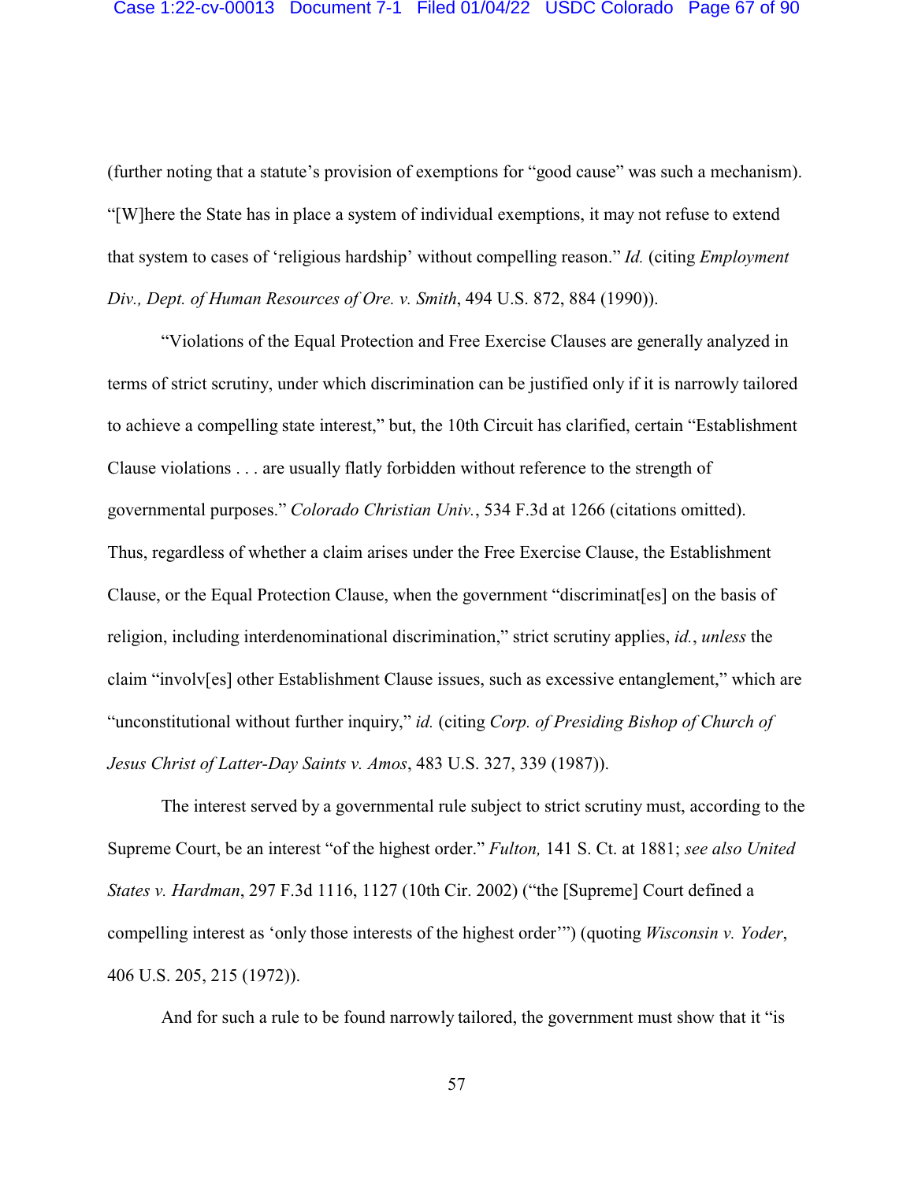(further noting that a statute's provision of exemptions for "good cause" was such a mechanism). "[W]here the State has in place a system of individual exemptions, it may not refuse to extend that system to cases of 'religious hardship' without compelling reason." *Id.* (citing *Employment Div., Dept. of Human Resources of Ore. v. Smith*, 494 U.S. 872, 884 (1990)).

"Violations of the Equal Protection and Free Exercise Clauses are generally analyzed in terms of strict scrutiny, under which discrimination can be justified only if it is narrowly tailored to achieve a compelling state interest," but, the 10th Circuit has clarified, certain "Establishment Clause violations . . . are usually flatly forbidden without reference to the strength of governmental purposes." *Colorado Christian Univ.*, 534 F.3d at 1266 (citations omitted). Thus, regardless of whether a claim arises under the Free Exercise Clause, the Establishment Clause, or the Equal Protection Clause, when the government "discriminat[es] on the basis of religion, including interdenominational discrimination," strict scrutiny applies, *id.*, *unless* the claim "involv[es] other Establishment Clause issues, such as excessive entanglement," which are "unconstitutional without further inquiry," *id.* (citing *Corp. of Presiding Bishop of Church of Jesus Christ of Latter-Day Saints v. Amos*, 483 U.S. 327, 339 (1987)).

The interest served by a governmental rule subject to strict scrutiny must, according to the Supreme Court, be an interest "of the highest order." *Fulton,* 141 S. Ct. at 1881; *see also United States v. Hardman*, 297 F.3d 1116, 1127 (10th Cir. 2002) ("the [Supreme] Court defined a compelling interest as 'only those interests of the highest order'") (quoting *Wisconsin v. Yoder*, 406 U.S. 205, 215 (1972)).

And for such a rule to be found narrowly tailored, the government must show that it "is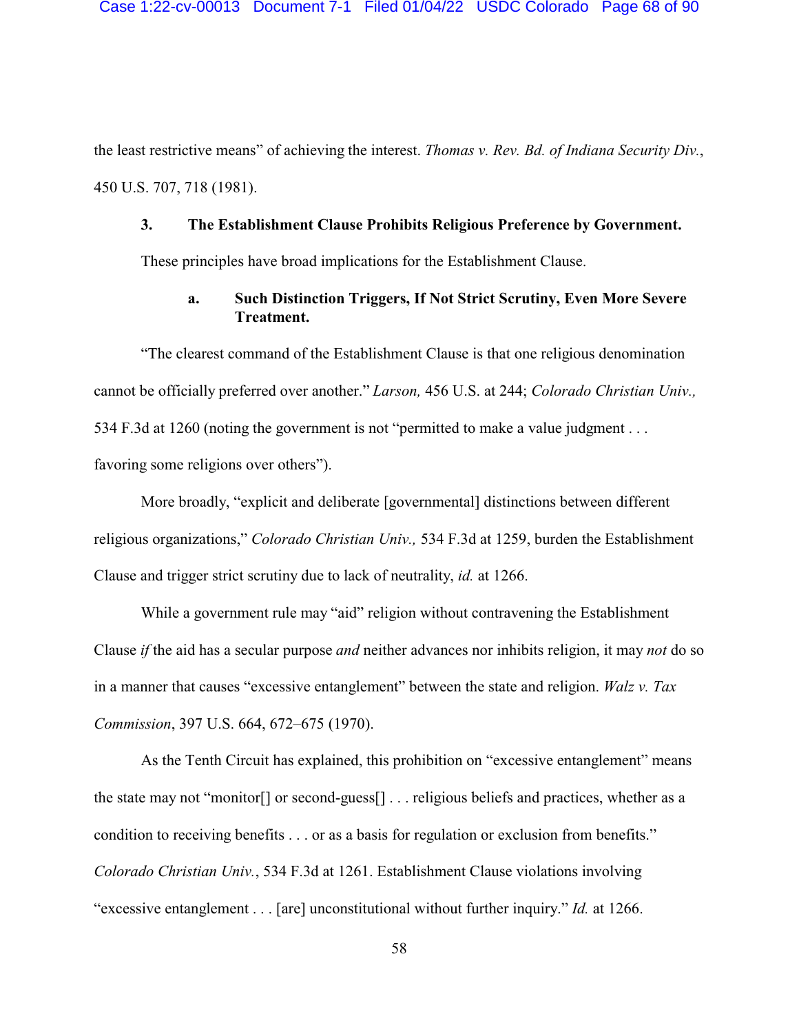the least restrictive means" of achieving the interest. *Thomas v. Rev. Bd. of Indiana Security Div.*, 450 U.S. 707, 718 (1981).

### 3. The Establishment Clause Prohibits Religious Preference by Government.

These principles have broad implications for the Establishment Clause.

#### a. Such Distinction Triggers, If Not Strict Scrutiny, Even More Severe Treatment.

"The clearest command of the Establishment Clause is that one religious denomination cannot be officially preferred over another." *Larson,* 456 U.S. at 244; *Colorado Christian Univ.,* 534 F.3d at 1260 (noting the government is not "permitted to make a value judgment . . . favoring some religions over others").

More broadly, "explicit and deliberate [governmental] distinctions between different religious organizations," *Colorado Christian Univ.,* 534 F.3d at 1259, burden the Establishment Clause and trigger strict scrutiny due to lack of neutrality, *id.* at 1266.

While a government rule may "aid" religion without contravening the Establishment Clause *if* the aid has a secular purpose *and* neither advances nor inhibits religion, it may *not* do so in a manner that causes "excessive entanglement" between the state and religion. *Walz v. Tax Commission*, 397 U.S. 664, 672–675 (1970).

As the Tenth Circuit has explained, this prohibition on "excessive entanglement" means the state may not "monitor[] or second-guess[] . . . religious beliefs and practices, whether as a condition to receiving benefits . . . or as a basis for regulation or exclusion from benefits." *Colorado Christian Univ.*, 534 F.3d at 1261. Establishment Clause violations involving "excessive entanglement . . . [are] unconstitutional without further inquiry." *Id.* at 1266.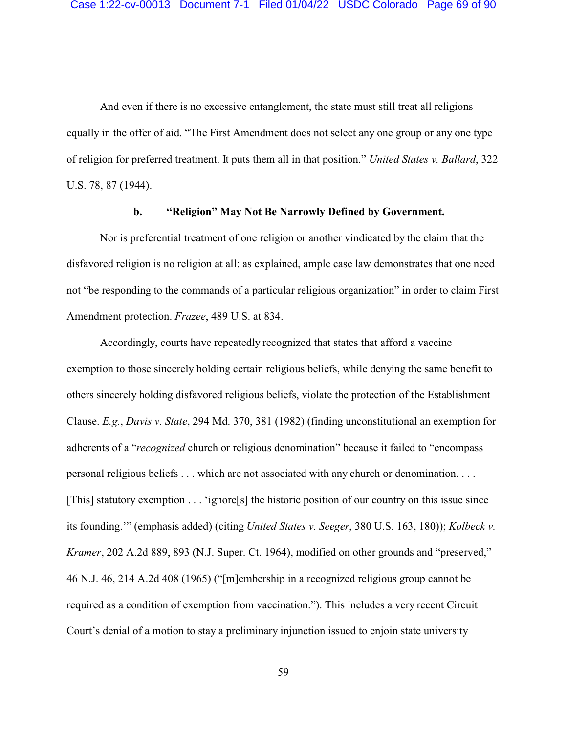And even if there is no excessive entanglement, the state must still treat all religions equally in the offer of aid. "The First Amendment does not select any one group or any one type of religion for preferred treatment. It puts them all in that position." *United States v. Ballard*, 322 U.S. 78, 87 (1944).

**b. "Religion" May Not Be Narrowly Defined by Government.**

Nor is preferential treatment of one religion or another vindicated by the claim that the disfavored religion is no religion at all: as explained, ample case law demonstrates that one need not "be responding to the commands of a particular religious organization" in order to claim First Amendment protection. *Frazee*, 489 U.S. at 834.

Accordingly, courts have repeatedly recognized that states that afford a vaccine exemption to those sincerely holding certain religious beliefs, while denying the same benefit to others sincerely holding disfavored religious beliefs, violate the protection of the Establishment Clause. *E.g.*, *Davis v. State*, 294 Md. 370, 381 (1982) (finding unconstitutional an exemption for adherents of a "*recognized* church or religious denomination" because it failed to "encompass personal religious beliefs . . . which are not associated with any church or denomination. . . . [This] statutory exemption . . . 'ignore[s] the historic position of our country on this issue since its founding.'" (emphasis added) (citing *United States v. Seeger*, 380 U.S. 163, 180)); *Kolbeck v. Kramer*, 202 A.2d 889, 893 (N.J. Super. Ct. 1964), modified on other grounds and "preserved," 46 N.J. 46, 214 A.2d 408 (1965) ("[m]embership in a recognized religious group cannot be required as a condition of exemption from vaccination."). This includes a very recent Circuit Court's denial of a motion to stay a preliminary injunction issued to enjoin state university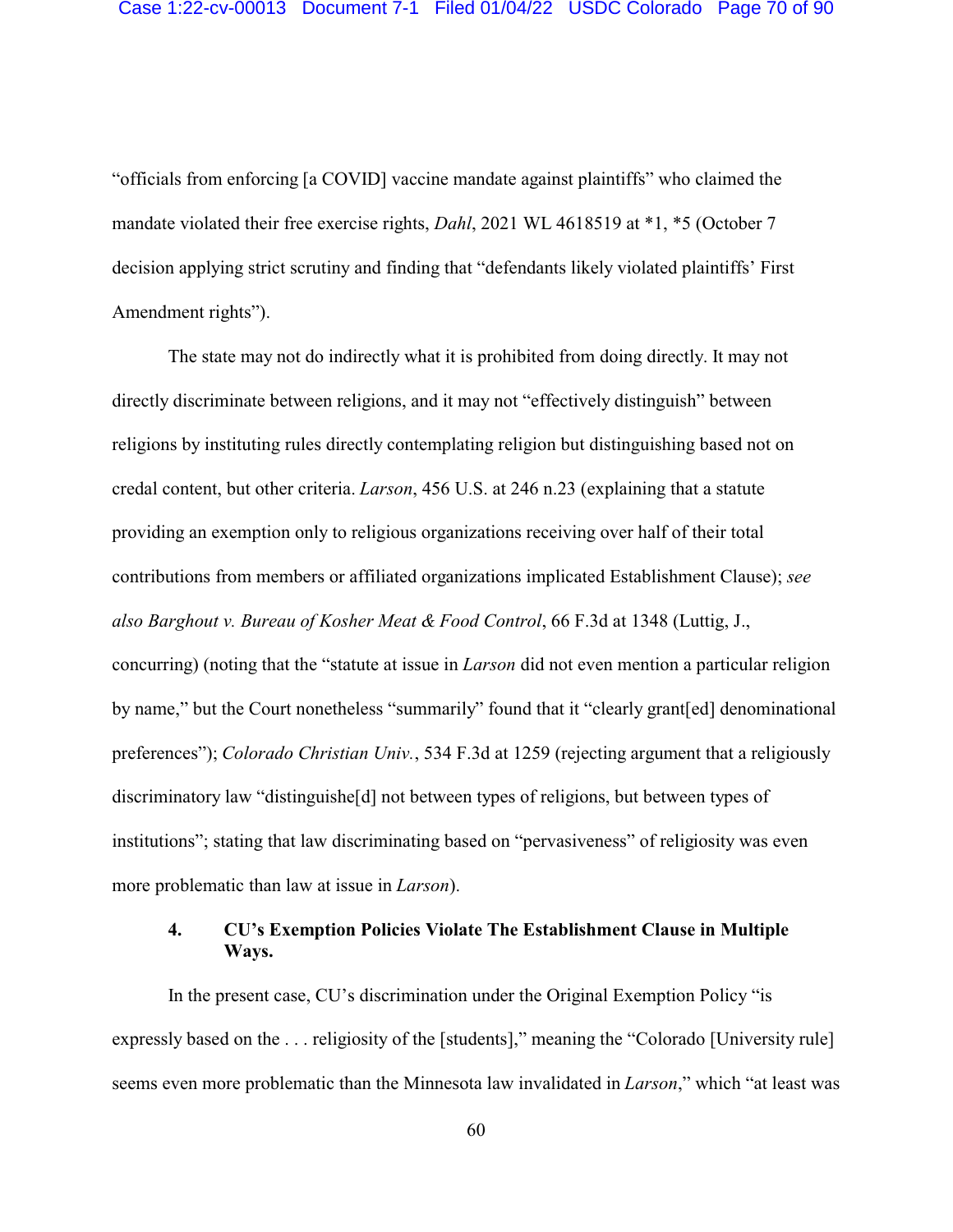"officials from enforcing [a COVID] vaccine mandate against plaintiffs" who claimed the mandate violated their free exercise rights, *Dahl*, 2021 WL 4618519 at *1, *5 (October 7 decision applying strict scrutiny and finding that "defendants likely violated plaintiffs' First Amendment rights").

The state may not do indirectly what it is prohibited from doing directly. It may not directly discriminate between religions, and it may not "effectively distinguish" between religions by instituting rules directly contemplating religion but distinguishing based not on credal content, but other criteria. *Larson*, 456 U.S. at 246 n.23 (explaining that a statute providing an exemption only to religious organizations receiving over half of their total contributions from members or affiliated organizations implicated Establishment Clause); *see also Barghout v. Bureau of Kosher Meat & Food Control*, 66 F.3d at 1348 (Luttig, J., concurring) (noting that the "statute at issue in *Larson* did not even mention a particular religion by name," but the Court nonetheless "summarily" found that it "clearly grant[ed] denominational preferences"); *Colorado Christian Univ.*, 534 F.3d at 1259 (rejecting argument that a religiously discriminatory law "distinguishe[d] not between types of religions, but between types of institutions"; stating that law discriminating based on "pervasiveness" of religiosity was even more problematic than law at issue in *Larson*).

#### 4. CU's Exemption Policies Violate The Establishment Clause in Multiple Ways.

In the present case, CU's discrimination under the Original Exemption Policy "is expressly based on the . . . religiosity of the [students]," meaning the "Colorado [University rule] seems even more problematic than the Minnesota law invalidated in *Larson*," which "at least was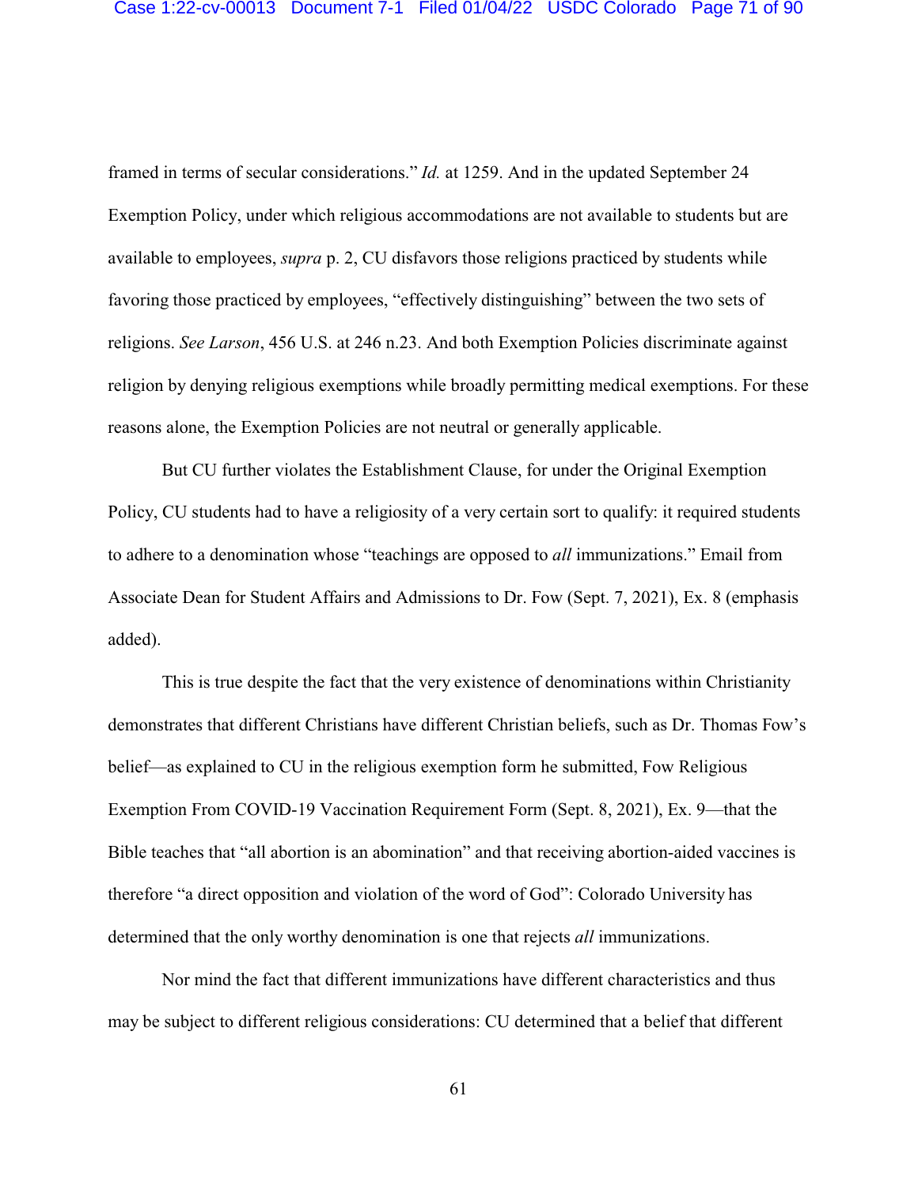framed in terms of secular considerations." *Id.* at 1259. And in the updated September 24 Exemption Policy, under which religious accommodations are not available to students but are available to employees, *supra* p. 2, CU disfavors those religions practiced by students while favoring those practiced by employees, "effectively distinguishing" between the two sets of religions. *See Larson*, 456 U.S. at 246 n.23. And both Exemption Policies discriminate against religion by denying religious exemptions while broadly permitting medical exemptions. For these reasons alone, the Exemption Policies are not neutral or generally applicable.

But CU further violates the Establishment Clause, for under the Original Exemption Policy, CU students had to have a religiosity of a very certain sort to qualify: it required students to adhere to a denomination whose "teachings are opposed to *all* immunizations." Email from Associate Dean for Student Affairs and Admissions to Dr. Fow (Sept. 7, 2021), Ex. 8 (emphasis added).

This is true despite the fact that the very existence of denominations within Christianity demonstrates that different Christians have different Christian beliefs, such as Dr. Thomas Fow's belief—as explained to CU in the religious exemption form he submitted, Fow Religious Exemption From COVID-19 Vaccination Requirement Form (Sept. 8, 2021), Ex. 9—that the Bible teaches that "all abortion is an abomination" and that receiving abortion-aided vaccines is therefore "a direct opposition and violation of the word of God": Colorado University has determined that the only worthy denomination is one that rejects *all* immunizations.

Nor mind the fact that different immunizations have different characteristics and thus may be subject to different religious considerations: CU determined that a belief that different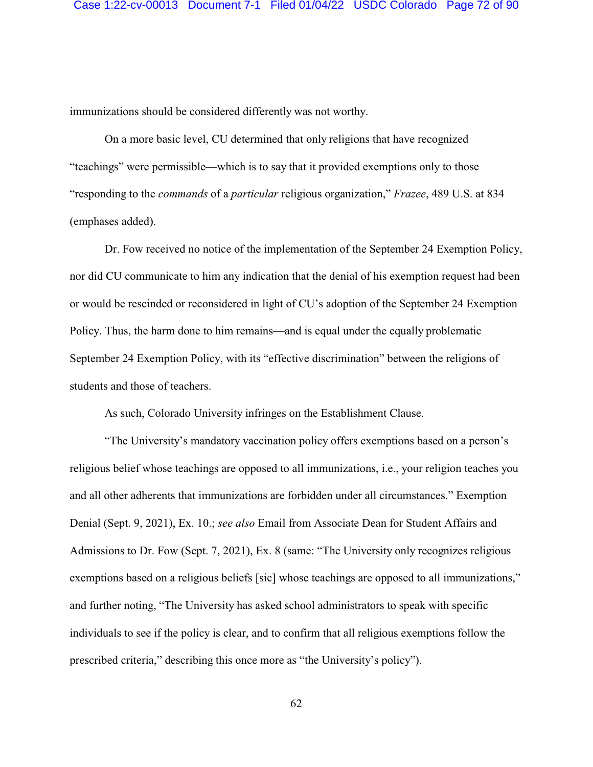immunizations should be considered differently was not worthy.

On a more basic level, CU determined that only religions that have recognized "teachings" were permissible—which is to say that it provided exemptions only to those "responding to the *commands* of a *particular* religious organization," *Frazee*, 489 U.S. at 834 (emphases added).

Dr. Fow received no notice of the implementation of the September 24 Exemption Policy, nor did CU communicate to him any indication that the denial of his exemption request had been or would be rescinded or reconsidered in light of CU's adoption of the September 24 Exemption Policy. Thus, the harm done to him remains—and is equal under the equally problematic September 24 Exemption Policy, with its "effective discrimination" between the religions of students and those of teachers.

As such, Colorado University infringes on the Establishment Clause.

"The University's mandatory vaccination policy offers exemptions based on a person's religious belief whose teachings are opposed to all immunizations, i.e., your religion teaches you and all other adherents that immunizations are forbidden under all circumstances." Exemption Denial (Sept. 9, 2021), Ex. 10.; *see also* Email from Associate Dean for Student Affairs and Admissions to Dr. Fow (Sept. 7, 2021), Ex. 8 (same: "The University only recognizes religious exemptions based on a religious beliefs [sic] whose teachings are opposed to all immunizations," and further noting, "The University has asked school administrators to speak with specific individuals to see if the policy is clear, and to confirm that all religious exemptions follow the prescribed criteria," describing this once more as "the University's policy").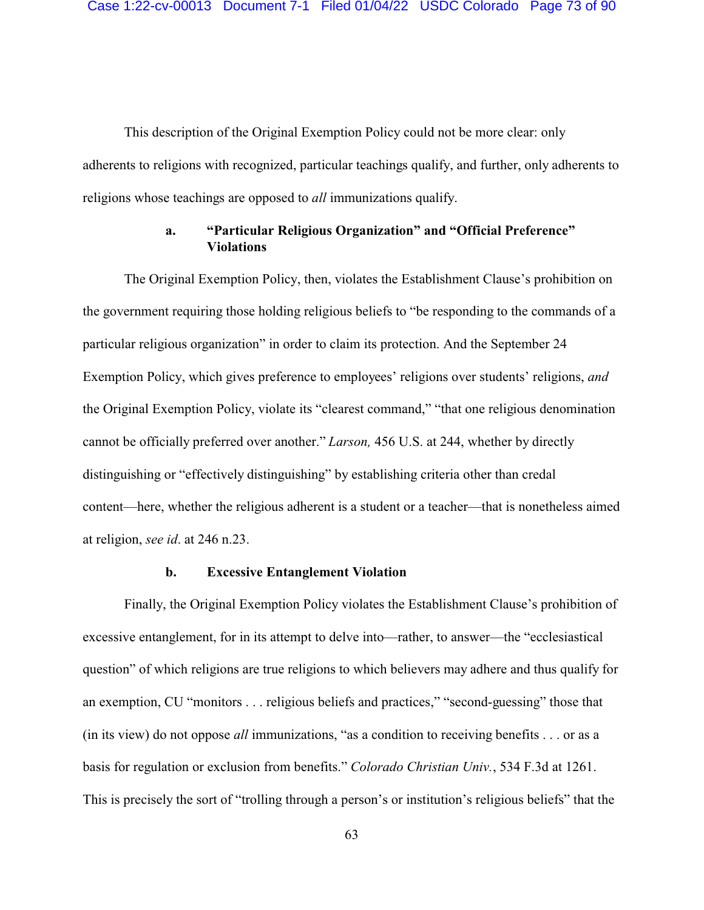This description of the Original Exemption Policy could not be more clear: only adherents to religions with recognized, particular teachings qualify, and further, only adherents to religions whose teachings are opposed to *all* immunizations qualify.

#### a. "Particular Religious Organization" and "Official Preference" Violations

The Original Exemption Policy, then, violates the Establishment Clause's prohibition on the government requiring those holding religious beliefs to "be responding to the commands of a particular religious organization" in order to claim its protection. And the September 24 Exemption Policy, which gives preference to employees' religions over students' religions, *and* the Original Exemption Policy, violate its "clearest command," "that one religious denomination cannot be officially preferred over another." *Larson,* 456 U.S. at 244, whether by directly distinguishing or "effectively distinguishing" by establishing criteria other than credal content—here, whether the religious adherent is a student or a teacher—that is nonetheless aimed at religion, *see id*. at 246 n.23.

#### b. Excessive Entanglement Violation

Finally, the Original Exemption Policy violates the Establishment Clause's prohibition of excessive entanglement, for in its attempt to delve into—rather, to answer—the "ecclesiastical question" of which religions are true religions to which believers may adhere and thus qualify for an exemption, CU "monitors . . . religious beliefs and practices," "second-guessing" those that (in its view) do not oppose *all* immunizations, "as a condition to receiving benefits . . . or as a basis for regulation or exclusion from benefits." *Colorado Christian Univ.*, 534 F.3d at 1261. This is precisely the sort of "trolling through a person's or institution's religious beliefs" that the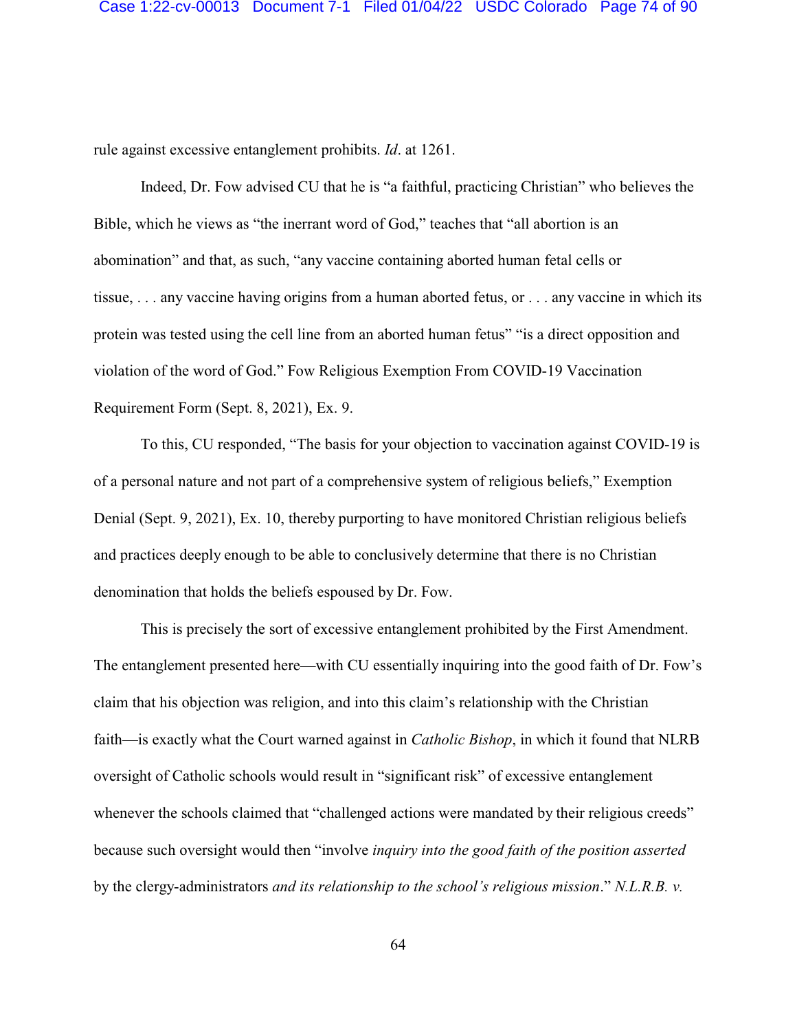rule against excessive entanglement prohibits. *Id*. at 1261.

Indeed, Dr. Fow advised CU that he is "a faithful, practicing Christian" who believes the Bible, which he views as "the inerrant word of God," teaches that "all abortion is an abomination" and that, as such, "any vaccine containing aborted human fetal cells or tissue, . . . any vaccine having origins from a human aborted fetus, or . . . any vaccine in which its protein was tested using the cell line from an aborted human fetus" "is a direct opposition and violation of the word of God." Fow Religious Exemption From COVID-19 Vaccination Requirement Form (Sept. 8, 2021), Ex. 9.

To this, CU responded, "The basis for your objection to vaccination against COVID-19 is of a personal nature and not part of a comprehensive system of religious beliefs," Exemption Denial (Sept. 9, 2021), Ex. 10, thereby purporting to have monitored Christian religious beliefs and practices deeply enough to be able to conclusively determine that there is no Christian denomination that holds the beliefs espoused by Dr. Fow.

This is precisely the sort of excessive entanglement prohibited by the First Amendment. The entanglement presented here—with CU essentially inquiring into the good faith of Dr. Fow's claim that his objection was religion, and into this claim's relationship with the Christian faith—is exactly what the Court warned against in *Catholic Bishop*, in which it found that NLRB oversight of Catholic schools would result in "significant risk" of excessive entanglement whenever the schools claimed that "challenged actions were mandated by their religious creeds" because such oversight would then "involve *inquiry into the good faith of the position asserted* by the clergy-administrators *and its relationship to the school's religious mission*." *N.L.R.B. v.*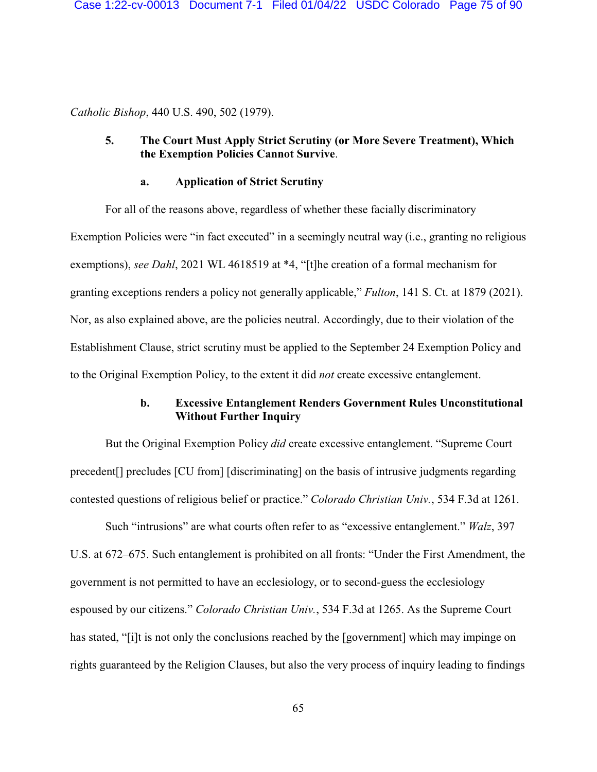*Catholic Bishop*, 440 U.S. 490, 502 (1979).

### 5. The Court Must Apply Strict Scrutiny (or More Severe Treatment), Which the Exemption Policies Cannot Survive.

#### a. Application of Strict Scrutiny

For all of the reasons above, regardless of whether these facially discriminatory Exemption Policies were "in fact executed" in a seemingly neutral way (i.e., granting no religious exemptions), *see Dahl*, 2021 WL 4618519 at *4, "[t]he creation of a formal mechanism for granting exceptions renders a policy not generally applicable," *Fulton*, 141 S. Ct. at 1879 (2021). Nor, as also explained above, are the policies neutral. Accordingly, due to their violation of the Establishment Clause, strict scrutiny must be applied to the September 24 Exemption Policy and to the Original Exemption Policy, to the extent it did *not* create excessive entanglement.

#### b. Excessive Entanglement Renders Government Rules Unconstitutional Without Further Inquiry

But the Original Exemption Policy *did* create excessive entanglement. "Supreme Court precedent[] precludes [CU from] [discriminating] on the basis of intrusive judgments regarding contested questions of religious belief or practice." *Colorado Christian Univ.*, 534 F.3d at 1261.

Such "intrusions" are what courts often refer to as "excessive entanglement." *Walz*, 397 U.S. at 672–675. Such entanglement is prohibited on all fronts: "Under the First Amendment, the government is not permitted to have an ecclesiology, or to second-guess the ecclesiology espoused by our citizens." *Colorado Christian Univ.*, 534 F.3d at 1265. As the Supreme Court has stated, "[i]t is not only the conclusions reached by the [government] which may impinge on rights guaranteed by the Religion Clauses, but also the very process of inquiry leading to findings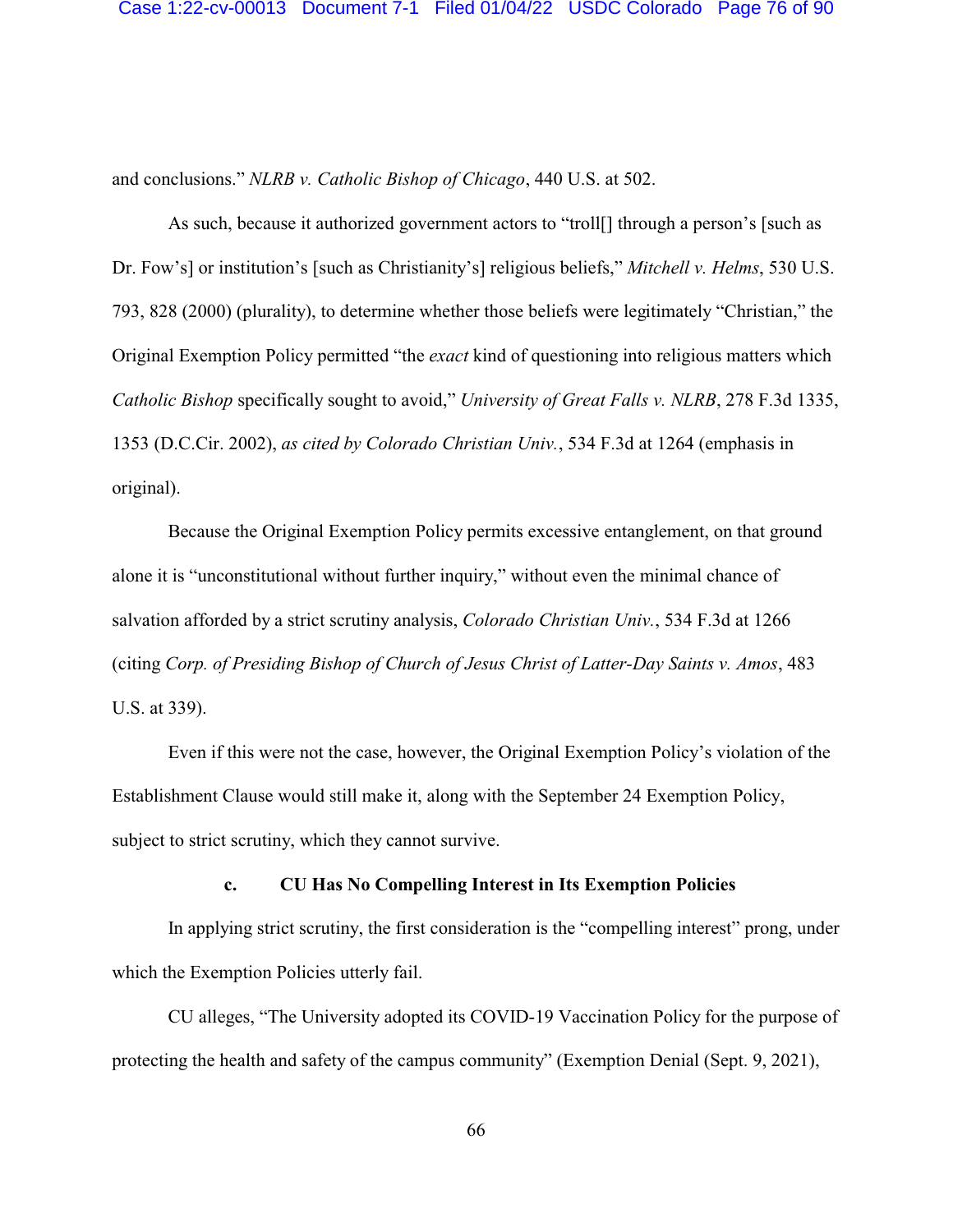and conclusions." *NLRB v. Catholic Bishop of Chicago*, 440 U.S. at 502.

As such, because it authorized government actors to "troll[] through a person's [such as Dr. Fow's] or institution's [such as Christianity's] religious beliefs," *Mitchell v. Helms*, 530 U.S. 793, 828 (2000) (plurality), to determine whether those beliefs were legitimately "Christian," the Original Exemption Policy permitted "the *exact* kind of questioning into religious matters which *Catholic Bishop* specifically sought to avoid," *University of Great Falls v. NLRB*, 278 F.3d 1335, 1353 (D.C.Cir. 2002), *as cited by Colorado Christian Univ.*, 534 F.3d at 1264 (emphasis in original).

Because the Original Exemption Policy permits excessive entanglement, on that ground alone it is "unconstitutional without further inquiry," without even the minimal chance of salvation afforded by a strict scrutiny analysis, *Colorado Christian Univ.*, 534 F.3d at 1266 (citing *Corp. of Presiding Bishop of Church of Jesus Christ of Latter-Day Saints v. Amos*, 483 U.S. at 339).

Even if this were not the case, however, the Original Exemption Policy's violation of the Establishment Clause would still make it, along with the September 24 Exemption Policy, subject to strict scrutiny, which they cannot survive.

**c. CU Has No Compelling Interest in Its Exemption Policies**

In applying strict scrutiny, the first consideration is the "compelling interest" prong, under which the Exemption Policies utterly fail.

CU alleges, "The University adopted its COVID-19 Vaccination Policy for the purpose of protecting the health and safety of the campus community" (Exemption Denial (Sept. 9, 2021),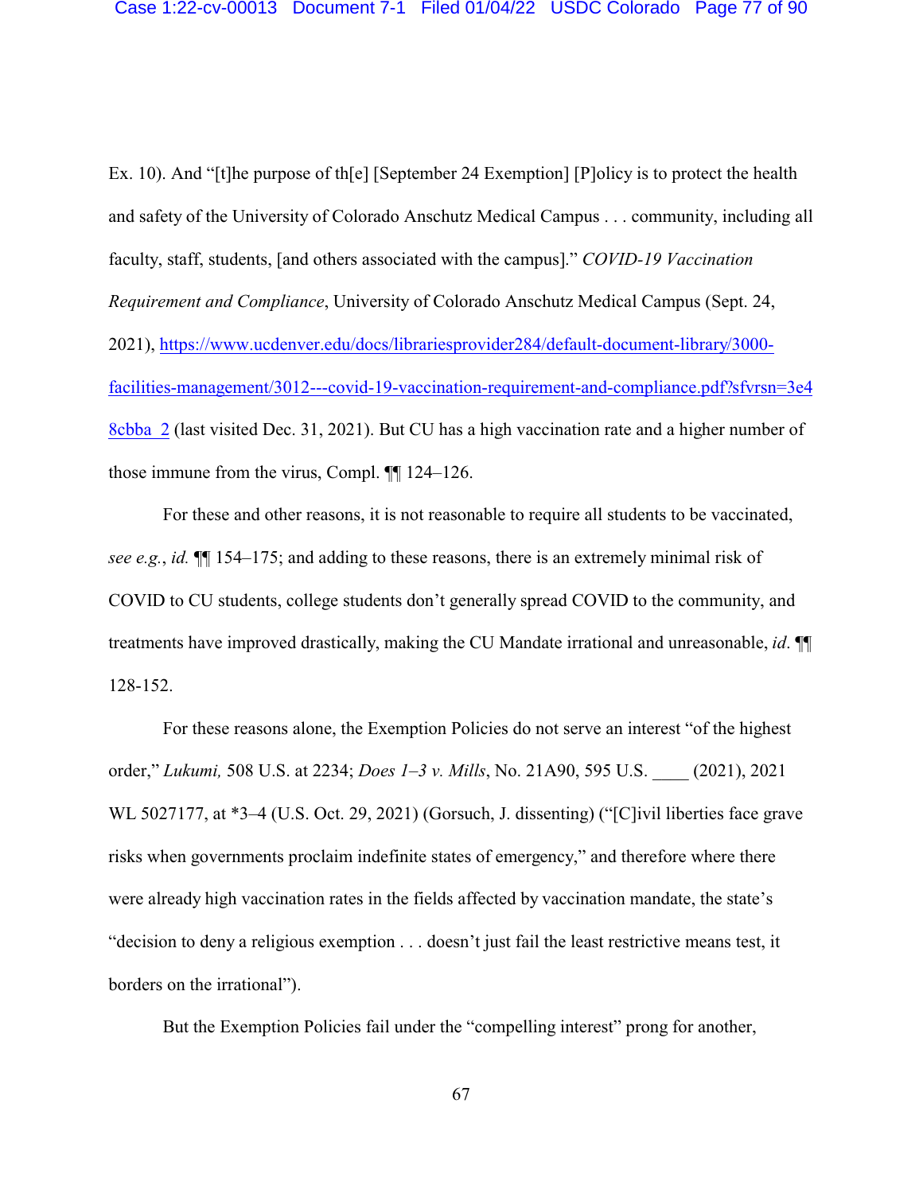Ex. 10). And "[t]he purpose of th[e] [September 24 Exemption] [P]olicy is to protect the health and safety of the University of Colorado Anschutz Medical Campus . . . community, including all faculty, staff, students, [and others associated with the campus]." *COVID-19 Vaccination Requirement and Compliance*, University of Colorado Anschutz Medical Campus (Sept. 24, 2021), https://www.ucdenver.edu/docs/librariesprovider284/default-document-library/3000-facilities-management/3012---covid-19-vaccination-requirement-and-compliance.pdf?sfvrsn=3e48cbba_2 (last visited Dec. 31, 2021). But CU has a high vaccination rate and a higher number of those immune from the virus, Compl. ¶¶ 124–126.

For these and other reasons, it is not reasonable to require all students to be vaccinated, *see e.g.*, *id.* ¶¶ 154–175; and adding to these reasons, there is an extremely minimal risk of COVID to CU students, college students don't generally spread COVID to the community, and treatments have improved drastically, making the CU Mandate irrational and unreasonable, *id*. ¶¶ 128-152.

For these reasons alone, the Exemption Policies do not serve an interest "of the highest order," *Lukumi,* 508 U.S. at 2234; *Does 1–3 v. Mills*, No. 21A90, 595 U.S. ____ (2021), 2021 WL 5027177, at *3–4 (U.S. Oct. 29, 2021) (Gorsuch, J. dissenting) ("[C]ivil liberties face grave risks when governments proclaim indefinite states of emergency," and therefore where there were already high vaccination rates in the fields affected by vaccination mandate, the state's "decision to deny a religious exemption . . . doesn't just fail the least restrictive means test, it borders on the irrational").

But the Exemption Policies fail under the "compelling interest" prong for another,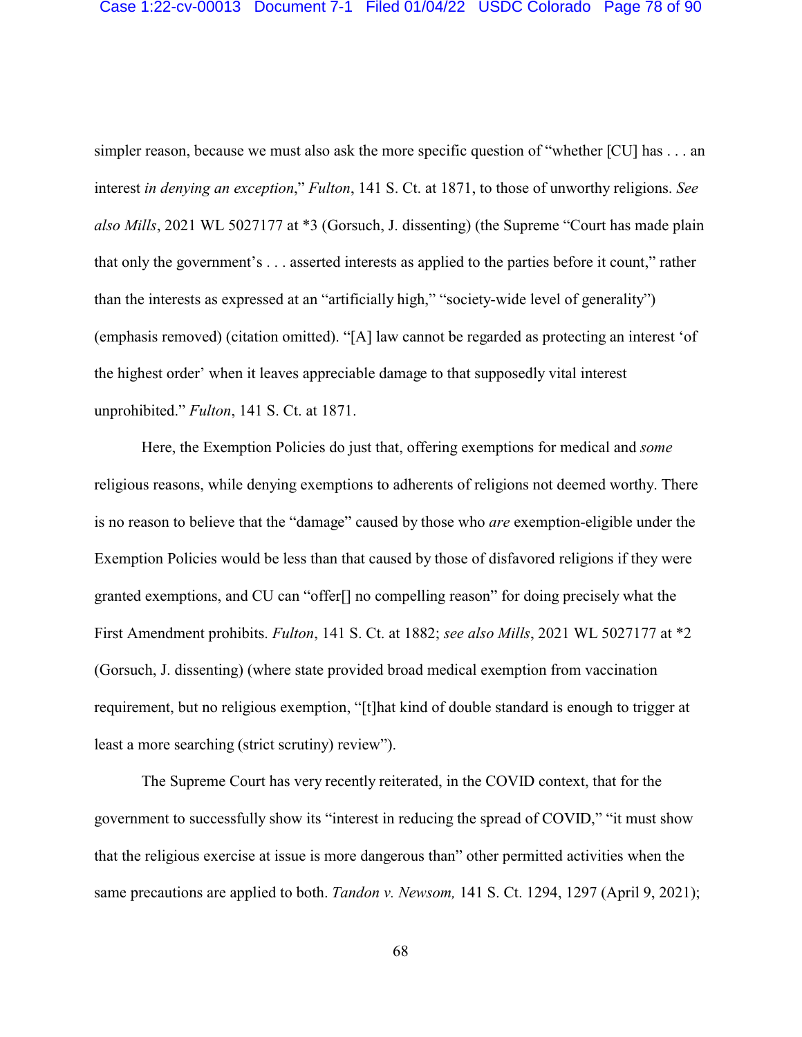simpler reason, because we must also ask the more specific question of "whether [CU] has . . . an interest *in denying an exception*," *Fulton*, 141 S. Ct. at 1871, to those of unworthy religions. *See also Mills*, 2021 WL 5027177 at *3 (Gorsuch, J. dissenting) (the Supreme "Court has made plain that only the government's . . . asserted interests as applied to the parties before it count," rather than the interests as expressed at an "artificially high," "society-wide level of generality") (emphasis removed) (citation omitted). "[A] law cannot be regarded as protecting an interest 'of the highest order' when it leaves appreciable damage to that supposedly vital interest unprohibited." *Fulton*, 141 S. Ct. at 1871.

Here, the Exemption Policies do just that, offering exemptions for medical and *some* religious reasons, while denying exemptions to adherents of religions not deemed worthy. There is no reason to believe that the "damage" caused by those who *are* exemption-eligible under the Exemption Policies would be less than that caused by those of disfavored religions if they were granted exemptions, and CU can "offer[] no compelling reason" for doing precisely what the First Amendment prohibits. *Fulton*, 141 S. Ct. at 1882; *see also Mills*, 2021 WL 5027177 at *2 (Gorsuch, J. dissenting) (where state provided broad medical exemption from vaccination requirement, but no religious exemption, "[t]hat kind of double standard is enough to trigger at least a more searching (strict scrutiny) review").

The Supreme Court has very recently reiterated, in the COVID context, that for the government to successfully show its "interest in reducing the spread of COVID," "it must show that the religious exercise at issue is more dangerous than" other permitted activities when the same precautions are applied to both. *Tandon v. Newsom,* 141 S. Ct. 1294, 1297 (April 9, 2021);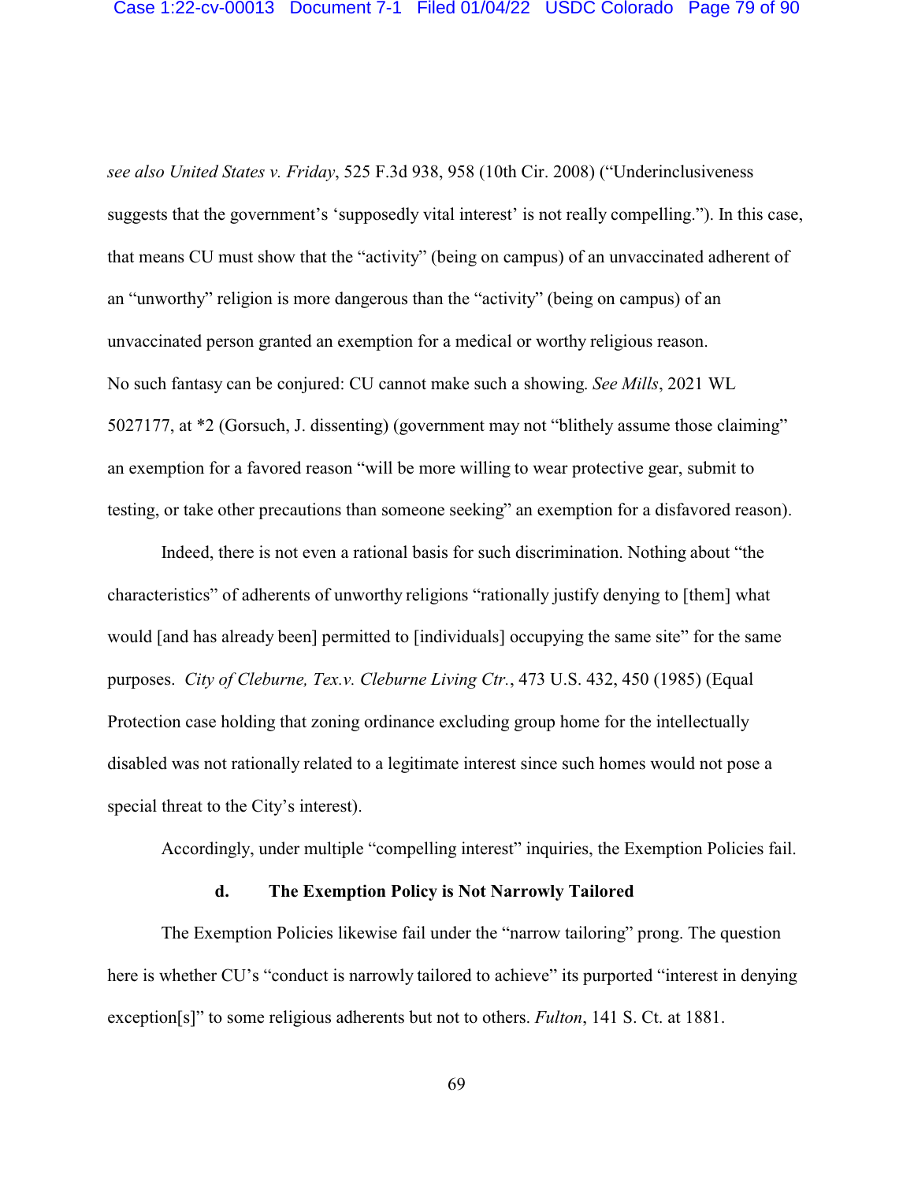*see also United States v. Friday*, 525 F.3d 938, 958 (10th Cir. 2008) ("Underinclusiveness suggests that the government's 'supposedly vital interest' is not really compelling."). In this case, that means CU must show that the "activity" (being on campus) of an unvaccinated adherent of an "unworthy" religion is more dangerous than the "activity" (being on campus) of an unvaccinated person granted an exemption for a medical or worthy religious reason. No such fantasy can be conjured: CU cannot make such a showing. *See Mills*, 2021 WL 5027177, at *2 (Gorsuch, J. dissenting) (government may not "blithely assume those claiming" an exemption for a favored reason "will be more willing to wear protective gear, submit to testing, or take other precautions than someone seeking" an exemption for a disfavored reason).

Indeed, there is not even a rational basis for such discrimination. Nothing about "the characteristics" of adherents of unworthy religions "rationally justify denying to [them] what would [and has already been] permitted to [individuals] occupying the same site" for the same purposes. *City of Cleburne, Tex.v. Cleburne Living Ctr.*, 473 U.S. 432, 450 (1985) (Equal Protection case holding that zoning ordinance excluding group home for the intellectually disabled was not rationally related to a legitimate interest since such homes would not pose a special threat to the City's interest).

Accordingly, under multiple "compelling interest" inquiries, the Exemption Policies fail.

#### d. The Exemption Policy is Not Narrowly Tailored

The Exemption Policies likewise fail under the "narrow tailoring" prong. The question here is whether CU's "conduct is narrowly tailored to achieve" its purported "interest in denying exception[s]" to some religious adherents but not to others. *Fulton*, 141 S. Ct. at 1881.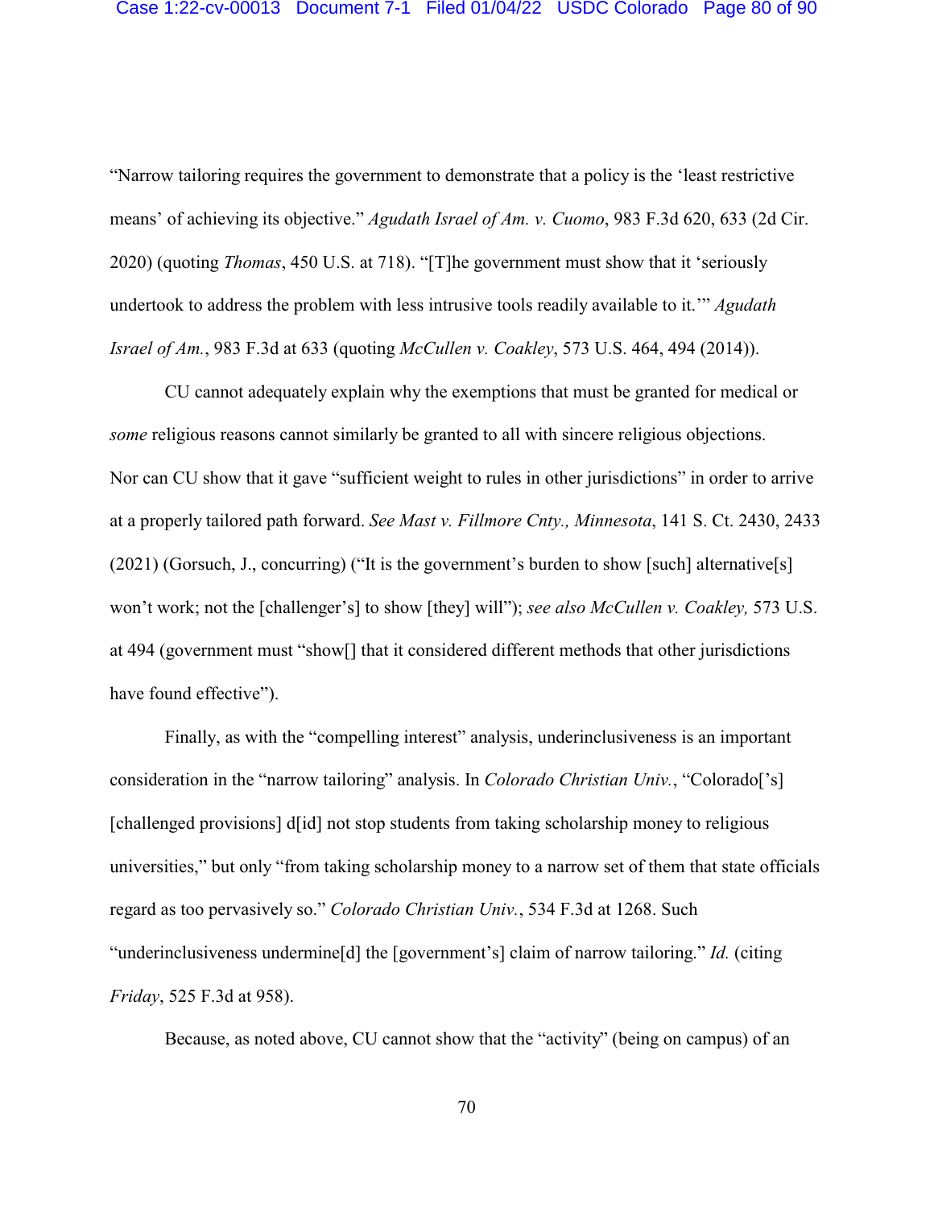"Narrow tailoring requires the government to demonstrate that a policy is the 'least restrictive means' of achieving its objective." *Agudath Israel of Am. v. Cuomo*, 983 F.3d 620, 633 (2d Cir. 2020) (quoting *Thomas*, 450 U.S. at 718). "[T]he government must show that it 'seriously undertook to address the problem with less intrusive tools readily available to it.'" *Agudath Israel of Am.*, 983 F.3d at 633 (quoting *McCullen v. Coakley*, 573 U.S. 464, 494 (2014)).

CU cannot adequately explain why the exemptions that must be granted for medical or *some* religious reasons cannot similarly be granted to all with sincere religious objections. Nor can CU show that it gave "sufficient weight to rules in other jurisdictions" in order to arrive at a properly tailored path forward. *See Mast v. Fillmore Cnty., Minnesota*, 141 S. Ct. 2430, 2433 (2021) (Gorsuch, J., concurring) ("It is the government's burden to show [such] alternative[s] won't work; not the [challenger's] to show [they] will"); *see also McCullen v. Coakley,* 573 U.S. at 494 (government must "show[] that it considered different methods that other jurisdictions have found effective").

Finally, as with the "compelling interest" analysis, underinclusiveness is an important consideration in the "narrow tailoring" analysis. In *Colorado Christian Univ.*, "Colorado['s] [challenged provisions] d[id] not stop students from taking scholarship money to religious universities," but only "from taking scholarship money to a narrow set of them that state officials regard as too pervasively so." *Colorado Christian Univ.*, 534 F.3d at 1268. Such "underinclusiveness undermine[d] the [government's] claim of narrow tailoring." *Id.* (citing *Friday*, 525 F.3d at 958).

Because, as noted above, CU cannot show that the "activity" (being on campus) of an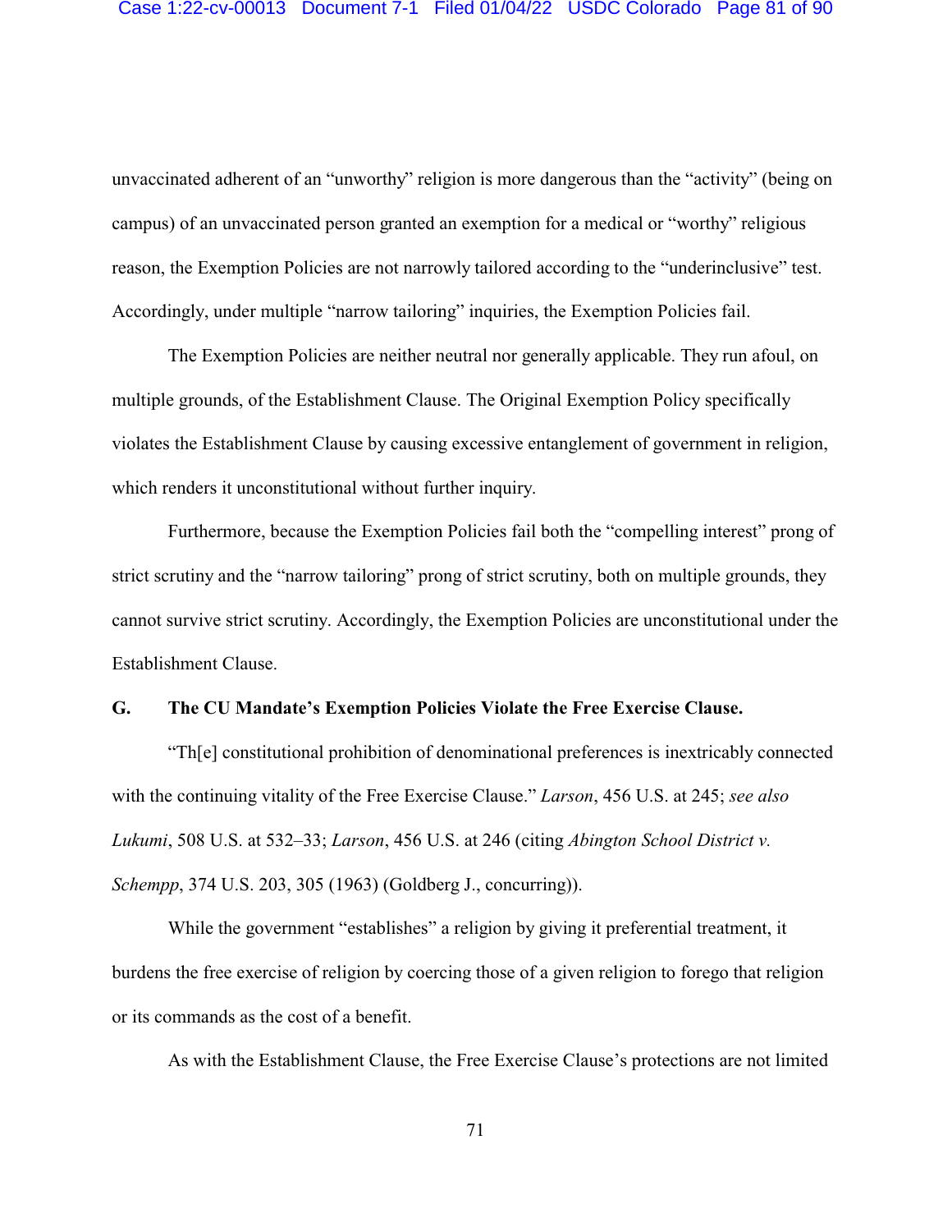unvaccinated adherent of an "unworthy" religion is more dangerous than the "activity" (being on campus) of an unvaccinated person granted an exemption for a medical or "worthy" religious reason, the Exemption Policies are not narrowly tailored according to the "underinclusive" test. Accordingly, under multiple "narrow tailoring" inquiries, the Exemption Policies fail.

The Exemption Policies are neither neutral nor generally applicable. They run afoul, on multiple grounds, of the Establishment Clause. The Original Exemption Policy specifically violates the Establishment Clause by causing excessive entanglement of government in religion, which renders it unconstitutional without further inquiry.

Furthermore, because the Exemption Policies fail both the "compelling interest" prong of strict scrutiny and the "narrow tailoring" prong of strict scrutiny, both on multiple grounds, they cannot survive strict scrutiny. Accordingly, the Exemption Policies are unconstitutional under the Establishment Clause.

**G. The CU Mandate's Exemption Policies Violate the Free Exercise Clause.**

"Th[e] constitutional prohibition of denominational preferences is inextricably connected with the continuing vitality of the Free Exercise Clause." *Larson*, 456 U.S. at 245; *see also Lukumi*, 508 U.S. at 532–33; *Larson*, 456 U.S. at 246 (citing *Abington School District v. Schempp*, 374 U.S. 203, 305 (1963) (Goldberg J., concurring)).

While the government "establishes" a religion by giving it preferential treatment, it burdens the free exercise of religion by coercing those of a given religion to forego that religion or its commands as the cost of a benefit.

As with the Establishment Clause, the Free Exercise Clause's protections are not limited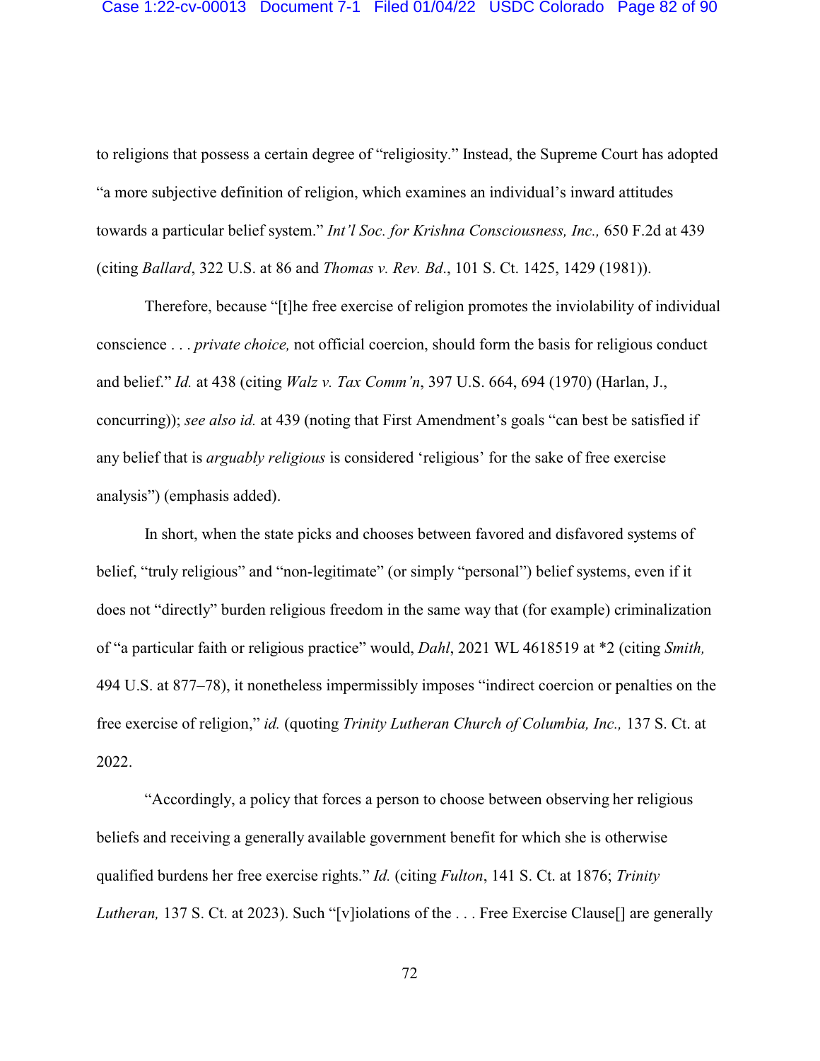to religions that possess a certain degree of "religiosity." Instead, the Supreme Court has adopted "a more subjective definition of religion, which examines an individual's inward attitudes towards a particular belief system." *Int'l Soc. for Krishna Consciousness, Inc.,* 650 F.2d at 439 (citing *Ballard*, 322 U.S. at 86 and *Thomas v. Rev. Bd*., 101 S. Ct. 1425, 1429 (1981)).

Therefore, because "[t]he free exercise of religion promotes the inviolability of individual conscience . . . *private choice,* not official coercion, should form the basis for religious conduct and belief." *Id.* at 438 (citing *Walz v. Tax Comm'n*, 397 U.S. 664, 694 (1970) (Harlan, J., concurring)); *see also id.* at 439 (noting that First Amendment's goals "can best be satisfied if any belief that is *arguably religious* is considered 'religious' for the sake of free exercise analysis") (emphasis added).

In short, when the state picks and chooses between favored and disfavored systems of belief, "truly religious" and "non-legitimate" (or simply "personal") belief systems, even if it does not "directly" burden religious freedom in the same way that (for example) criminalization of "a particular faith or religious practice" would, *Dahl*, 2021 WL 4618519 at *2 (citing *Smith,* 494 U.S. at 877–78), it nonetheless impermissibly imposes "indirect coercion or penalties on the free exercise of religion," *id.* (quoting *Trinity Lutheran Church of Columbia, Inc.,* 137 S. Ct. at 2022.

"Accordingly, a policy that forces a person to choose between observing her religious beliefs and receiving a generally available government benefit for which she is otherwise qualified burdens her free exercise rights." *Id.* (citing *Fulton*, 141 S. Ct. at 1876; *Trinity Lutheran,* 137 S. Ct. at 2023). Such "[v]iolations of the . . . Free Exercise Clause[] are generally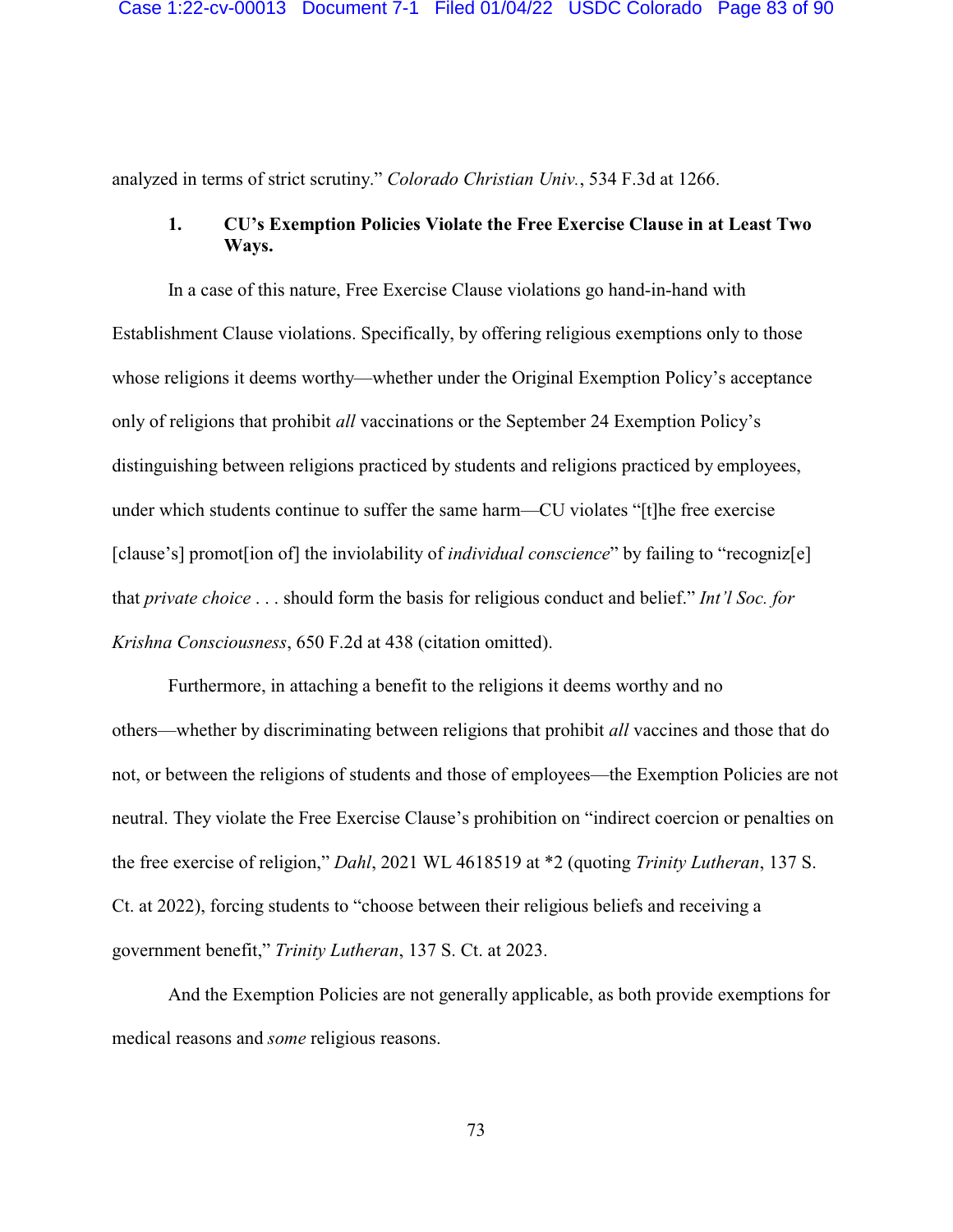analyzed in terms of strict scrutiny." *Colorado Christian Univ.*, 534 F.3d at 1266.

### 1. CU's Exemption Policies Violate the Free Exercise Clause in at Least Two Ways.

In a case of this nature, Free Exercise Clause violations go hand-in-hand with Establishment Clause violations. Specifically, by offering religious exemptions only to those whose religions it deems worthy—whether under the Original Exemption Policy's acceptance only of religions that prohibit *all* vaccinations or the September 24 Exemption Policy's distinguishing between religions practiced by students and religions practiced by employees, under which students continue to suffer the same harm—CU violates "[t]he free exercise [clause's] promot[ion of] the inviolability of *individual conscience*" by failing to "recogniz[e] that *private choice* . . . should form the basis for religious conduct and belief." *Int'l Soc. for Krishna Consciousness*, 650 F.2d at 438 (citation omitted).

Furthermore, in attaching a benefit to the religions it deems worthy and no others—whether by discriminating between religions that prohibit *all* vaccines and those that do not, or between the religions of students and those of employees—the Exemption Policies are not neutral. They violate the Free Exercise Clause's prohibition on "indirect coercion or penalties on the free exercise of religion," *Dahl*, 2021 WL 4618519 at *2 (quoting *Trinity Lutheran*, 137 S. Ct. at 2022), forcing students to "choose between their religious beliefs and receiving a government benefit," *Trinity Lutheran*, 137 S. Ct. at 2023.

And the Exemption Policies are not generally applicable, as both provide exemptions for medical reasons and *some* religious reasons.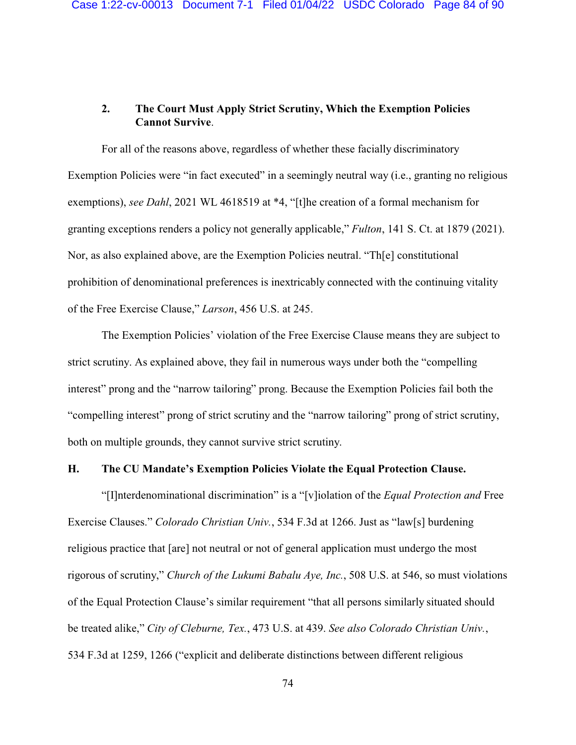### 2. The Court Must Apply Strict Scrutiny, Which the Exemption Policies Cannot Survive.

For all of the reasons above, regardless of whether these facially discriminatory Exemption Policies were "in fact executed" in a seemingly neutral way (i.e., granting no religious exemptions), *see Dahl*, 2021 WL 4618519 at *4, "[t]he creation of a formal mechanism for granting exceptions renders a policy not generally applicable," *Fulton*, 141 S. Ct. at 1879 (2021). Nor, as also explained above, are the Exemption Policies neutral. "Th[e] constitutional prohibition of denominational preferences is inextricably connected with the continuing vitality of the Free Exercise Clause," *Larson*, 456 U.S. at 245.

The Exemption Policies' violation of the Free Exercise Clause means they are subject to strict scrutiny. As explained above, they fail in numerous ways under both the "compelling interest" prong and the "narrow tailoring" prong. Because the Exemption Policies fail both the "compelling interest" prong of strict scrutiny and the "narrow tailoring" prong of strict scrutiny, both on multiple grounds, they cannot survive strict scrutiny.

## H. The CU Mandate's Exemption Policies Violate the Equal Protection Clause.

"[I]nterdenominational discrimination" is a "[v]iolation of the *Equal Protection and* Free Exercise Clauses." *Colorado Christian Univ.*, 534 F.3d at 1266. Just as "law[s] burdening religious practice that [are] not neutral or not of general application must undergo the most rigorous of scrutiny," *Church of the Lukumi Babalu Aye, Inc.*, 508 U.S. at 546, so must violations of the Equal Protection Clause's similar requirement "that all persons similarly situated should be treated alike," *City of Cleburne, Tex.*, 473 U.S. at 439. *See also Colorado Christian Univ.*, 534 F.3d at 1259, 1266 ("explicit and deliberate distinctions between different religious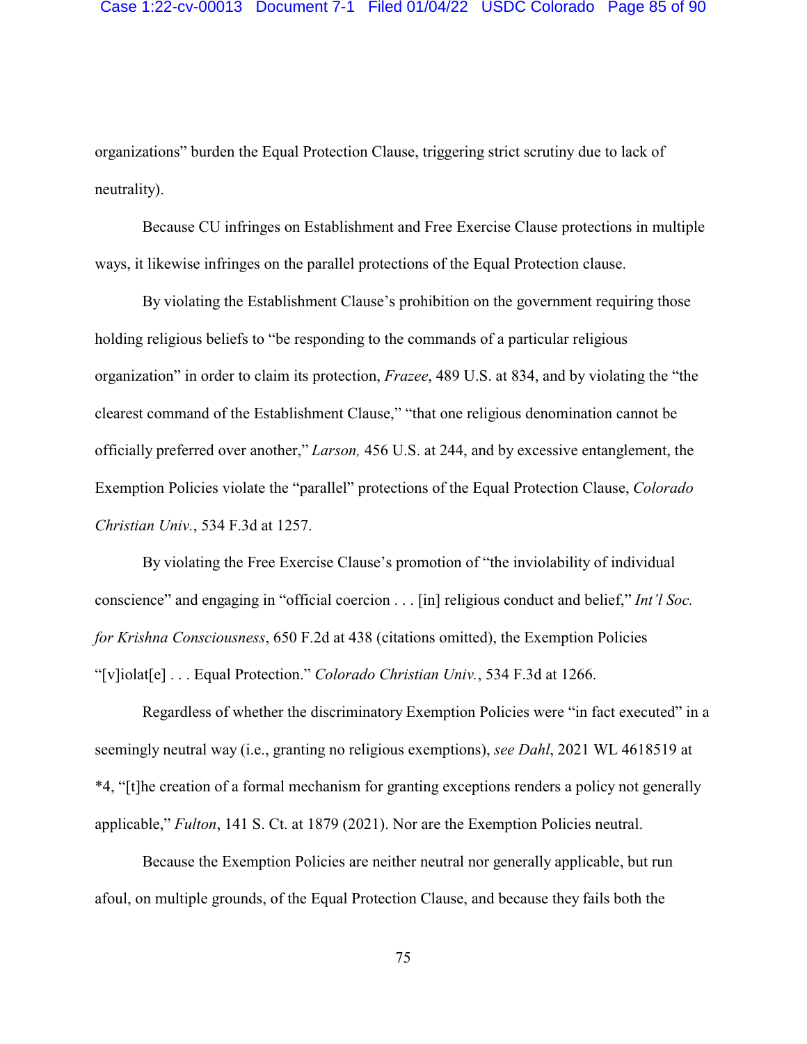organizations" burden the Equal Protection Clause, triggering strict scrutiny due to lack of neutrality).

Because CU infringes on Establishment and Free Exercise Clause protections in multiple ways, it likewise infringes on the parallel protections of the Equal Protection clause.

By violating the Establishment Clause's prohibition on the government requiring those holding religious beliefs to "be responding to the commands of a particular religious organization" in order to claim its protection, *Frazee*, 489 U.S. at 834, and by violating the "the clearest command of the Establishment Clause," "that one religious denomination cannot be officially preferred over another," *Larson,* 456 U.S. at 244, and by excessive entanglement, the Exemption Policies violate the "parallel" protections of the Equal Protection Clause, *Colorado Christian Univ.*, 534 F.3d at 1257.

By violating the Free Exercise Clause's promotion of "the inviolability of individual conscience" and engaging in "official coercion . . . [in] religious conduct and belief," *Int'l Soc. for Krishna Consciousness*, 650 F.2d at 438 (citations omitted), the Exemption Policies "[v]iolat[e] . . . Equal Protection." *Colorado Christian Univ.*, 534 F.3d at 1266.

Regardless of whether the discriminatory Exemption Policies were "in fact executed" in a seemingly neutral way (i.e., granting no religious exemptions), *see Dahl*, 2021 WL 4618519 at *4, "[t]he creation of a formal mechanism for granting exceptions renders a policy not generally applicable," *Fulton*, 141 S. Ct. at 1879 (2021). Nor are the Exemption Policies neutral.

Because the Exemption Policies are neither neutral nor generally applicable, but run afoul, on multiple grounds, of the Equal Protection Clause, and because they fails both the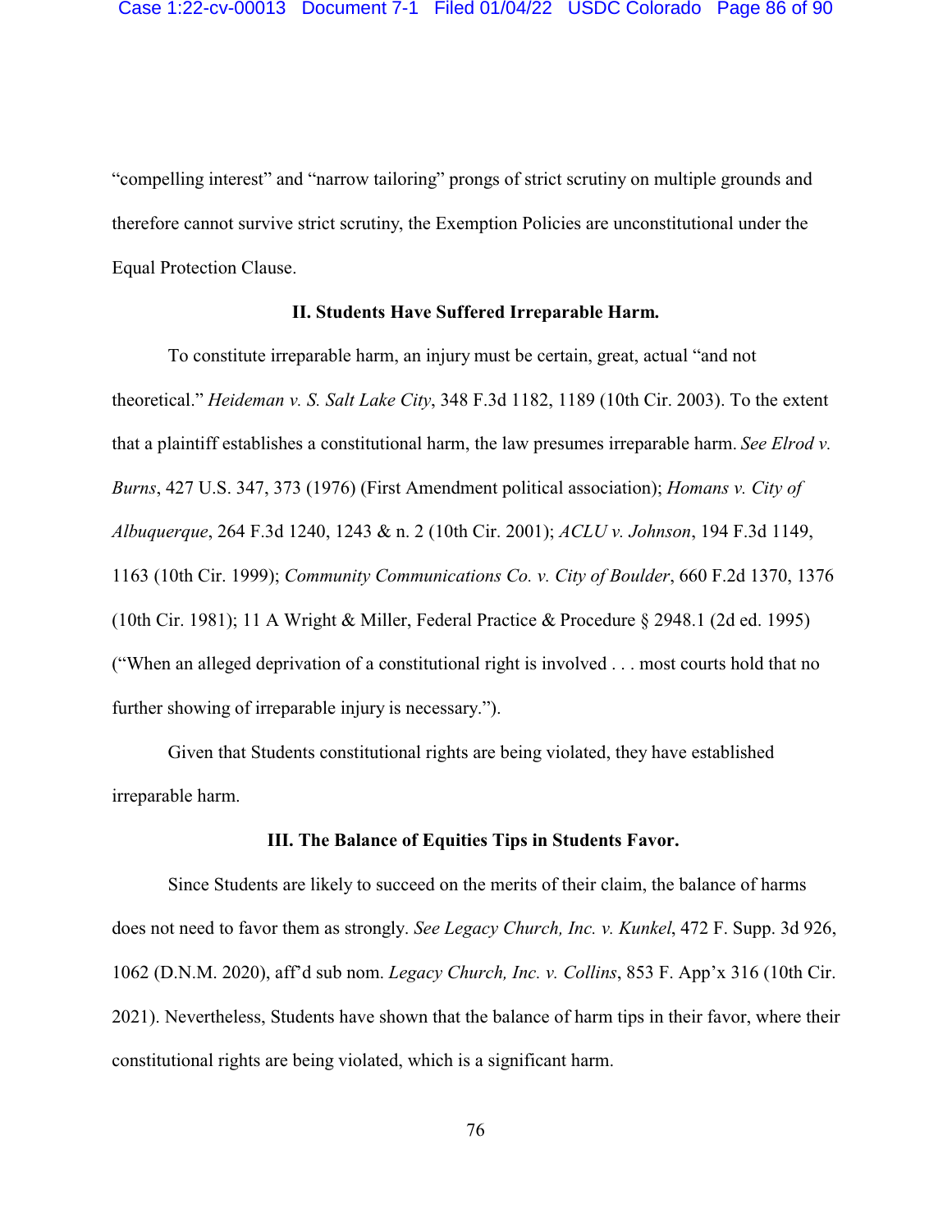"compelling interest" and "narrow tailoring" prongs of strict scrutiny on multiple grounds and therefore cannot survive strict scrutiny, the Exemption Policies are unconstitutional under the Equal Protection Clause.

## II. Students Have Suffered Irreparable Harm.

To constitute irreparable harm, an injury must be certain, great, actual "and not theoretical." *Heideman v. S. Salt Lake City*, 348 F.3d 1182, 1189 (10th Cir. 2003). To the extent that a plaintiff establishes a constitutional harm, the law presumes irreparable harm. *See Elrod v. Burns*, 427 U.S. 347, 373 (1976) (First Amendment political association); *Homans v. City of Albuquerque*, 264 F.3d 1240, 1243 & n. 2 (10th Cir. 2001); *ACLU v. Johnson*, 194 F.3d 1149, 1163 (10th Cir. 1999); *Community Communications Co. v. City of Boulder*, 660 F.2d 1370, 1376 (10th Cir. 1981); 11 A Wright & Miller, Federal Practice & Procedure § 2948.1 (2d ed. 1995) ("When an alleged deprivation of a constitutional right is involved . . . most courts hold that no further showing of irreparable injury is necessary.").

Given that Students constitutional rights are being violated, they have established irreparable harm.

## III. The Balance of Equities Tips in Students Favor.

Since Students are likely to succeed on the merits of their claim, the balance of harms does not need to favor them as strongly. *See Legacy Church, Inc. v. Kunkel*, 472 F. Supp. 3d 926, 1062 (D.N.M. 2020), aff'd sub nom. *Legacy Church, Inc. v. Collins*, 853 F. App'x 316 (10th Cir. 2021). Nevertheless, Students have shown that the balance of harm tips in their favor, where their constitutional rights are being violated, which is a significant harm.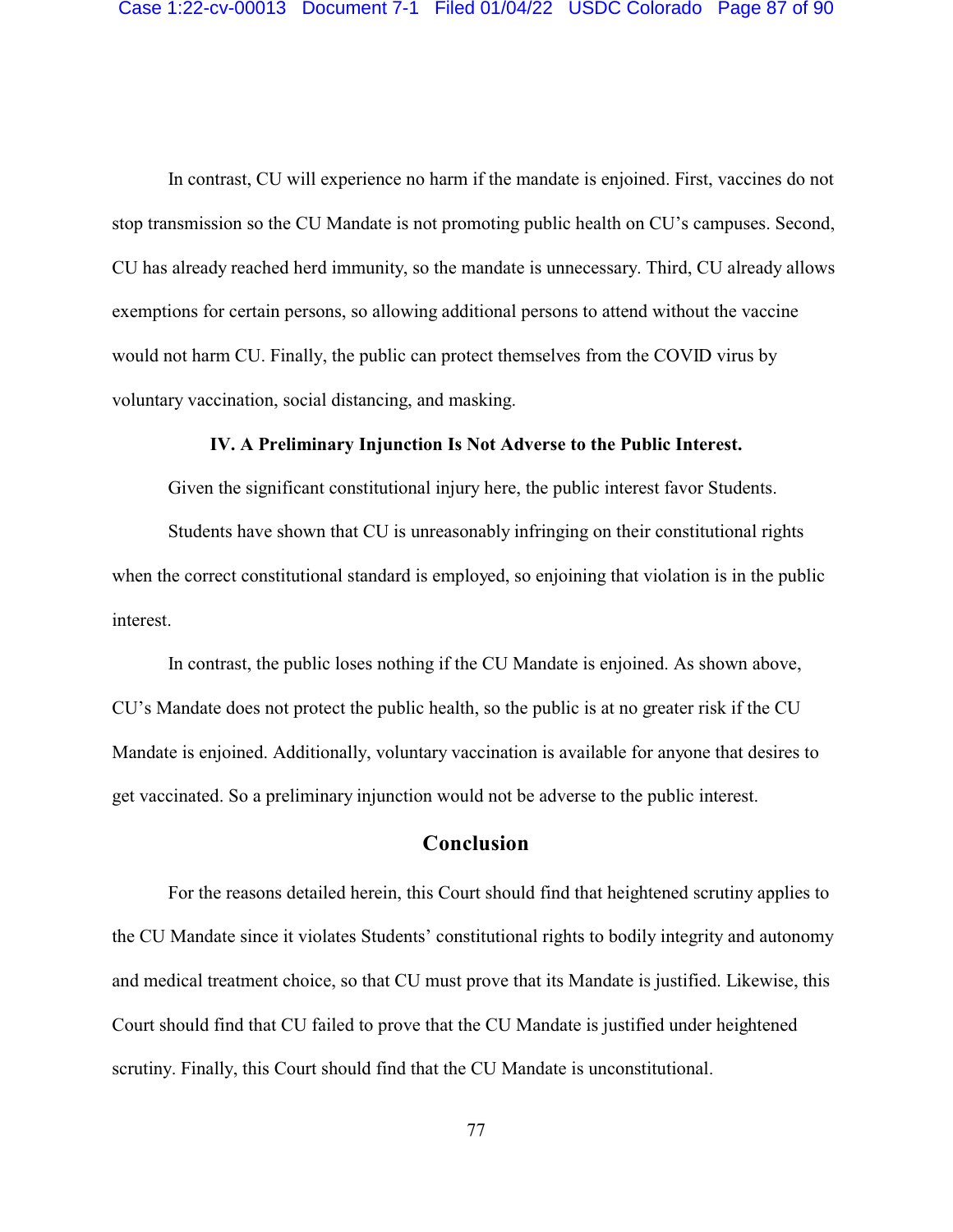In contrast, CU will experience no harm if the mandate is enjoined. First, vaccines do not stop transmission so the CU Mandate is not promoting public health on CU's campuses. Second, CU has already reached herd immunity, so the mandate is unnecessary. Third, CU already allows exemptions for certain persons, so allowing additional persons to attend without the vaccine would not harm CU. Finally, the public can protect themselves from the COVID virus by voluntary vaccination, social distancing, and masking.

### IV. A Preliminary Injunction Is Not Adverse to the Public Interest.

Given the significant constitutional injury here, the public interest favor Students.

Students have shown that CU is unreasonably infringing on their constitutional rights when the correct constitutional standard is employed, so enjoining that violation is in the public interest.

In contrast, the public loses nothing if the CU Mandate is enjoined. As shown above, CU's Mandate does not protect the public health, so the public is at no greater risk if the CU Mandate is enjoined. Additionally, voluntary vaccination is available for anyone that desires to get vaccinated. So a preliminary injunction would not be adverse to the public interest.

## Conclusion

For the reasons detailed herein, this Court should find that heightened scrutiny applies to the CU Mandate since it violates Students' constitutional rights to bodily integrity and autonomy and medical treatment choice, so that CU must prove that its Mandate is justified. Likewise, this Court should find that CU failed to prove that the CU Mandate is justified under heightened scrutiny. Finally, this Court should find that the CU Mandate is unconstitutional.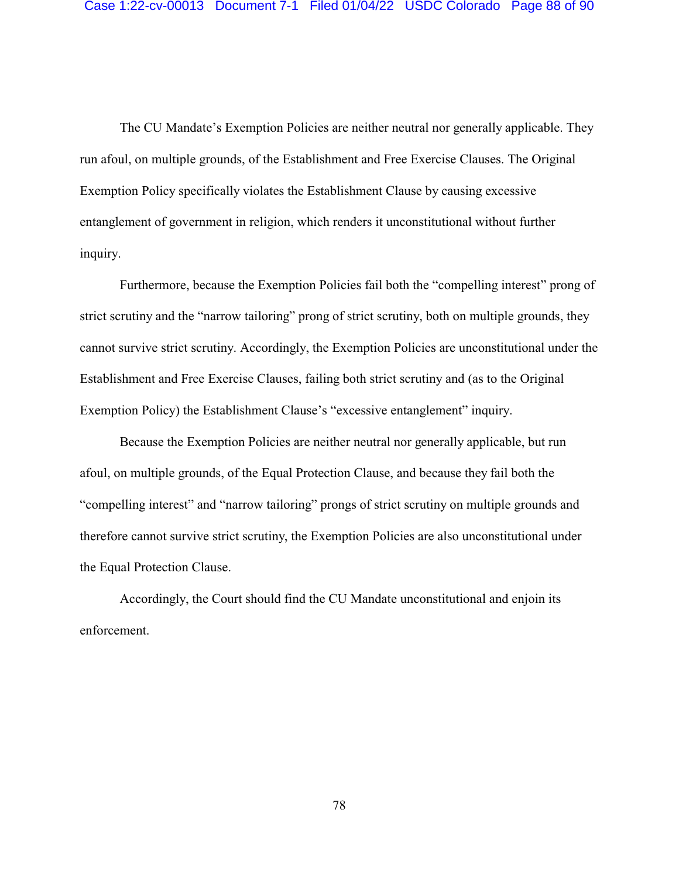The CU Mandate's Exemption Policies are neither neutral nor generally applicable. They run afoul, on multiple grounds, of the Establishment and Free Exercise Clauses. The Original Exemption Policy specifically violates the Establishment Clause by causing excessive entanglement of government in religion, which renders it unconstitutional without further inquiry.

Furthermore, because the Exemption Policies fail both the "compelling interest" prong of strict scrutiny and the "narrow tailoring" prong of strict scrutiny, both on multiple grounds, they cannot survive strict scrutiny. Accordingly, the Exemption Policies are unconstitutional under the Establishment and Free Exercise Clauses, failing both strict scrutiny and (as to the Original Exemption Policy) the Establishment Clause's "excessive entanglement" inquiry.

Because the Exemption Policies are neither neutral nor generally applicable, but run afoul, on multiple grounds, of the Equal Protection Clause, and because they fail both the "compelling interest" and "narrow tailoring" prongs of strict scrutiny on multiple grounds and therefore cannot survive strict scrutiny, the Exemption Policies are also unconstitutional under the Equal Protection Clause.

Accordingly, the Court should find the CU Mandate unconstitutional and enjoin its enforcement.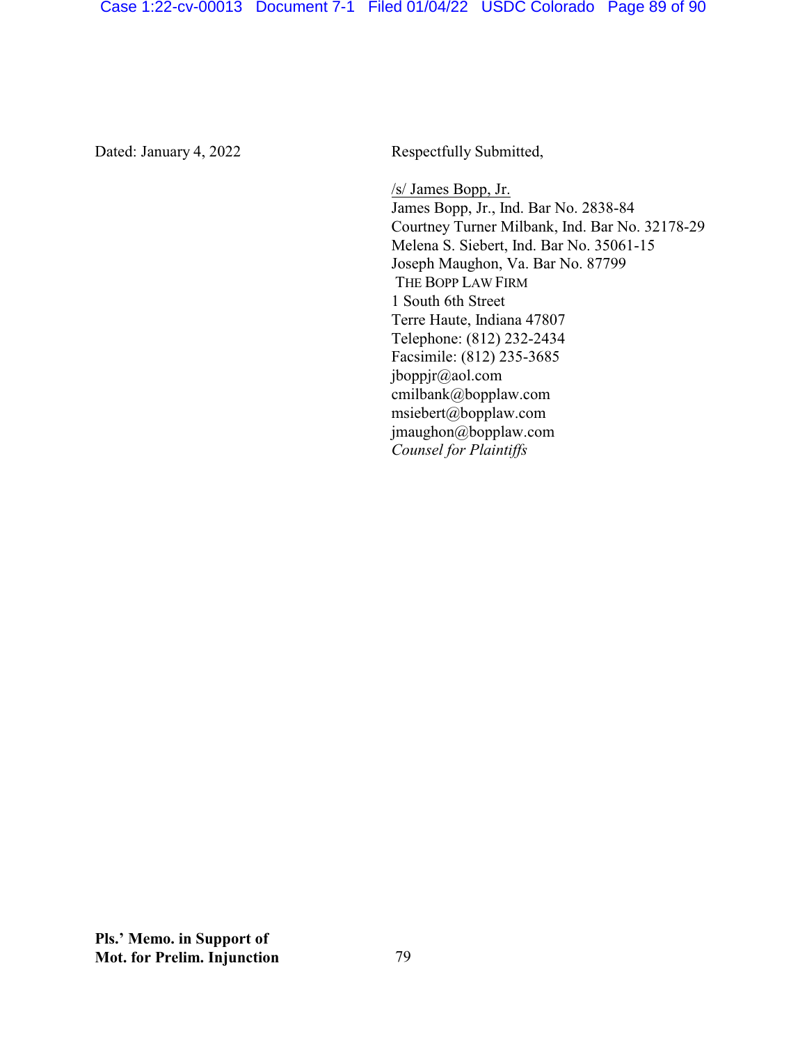Dated: January 4, 2022

Respectfully Submitted,

/s/ James Bopp, Jr.
James Bopp, Jr., Ind. Bar No. 2838-84
Courtney Turner Milbank, Ind. Bar No. 32178-29
Melena S. Siebert, Ind. Bar No. 35061-15
Joseph Maughon, Va. Bar No. 87799
THE BOPP LAW FIRM
1 South 6th Street
Terre Haute, Indiana 47807
Telephone: (812) 232-2434
Facsimile: (812) 235-3685
jboppjr@aol.com
cmilbank@bopplaw.com
msiebert@bopplaw.com
jmaughon@bopplaw.com
*Counsel for Plaintiffs*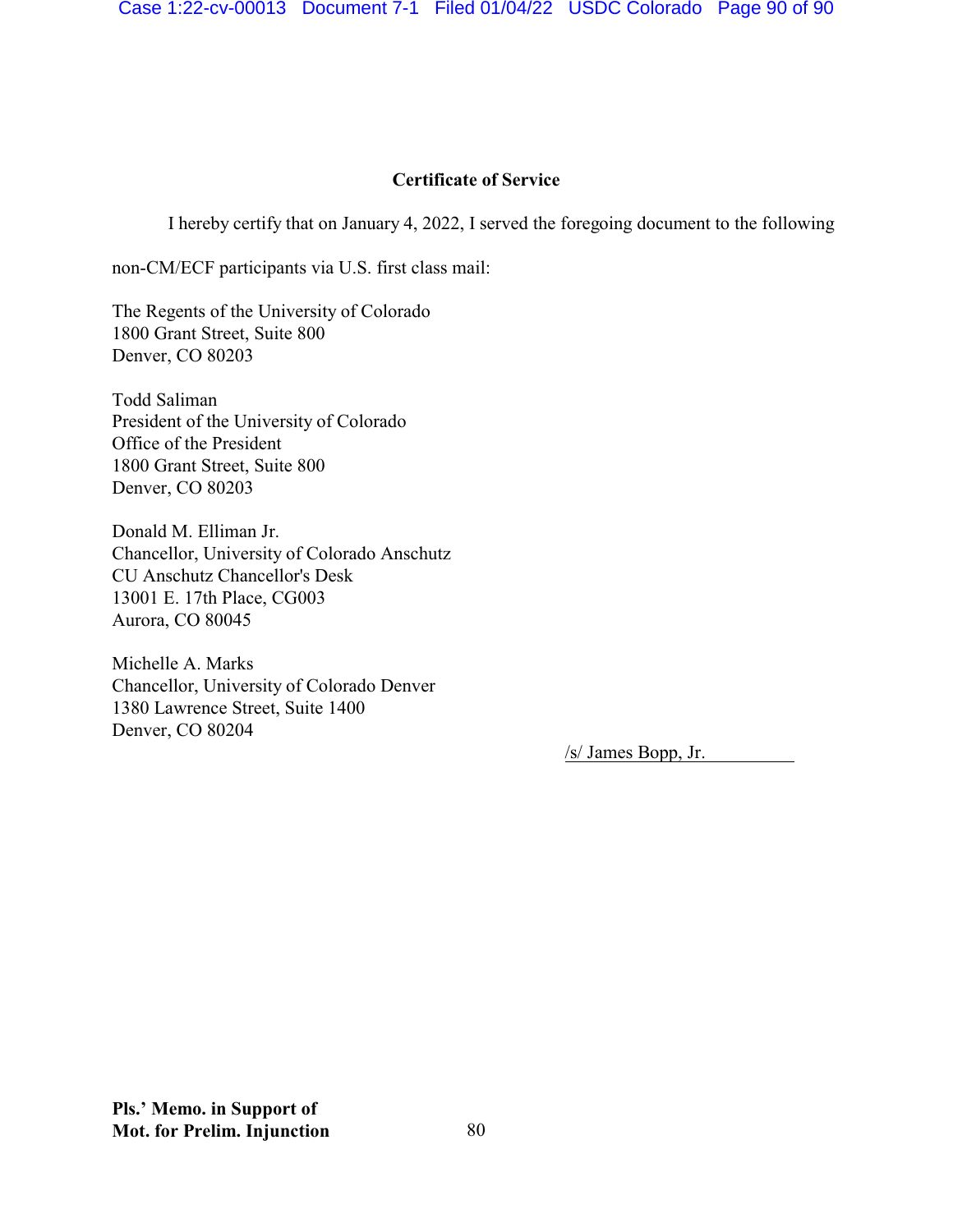**Certificate of Service**

I hereby certify that on January 4, 2022, I served the foregoing document to the following non-CM/ECF participants via U.S. first class mail:

The Regents of the University of Colorado
1800 Grant Street, Suite 800
Denver, CO 80203

Todd Saliman
President of the University of Colorado
Office of the President
1800 Grant Street, Suite 800
Denver, CO 80203

Donald M. Elliman Jr.
Chancellor, University of Colorado Anschutz
CU Anschutz Chancellor's Desk
13001 E. 17th Place, CG003
Aurora, CO 80045

Michelle A. Marks
Chancellor, University of Colorado Denver
1380 Lawrence Street, Suite 1400
Denver, CO 80204

/s/ James Bopp, Jr.